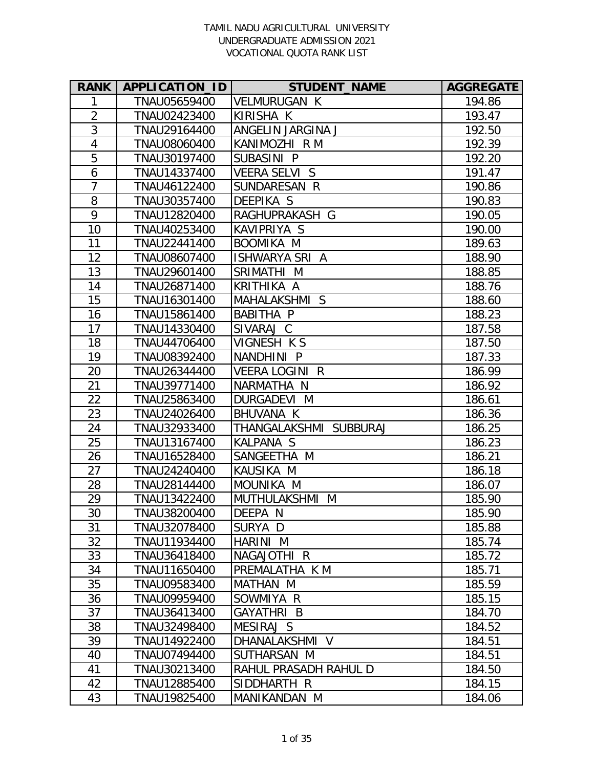# TAMIL NADU AGRICULTURAL UNIVERSITY
## UNDERGRADUATE ADMISSION 2021
## VOCATIONAL QUOTA RANK LIST

| RANK | APPLICATION_ID | STUDENT_NAME | AGGREGATE |
|---|---|---|---|
| 1 | TNAU05659400 | VELMURUGAN K | 194.86 |
| 2 | TNAU02423400 | KIRISHA K | 193.47 |
| 3 | TNAU29164400 | ANGELIN JARGINA J | 192.50 |
| 4 | TNAU08060400 | KANIMOZHI R M | 192.39 |
| 5 | TNAU30197400 | SUBASINI P | 192.20 |
| 6 | TNAU14337400 | VEERA SELVI S | 191.47 |
| 7 | TNAU46122400 | SUNDARESAN R | 190.86 |
| 8 | TNAU30357400 | DEEPIKA S | 190.83 |
| 9 | TNAU12820400 | RAGHUPRAKASH G | 190.05 |
| 10 | TNAU40253400 | KAVIPRIYA S | 190.00 |
| 11 | TNAU22441400 | BOOMIKA M | 189.63 |
| 12 | TNAU08607400 | ISHWARYA SRI A | 188.90 |
| 13 | TNAU29601400 | SRIMATHI M | 188.85 |
| 14 | TNAU26871400 | KRITHIKA A | 188.76 |
| 15 | TNAU16301400 | MAHALAKSHMI S | 188.60 |
| 16 | TNAU15861400 | BABITHA P | 188.23 |
| 17 | TNAU14330400 | SIVARAJ C | 187.58 |
| 18 | TNAU44706400 | VIGNESH K S | 187.50 |
| 19 | TNAU08392400 | NANDHINI P | 187.33 |
| 20 | TNAU26344400 | VEERA LOGINI R | 186.99 |
| 21 | TNAU39771400 | NARMATHA N | 186.92 |
| 22 | TNAU25863400 | DURGADEVI M | 186.61 |
| 23 | TNAU24026400 | BHUVANA K | 186.36 |
| 24 | TNAU32933400 | THANGALAKSHMI SUBBURAJ | 186.25 |
| 25 | TNAU13167400 | KALPANA S | 186.23 |
| 26 | TNAU16528400 | SANGEETHA M | 186.21 |
| 27 | TNAU24240400 | KAUSIKA M | 186.18 |
| 28 | TNAU28144400 | MOUNIKA M | 186.07 |
| 29 | TNAU13422400 | MUTHULAKSHMI M | 185.90 |
| 30 | TNAU38200400 | DEEPA N | 185.90 |
| 31 | TNAU32078400 | SURYA D | 185.88 |
| 32 | TNAU11934400 | HARINI M | 185.74 |
| 33 | TNAU36418400 | NAGAJOTHI R | 185.72 |
| 34 | TNAU11650400 | PREMALATHA K M | 185.71 |
| 35 | TNAU09583400 | MATHAN M | 185.59 |
| 36 | TNAU09959400 | SOWMIYA R | 185.15 |
| 37 | TNAU36413400 | GAYATHRI B | 184.70 |
| 38 | TNAU32498400 | MESIRAJ S | 184.52 |
| 39 | TNAU14922400 | DHANALAKSHMI V | 184.51 |
| 40 | TNAU07494400 | SUTHARSAN M | 184.51 |
| 41 | TNAU30213400 | RAHUL PRASADH RAHUL D | 184.50 |
| 42 | TNAU12885400 | SIDDHARTH R | 184.15 |
| 43 | TNAU19825400 | MANIKANDAN M | 184.06 |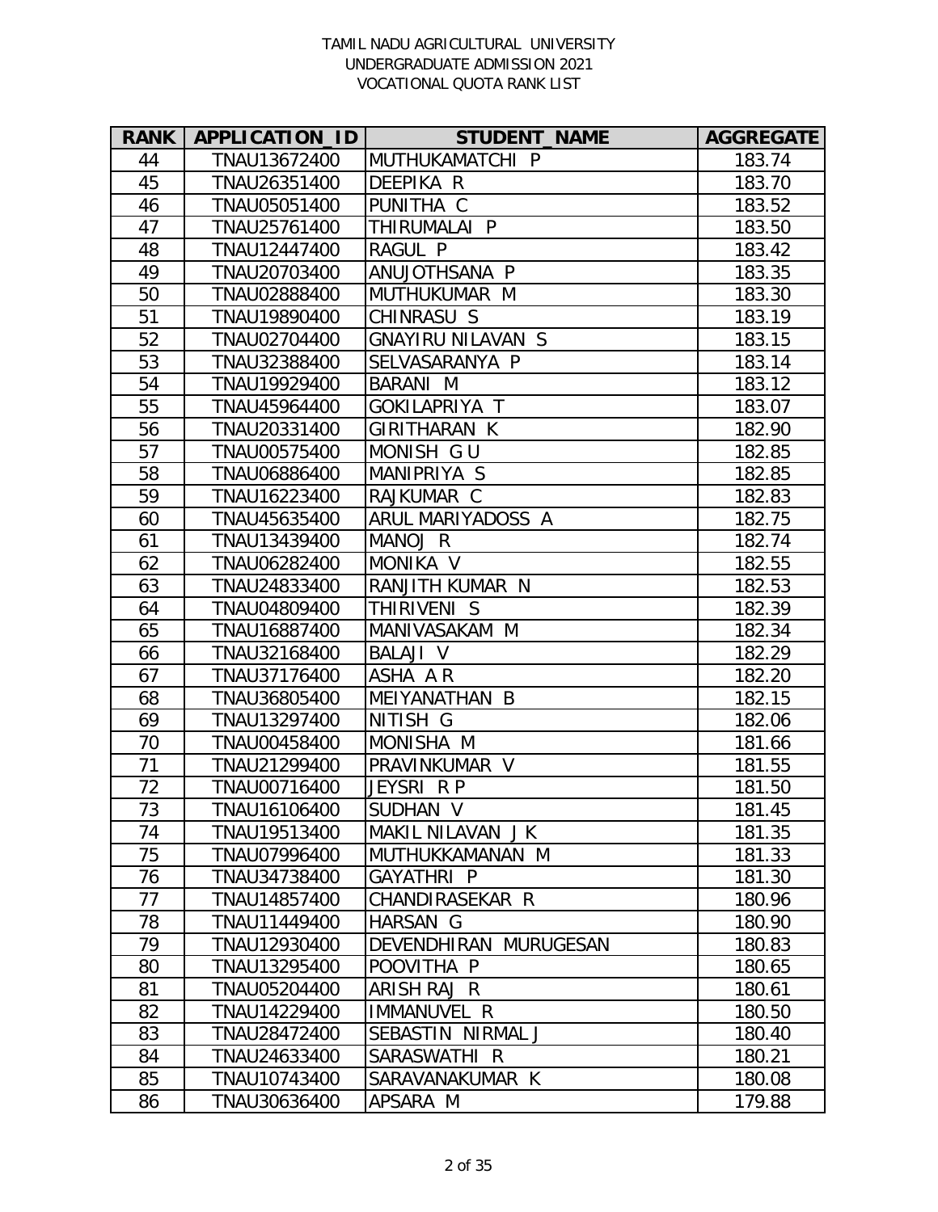TAMIL NADU AGRICULTURAL UNIVERSITY
UNDERGRADUATE ADMISSION 2021
VOCATIONAL QUOTA RANK LIST

| RANK | APPLICATION_ID | STUDENT_NAME | AGGREGATE |
|---|---|---|---|
| 44 | TNAU13672400 | MUTHUKAMATCHI P | 183.74 |
| 45 | TNAU26351400 | DEEPIKA R | 183.70 |
| 46 | TNAU05051400 | PUNITHA C | 183.52 |
| 47 | TNAU25761400 | THIRUMALAI P | 183.50 |
| 48 | TNAU12447400 | RAGUL P | 183.42 |
| 49 | TNAU20703400 | ANUJOTHSANA P | 183.35 |
| 50 | TNAU02888400 | MUTHUKUMAR M | 183.30 |
| 51 | TNAU19890400 | CHINRASU S | 183.19 |
| 52 | TNAU02704400 | GNAYIRU NILAVAN S | 183.15 |
| 53 | TNAU32388400 | SELVASARANYA P | 183.14 |
| 54 | TNAU19929400 | BARANI M | 183.12 |
| 55 | TNAU45964400 | GOKILAPRIYA T | 183.07 |
| 56 | TNAU20331400 | GIRITHARAN K | 182.90 |
| 57 | TNAU00575400 | MONISH G U | 182.85 |
| 58 | TNAU06886400 | MANIPRIYA S | 182.85 |
| 59 | TNAU16223400 | RAJKUMAR C | 182.83 |
| 60 | TNAU45635400 | ARUL MARIYADOSS A | 182.75 |
| 61 | TNAU13439400 | MANOJ R | 182.74 |
| 62 | TNAU06282400 | MONIKA V | 182.55 |
| 63 | TNAU24833400 | RANJITH KUMAR N | 182.53 |
| 64 | TNAU04809400 | THIRIVENI S | 182.39 |
| 65 | TNAU16887400 | MANIVASAKAM M | 182.34 |
| 66 | TNAU32168400 | BALAJI V | 182.29 |
| 67 | TNAU37176400 | ASHA A R | 182.20 |
| 68 | TNAU36805400 | MEIYANATHAN B | 182.15 |
| 69 | TNAU13297400 | NITISH G | 182.06 |
| 70 | TNAU00458400 | MONISHA M | 181.66 |
| 71 | TNAU21299400 | PRAVINKUMAR V | 181.55 |
| 72 | TNAU00716400 | JEYSRI R P | 181.50 |
| 73 | TNAU16106400 | SUDHAN V | 181.45 |
| 74 | TNAU19513400 | MAKIL NILAVAN J K | 181.35 |
| 75 | TNAU07996400 | MUTHUKKAMANAN M | 181.33 |
| 76 | TNAU34738400 | GAYATHRI P | 181.30 |
| 77 | TNAU14857400 | CHANDIRASEKAR R | 180.96 |
| 78 | TNAU11449400 | HARSAN G | 180.90 |
| 79 | TNAU12930400 | DEVENDHIRAN MURUGESAN | 180.83 |
| 80 | TNAU13295400 | POOVITHA P | 180.65 |
| 81 | TNAU05204400 | ARISH RAJ R | 180.61 |
| 82 | TNAU14229400 | IMMANUVEL R | 180.50 |
| 83 | TNAU28472400 | SEBASTIN NIRMAL J | 180.40 |
| 84 | TNAU24633400 | SARASWATHI R | 180.21 |
| 85 | TNAU10743400 | SARAVANAKUMAR K | 180.08 |
| 86 | TNAU30636400 | APSARA M | 179.88 |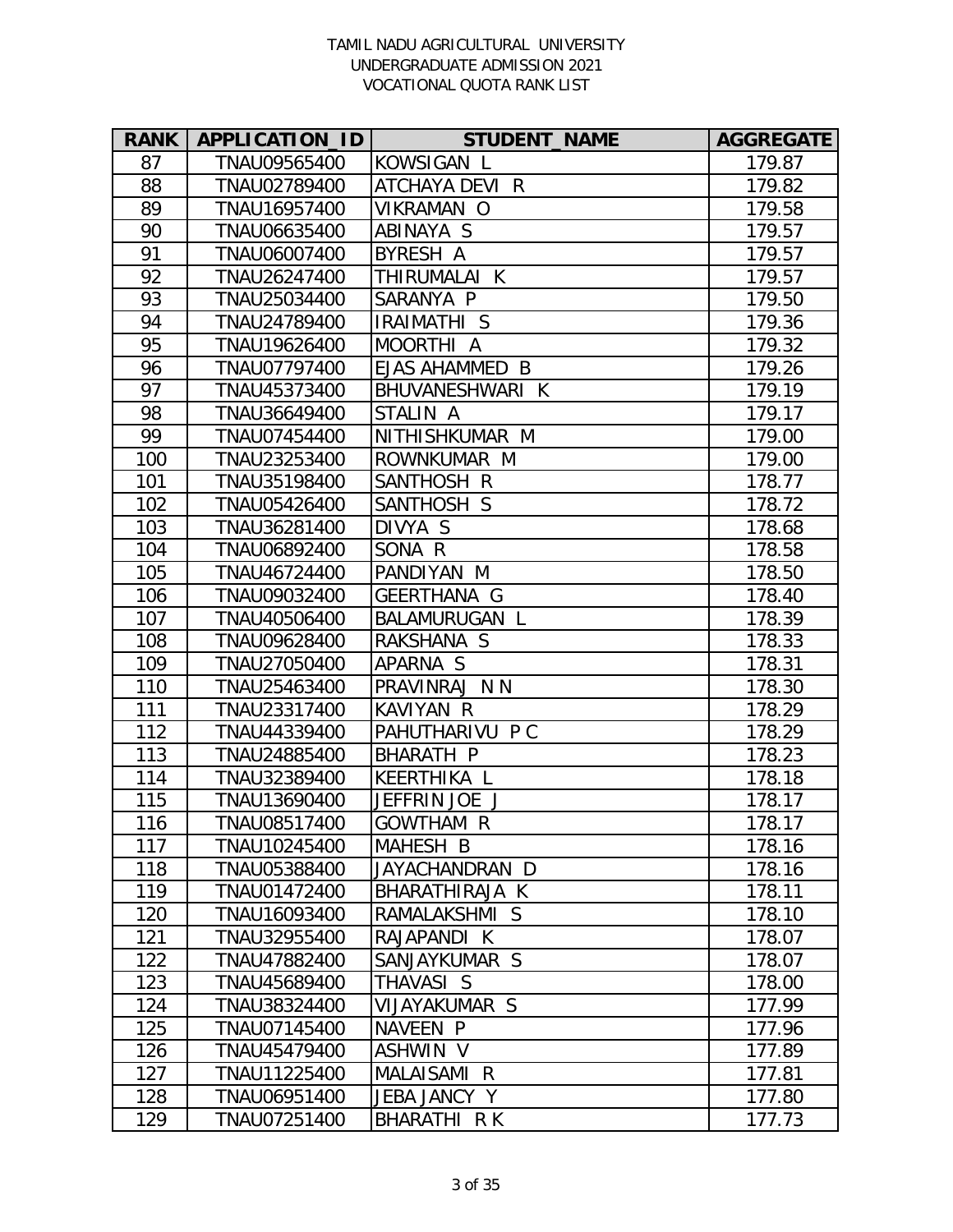TAMIL NADU AGRICULTURAL UNIVERSITY
UNDERGRADUATE ADMISSION 2021
VOCATIONAL QUOTA RANK LIST

| RANK | APPLICATION_ID | STUDENT_NAME | AGGREGATE |
|---|---|---|---|
| 87 | TNAU09565400 | KOWSIGAN L | 179.87 |
| 88 | TNAU02789400 | ATCHAYA DEVI R | 179.82 |
| 89 | TNAU16957400 | VIKRAMAN O | 179.58 |
| 90 | TNAU06635400 | ABINAYA S | 179.57 |
| 91 | TNAU06007400 | BYRESH A | 179.57 |
| 92 | TNAU26247400 | THIRUMALAI K | 179.57 |
| 93 | TNAU25034400 | SARANYA P | 179.50 |
| 94 | TNAU24789400 | IRAIMATHI S | 179.36 |
| 95 | TNAU19626400 | MOORTHI A | 179.32 |
| 96 | TNAU07797400 | EJAS AHAMMED B | 179.26 |
| 97 | TNAU45373400 | BHUVANESHWARI K | 179.19 |
| 98 | TNAU36649400 | STALIN A | 179.17 |
| 99 | TNAU07454400 | NITHISHKUMAR M | 179.00 |
| 100 | TNAU23253400 | ROWNKUMAR M | 179.00 |
| 101 | TNAU35198400 | SANTHOSH R | 178.77 |
| 102 | TNAU05426400 | SANTHOSH S | 178.72 |
| 103 | TNAU36281400 | DIVYA S | 178.68 |
| 104 | TNAU06892400 | SONA R | 178.58 |
| 105 | TNAU46724400 | PANDIYAN M | 178.50 |
| 106 | TNAU09032400 | GEERTHANA G | 178.40 |
| 107 | TNAU40506400 | BALAMURUGAN L | 178.39 |
| 108 | TNAU09628400 | RAKSHANA S | 178.33 |
| 109 | TNAU27050400 | APARNA S | 178.31 |
| 110 | TNAU25463400 | PRAVINRAJ N N | 178.30 |
| 111 | TNAU23317400 | KAVIYAN R | 178.29 |
| 112 | TNAU44339400 | PAHUTHARIVU P C | 178.29 |
| 113 | TNAU24885400 | BHARATH P | 178.23 |
| 114 | TNAU32389400 | KEERTHIKA L | 178.18 |
| 115 | TNAU13690400 | JEFFRIN JOE J | 178.17 |
| 116 | TNAU08517400 | GOWTHAM R | 178.17 |
| 117 | TNAU10245400 | MAHESH B | 178.16 |
| 118 | TNAU05388400 | JAYACHANDRAN D | 178.16 |
| 119 | TNAU01472400 | BHARATHIRAJA K | 178.11 |
| 120 | TNAU16093400 | RAMALAKSHMI S | 178.10 |
| 121 | TNAU32955400 | RAJAPANDI K | 178.07 |
| 122 | TNAU47882400 | SANJAYKUMAR S | 178.07 |
| 123 | TNAU45689400 | THAVASI S | 178.00 |
| 124 | TNAU38324400 | VIJAYAKUMAR S | 177.99 |
| 125 | TNAU07145400 | NAVEEN P | 177.96 |
| 126 | TNAU45479400 | ASHWIN V | 177.89 |
| 127 | TNAU11225400 | MALAISAMI R | 177.81 |
| 128 | TNAU06951400 | JEBA JANCY Y | 177.80 |
| 129 | TNAU07251400 | BHARATHI R K | 177.73 |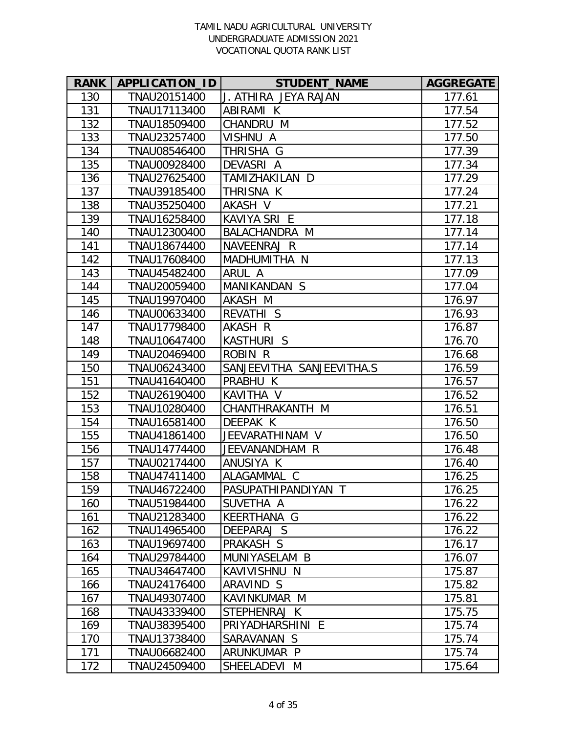TAMIL NADU AGRICULTURAL UNIVERSITY
UNDERGRADUATE ADMISSION 2021
VOCATIONAL QUOTA RANK LIST

| RANK | APPLICATION_ID | STUDENT_NAME | AGGREGATE |
|---|---|---|---|
| 130 | TNAU20151400 | J. ATHIRA JEYA RAJAN | 177.61 |
| 131 | TNAU17113400 | ABIRAMI K | 177.54 |
| 132 | TNAU18509400 | CHANDRU M | 177.52 |
| 133 | TNAU23257400 | VISHNU A | 177.50 |
| 134 | TNAU08546400 | THRISHA G | 177.39 |
| 135 | TNAU00928400 | DEVASRI A | 177.34 |
| 136 | TNAU27625400 | TAMIZHAKILAN D | 177.29 |
| 137 | TNAU39185400 | THRISNA K | 177.24 |
| 138 | TNAU35250400 | AKASH V | 177.21 |
| 139 | TNAU16258400 | KAVIYA SRI E | 177.18 |
| 140 | TNAU12300400 | BALACHANDRA M | 177.14 |
| 141 | TNAU18674400 | NAVEENRAJ R | 177.14 |
| 142 | TNAU17608400 | MADHUMITHA N | 177.13 |
| 143 | TNAU45482400 | ARUL A | 177.09 |
| 144 | TNAU20059400 | MANIKANDAN S | 177.04 |
| 145 | TNAU19970400 | AKASH M | 176.97 |
| 146 | TNAU00633400 | REVATHI S | 176.93 |
| 147 | TNAU17798400 | AKASH R | 176.87 |
| 148 | TNAU10647400 | KASTHURI S | 176.70 |
| 149 | TNAU20469400 | ROBIN R | 176.68 |
| 150 | TNAU06243400 | SANJEEVITHA SANJEEVITHA.S | 176.59 |
| 151 | TNAU41640400 | PRABHU K | 176.57 |
| 152 | TNAU26190400 | KAVITHA V | 176.52 |
| 153 | TNAU10280400 | CHANTHRAKANTH M | 176.51 |
| 154 | TNAU16581400 | DEEPAK K | 176.50 |
| 155 | TNAU41861400 | JEEVARATHINAM V | 176.50 |
| 156 | TNAU14774400 | JEEVANANDHAM R | 176.48 |
| 157 | TNAU02174400 | ANUSIYA K | 176.40 |
| 158 | TNAU47411400 | ALAGAMMAL C | 176.25 |
| 159 | TNAU46722400 | PASUPATHIPANDIYAN T | 176.25 |
| 160 | TNAU51984400 | SUVETHA A | 176.22 |
| 161 | TNAU21283400 | KEERTHANA G | 176.22 |
| 162 | TNAU14965400 | DEEPARAJ S | 176.22 |
| 163 | TNAU19697400 | PRAKASH S | 176.17 |
| 164 | TNAU29784400 | MUNIYASELAM B | 176.07 |
| 165 | TNAU34647400 | KAVIVISHNU N | 175.87 |
| 166 | TNAU24176400 | ARAVIND S | 175.82 |
| 167 | TNAU49307400 | KAVINKUMAR M | 175.81 |
| 168 | TNAU43339400 | STEPHENRAJ K | 175.75 |
| 169 | TNAU38395400 | PRIYADHARSHINI E | 175.74 |
| 170 | TNAU13738400 | SARAVANAN S | 175.74 |
| 171 | TNAU06682400 | ARUNKUMAR P | 175.74 |
| 172 | TNAU24509400 | SHEELADEVI M | 175.64 |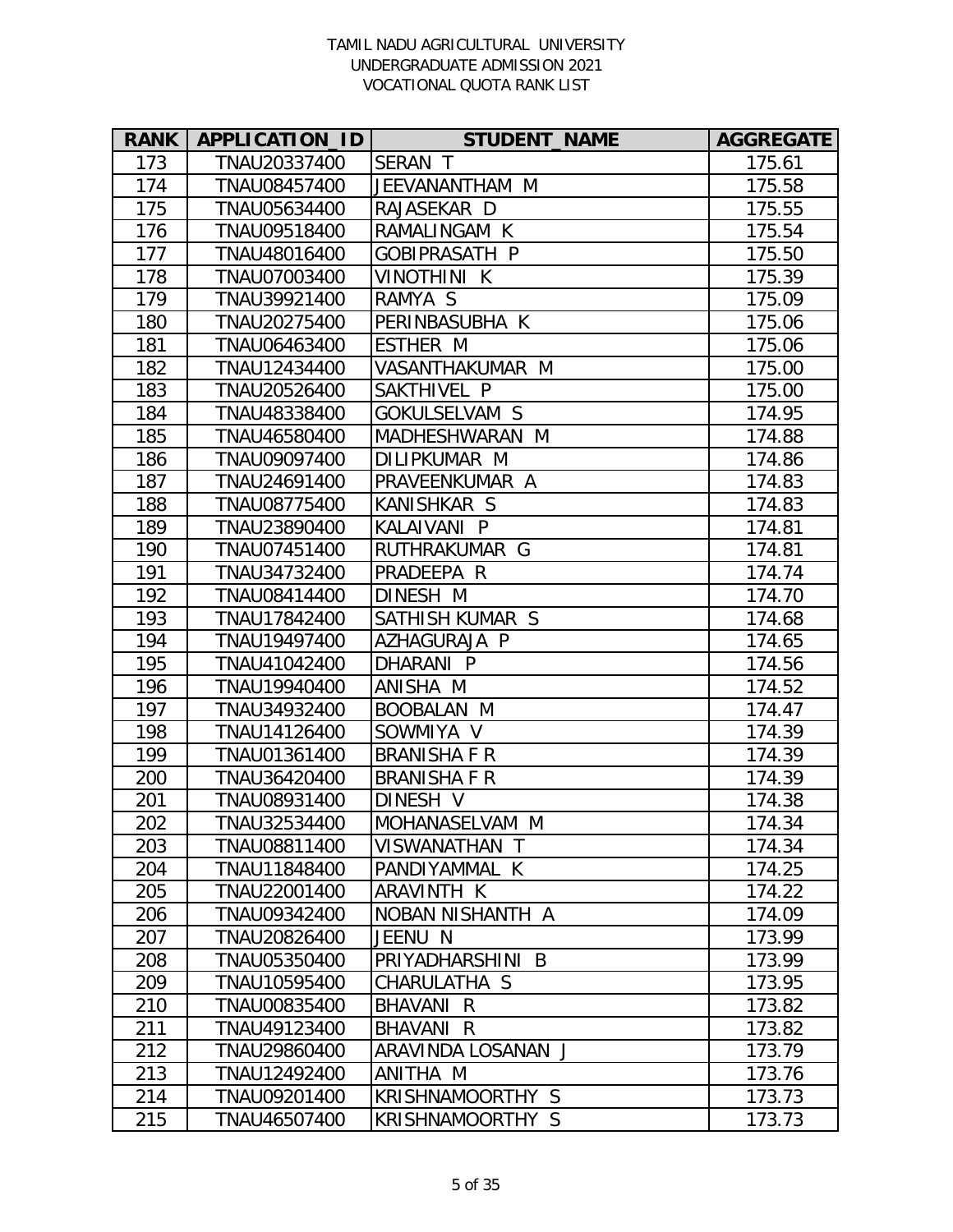TAMIL NADU AGRICULTURAL UNIVERSITY
UNDERGRADUATE ADMISSION 2021
VOCATIONAL QUOTA RANK LIST

| RANK | APPLICATION_ID | STUDENT_NAME | AGGREGATE |
|---|---|---|---|
| 173 | TNAU20337400 | SERAN T | 175.61 |
| 174 | TNAU08457400 | JEEVANANTHAM M | 175.58 |
| 175 | TNAU05634400 | RAJASEKAR D | 175.55 |
| 176 | TNAU09518400 | RAMALINGAM K | 175.54 |
| 177 | TNAU48016400 | GOBIPRASATH P | 175.50 |
| 178 | TNAU07003400 | VINOTHINI K | 175.39 |
| 179 | TNAU39921400 | RAMYA S | 175.09 |
| 180 | TNAU20275400 | PERINBASUBHA K | 175.06 |
| 181 | TNAU06463400 | ESTHER M | 175.06 |
| 182 | TNAU12434400 | VASANTHAKUMAR M | 175.00 |
| 183 | TNAU20526400 | SAKTHIVEL P | 175.00 |
| 184 | TNAU48338400 | GOKULSELVAM S | 174.95 |
| 185 | TNAU46580400 | MADHESHWARAN M | 174.88 |
| 186 | TNAU09097400 | DILIPKUMAR M | 174.86 |
| 187 | TNAU24691400 | PRAVEENKUMAR A | 174.83 |
| 188 | TNAU08775400 | KANISHKAR S | 174.83 |
| 189 | TNAU23890400 | KALAIVANI P | 174.81 |
| 190 | TNAU07451400 | RUTHRAKUMAR G | 174.81 |
| 191 | TNAU34732400 | PRADEEPA R | 174.74 |
| 192 | TNAU08414400 | DINESH M | 174.70 |
| 193 | TNAU17842400 | SATHISH KUMAR S | 174.68 |
| 194 | TNAU19497400 | AZHAGURAJA P | 174.65 |
| 195 | TNAU41042400 | DHARANI P | 174.56 |
| 196 | TNAU19940400 | ANISHA M | 174.52 |
| 197 | TNAU34932400 | BOOBALAN M | 174.47 |
| 198 | TNAU14126400 | SOWMIYA V | 174.39 |
| 199 | TNAU01361400 | BRANISHA F R | 174.39 |
| 200 | TNAU36420400 | BRANISHA F R | 174.39 |
| 201 | TNAU08931400 | DINESH V | 174.38 |
| 202 | TNAU32534400 | MOHANASELVAM M | 174.34 |
| 203 | TNAU08811400 | VISWANATHAN T | 174.34 |
| 204 | TNAU11848400 | PANDIYAMMAL K | 174.25 |
| 205 | TNAU22001400 | ARAVINTH K | 174.22 |
| 206 | TNAU09342400 | NOBAN NISHANTH A | 174.09 |
| 207 | TNAU20826400 | JEENU N | 173.99 |
| 208 | TNAU05350400 | PRIYADHARSHINI B | 173.99 |
| 209 | TNAU10595400 | CHARULATHA S | 173.95 |
| 210 | TNAU00835400 | BHAVANI R | 173.82 |
| 211 | TNAU49123400 | BHAVANI R | 173.82 |
| 212 | TNAU29860400 | ARAVINDA LOSANAN J | 173.79 |
| 213 | TNAU12492400 | ANITHA M | 173.76 |
| 214 | TNAU09201400 | KRISHNAMOORTHY S | 173.73 |
| 215 | TNAU46507400 | KRISHNAMOORTHY S | 173.73 |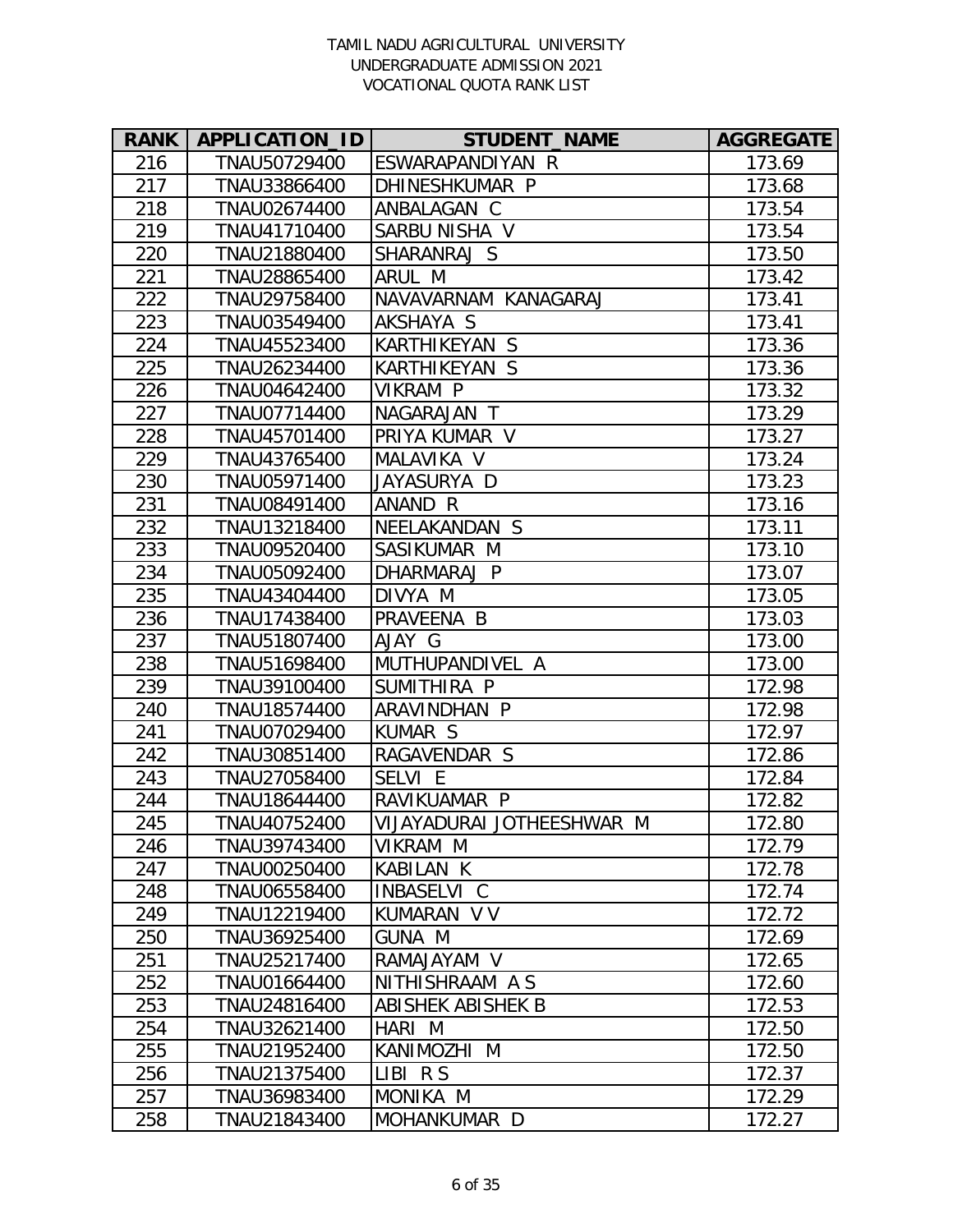TAMIL NADU AGRICULTURAL UNIVERSITY
UNDERGRADUATE ADMISSION 2021
VOCATIONAL QUOTA RANK LIST

| RANK | APPLICATION_ID | STUDENT_NAME | AGGREGATE |
|---|---|---|---|
| 216 | TNAU50729400 | ESWARAPANDIYAN R | 173.69 |
| 217 | TNAU33866400 | DHINESHKUMAR P | 173.68 |
| 218 | TNAU02674400 | ANBALAGAN C | 173.54 |
| 219 | TNAU41710400 | SARBU NISHA V | 173.54 |
| 220 | TNAU21880400 | SHARANRAJ S | 173.50 |
| 221 | TNAU28865400 | ARUL M | 173.42 |
| 222 | TNAU29758400 | NAVAVARNAM KANAGARAJ | 173.41 |
| 223 | TNAU03549400 | AKSHAYA S | 173.41 |
| 224 | TNAU45523400 | KARTHIKEYAN S | 173.36 |
| 225 | TNAU26234400 | KARTHIKEYAN S | 173.36 |
| 226 | TNAU04642400 | VIKRAM P | 173.32 |
| 227 | TNAU07714400 | NAGARAJAN T | 173.29 |
| 228 | TNAU45701400 | PRIYA KUMAR V | 173.27 |
| 229 | TNAU43765400 | MALAVIKA V | 173.24 |
| 230 | TNAU05971400 | JAYASURYA D | 173.23 |
| 231 | TNAU08491400 | ANAND R | 173.16 |
| 232 | TNAU13218400 | NEELAKANDAN S | 173.11 |
| 233 | TNAU09520400 | SASIKUMAR M | 173.10 |
| 234 | TNAU05092400 | DHARMARAJ P | 173.07 |
| 235 | TNAU43404400 | DIVYA M | 173.05 |
| 236 | TNAU17438400 | PRAVEENA B | 173.03 |
| 237 | TNAU51807400 | AJAY G | 173.00 |
| 238 | TNAU51698400 | MUTHUPANDIVEL A | 173.00 |
| 239 | TNAU39100400 | SUMITHIRA P | 172.98 |
| 240 | TNAU18574400 | ARAVINDHAN P | 172.98 |
| 241 | TNAU07029400 | KUMAR S | 172.97 |
| 242 | TNAU30851400 | RAGAVENDAR S | 172.86 |
| 243 | TNAU27058400 | SELVI E | 172.84 |
| 244 | TNAU18644400 | RAVIKUAMAR P | 172.82 |
| 245 | TNAU40752400 | VIJAYADURAI JOTHEESHWAR M | 172.80 |
| 246 | TNAU39743400 | VIKRAM M | 172.79 |
| 247 | TNAU00250400 | KABILAN K | 172.78 |
| 248 | TNAU06558400 | INBASELVI C | 172.74 |
| 249 | TNAU12219400 | KUMARAN V V | 172.72 |
| 250 | TNAU36925400 | GUNA M | 172.69 |
| 251 | TNAU25217400 | RAMAJAYAM V | 172.65 |
| 252 | TNAU01664400 | NITHISHRAAM A S | 172.60 |
| 253 | TNAU24816400 | ABISHEK ABISHEK B | 172.53 |
| 254 | TNAU32621400 | HARI M | 172.50 |
| 255 | TNAU21952400 | KANIMOZHI M | 172.50 |
| 256 | TNAU21375400 | LIBI R S | 172.37 |
| 257 | TNAU36983400 | MONIKA M | 172.29 |
| 258 | TNAU21843400 | MOHANKUMAR D | 172.27 |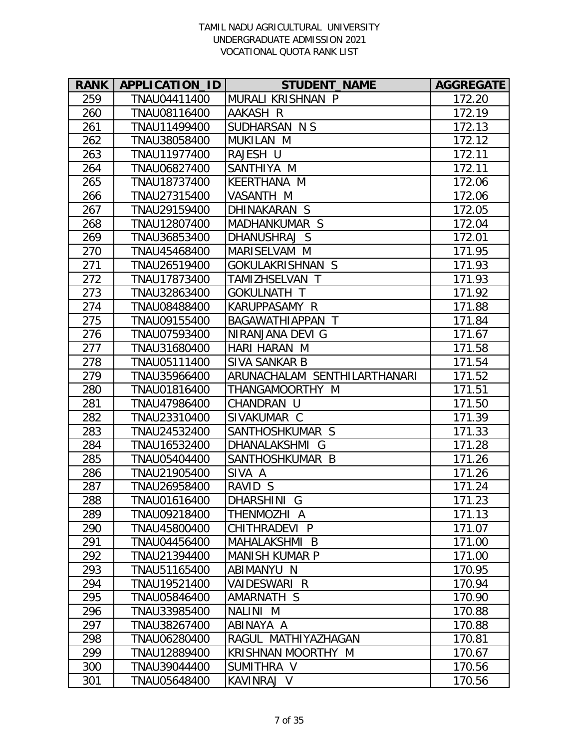TAMIL NADU AGRICULTURAL UNIVERSITY
UNDERGRADUATE ADMISSION 2021
VOCATIONAL QUOTA RANK LIST

| RANK | APPLICATION_ID | STUDENT_NAME | AGGREGATE |
|---|---|---|---|
| 259 | TNAU04411400 | MURALI KRISHNAN P | 172.20 |
| 260 | TNAU08116400 | AAKASH R | 172.19 |
| 261 | TNAU11499400 | SUDHARSAN N S | 172.13 |
| 262 | TNAU38058400 | MUKILAN M | 172.12 |
| 263 | TNAU11977400 | RAJESH U | 172.11 |
| 264 | TNAU06827400 | SANTHIYA M | 172.11 |
| 265 | TNAU18737400 | KEERTHANA M | 172.06 |
| 266 | TNAU27315400 | VASANTH M | 172.06 |
| 267 | TNAU29159400 | DHINAKARAN S | 172.05 |
| 268 | TNAU12807400 | MADHANKUMAR S | 172.04 |
| 269 | TNAU36853400 | DHANUSHRAJ S | 172.01 |
| 270 | TNAU45468400 | MARISELVAM M | 171.95 |
| 271 | TNAU26519400 | GOKULAKRISHNAN S | 171.93 |
| 272 | TNAU17873400 | TAMIZHSELVAN T | 171.93 |
| 273 | TNAU32863400 | GOKULNATH T | 171.92 |
| 274 | TNAU08488400 | KARUPPASAMY R | 171.88 |
| 275 | TNAU09155400 | BAGAWATHIAPPAN T | 171.84 |
| 276 | TNAU07593400 | NIRANJANA DEVI G | 171.67 |
| 277 | TNAU31680400 | HARI HARAN M | 171.58 |
| 278 | TNAU05111400 | SIVA SANKAR B | 171.54 |
| 279 | TNAU35966400 | ARUNACHALAM SENTHILARTHANARI | 171.52 |
| 280 | TNAU01816400 | THANGAMOORTHY M | 171.51 |
| 281 | TNAU47986400 | CHANDRAN U | 171.50 |
| 282 | TNAU23310400 | SIVAKUMAR C | 171.39 |
| 283 | TNAU24532400 | SANTHOSHKUMAR S | 171.33 |
| 284 | TNAU16532400 | DHANALAKSHMI G | 171.28 |
| 285 | TNAU05404400 | SANTHOSHKUMAR B | 171.26 |
| 286 | TNAU21905400 | SIVA A | 171.26 |
| 287 | TNAU26958400 | RAVID S | 171.24 |
| 288 | TNAU01616400 | DHARSHINI G | 171.23 |
| 289 | TNAU09218400 | THENMOZHI A | 171.13 |
| 290 | TNAU45800400 | CHITHRADEVI P | 171.07 |
| 291 | TNAU04456400 | MAHALAKSHMI B | 171.00 |
| 292 | TNAU21394400 | MANISH KUMAR P | 171.00 |
| 293 | TNAU51165400 | ABIMANYU N | 170.95 |
| 294 | TNAU19521400 | VAIDESWARI R | 170.94 |
| 295 | TNAU05846400 | AMARNATH S | 170.90 |
| 296 | TNAU33985400 | NALINI M | 170.88 |
| 297 | TNAU38267400 | ABINAYA A | 170.88 |
| 298 | TNAU06280400 | RAGUL MATHIYAZHAGAN | 170.81 |
| 299 | TNAU12889400 | KRISHNAN MOORTHY M | 170.67 |
| 300 | TNAU39044400 | SUMITHRA V | 170.56 |
| 301 | TNAU05648400 | KAVINRAJ V | 170.56 |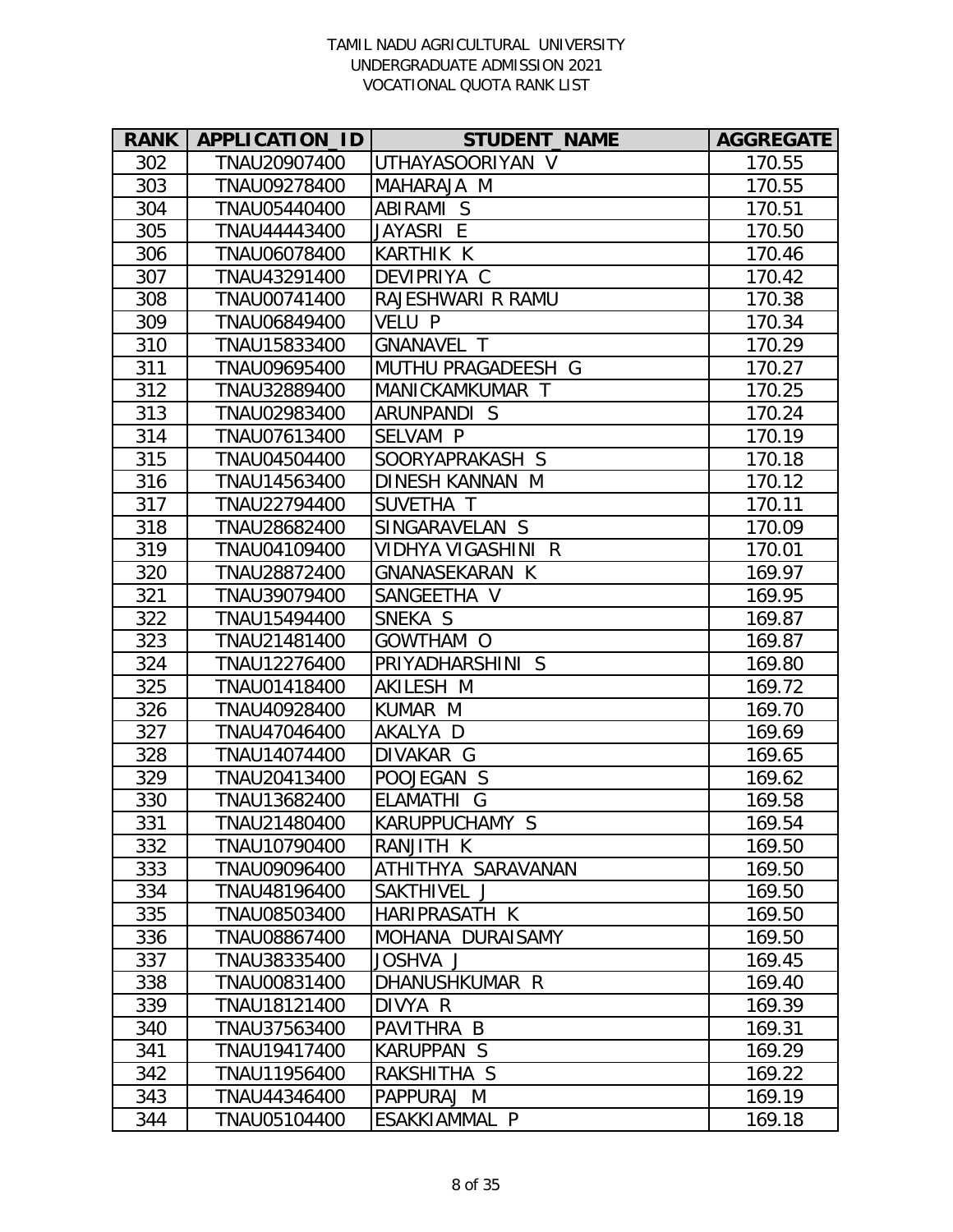TAMIL NADU AGRICULTURAL UNIVERSITY
UNDERGRADUATE ADMISSION 2021
VOCATIONAL QUOTA RANK LIST

| RANK | APPLICATION_ID | STUDENT_NAME | AGGREGATE |
|---|---|---|---|
| 302 | TNAU20907400 | UTHAYASOORIYAN V | 170.55 |
| 303 | TNAU09278400 | MAHARAJA M | 170.55 |
| 304 | TNAU05440400 | ABIRAMI S | 170.51 |
| 305 | TNAU44443400 | JAYASRI E | 170.50 |
| 306 | TNAU06078400 | KARTHIK K | 170.46 |
| 307 | TNAU43291400 | DEVIPRIYA C | 170.42 |
| 308 | TNAU00741400 | RAJESHWARI R RAMU | 170.38 |
| 309 | TNAU06849400 | VELU P | 170.34 |
| 310 | TNAU15833400 | GNANAVEL T | 170.29 |
| 311 | TNAU09695400 | MUTHU PRAGADEESH G | 170.27 |
| 312 | TNAU32889400 | MANICKAMKUMAR T | 170.25 |
| 313 | TNAU02983400 | ARUNPANDI S | 170.24 |
| 314 | TNAU07613400 | SELVAM P | 170.19 |
| 315 | TNAU04504400 | SOORYAPRAKASH S | 170.18 |
| 316 | TNAU14563400 | DINESH KANNAN M | 170.12 |
| 317 | TNAU22794400 | SUVETHA T | 170.11 |
| 318 | TNAU28682400 | SINGARAVELAN S | 170.09 |
| 319 | TNAU04109400 | VIDHYA VIGASHINI R | 170.01 |
| 320 | TNAU28872400 | GNANASEKARAN K | 169.97 |
| 321 | TNAU39079400 | SANGEETHA V | 169.95 |
| 322 | TNAU15494400 | SNEKA S | 169.87 |
| 323 | TNAU21481400 | GOWTHAM O | 169.87 |
| 324 | TNAU12276400 | PRIYADHARSHINI S | 169.80 |
| 325 | TNAU01418400 | AKILESH M | 169.72 |
| 326 | TNAU40928400 | KUMAR M | 169.70 |
| 327 | TNAU47046400 | AKALYA D | 169.69 |
| 328 | TNAU14074400 | DIVAKAR G | 169.65 |
| 329 | TNAU20413400 | POOJEGAN S | 169.62 |
| 330 | TNAU13682400 | ELAMATHI G | 169.58 |
| 331 | TNAU21480400 | KARUPPUCHAMY S | 169.54 |
| 332 | TNAU10790400 | RANJITH K | 169.50 |
| 333 | TNAU09096400 | ATHITHYA SARAVANAN | 169.50 |
| 334 | TNAU48196400 | SAKTHIVEL J | 169.50 |
| 335 | TNAU08503400 | HARIPRASATH K | 169.50 |
| 336 | TNAU08867400 | MOHANA DURAISAMY | 169.50 |
| 337 | TNAU38335400 | JOSHVA J | 169.45 |
| 338 | TNAU00831400 | DHANUSHKUMAR R | 169.40 |
| 339 | TNAU18121400 | DIVYA R | 169.39 |
| 340 | TNAU37563400 | PAVITHRA B | 169.31 |
| 341 | TNAU19417400 | KARUPPAN S | 169.29 |
| 342 | TNAU11956400 | RAKSHITHA S | 169.22 |
| 343 | TNAU44346400 | PAPPURAJ M | 169.19 |
| 344 | TNAU05104400 | ESAKKIAMMAL P | 169.18 |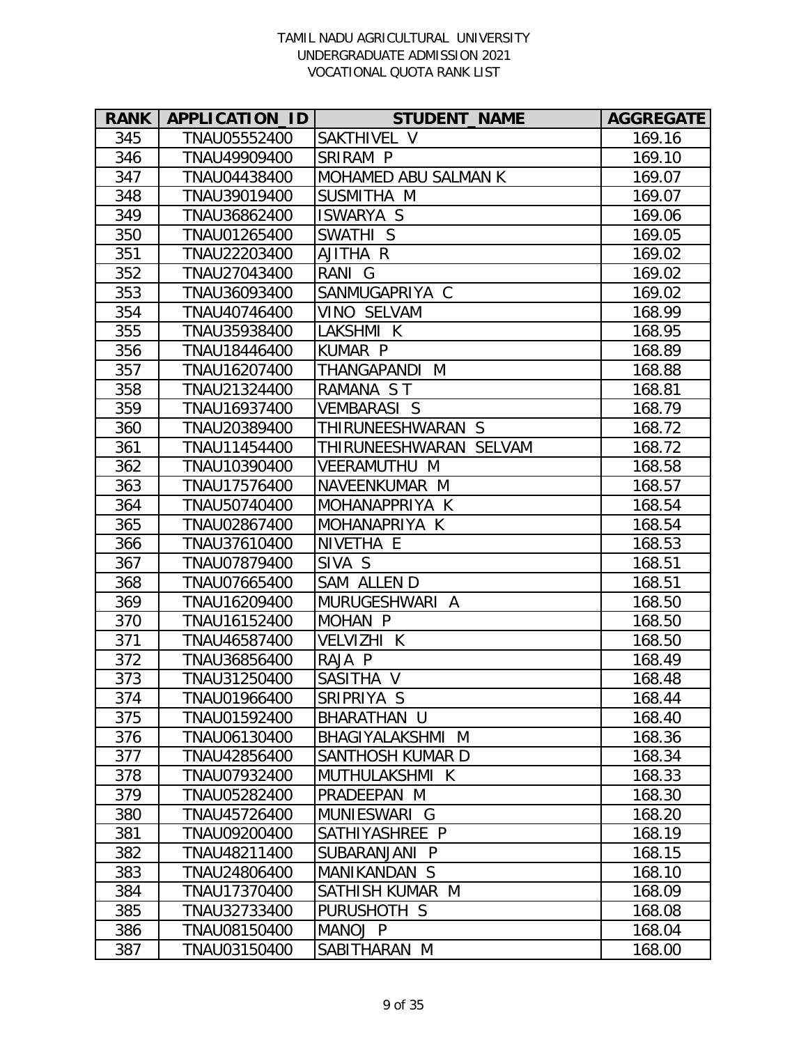TAMIL NADU AGRICULTURAL UNIVERSITY
UNDERGRADUATE ADMISSION 2021
VOCATIONAL QUOTA RANK LIST

| RANK | APPLICATION_ID | STUDENT_NAME | AGGREGATE |
|---|---|---|---|
| 345 | TNAU05552400 | SAKTHIVEL V | 169.16 |
| 346 | TNAU49909400 | SRIRAM P | 169.10 |
| 347 | TNAU04438400 | MOHAMED ABU SALMAN K | 169.07 |
| 348 | TNAU39019400 | SUSMITHA M | 169.07 |
| 349 | TNAU36862400 | ISWARYA S | 169.06 |
| 350 | TNAU01265400 | SWATHI S | 169.05 |
| 351 | TNAU22203400 | AJITHA R | 169.02 |
| 352 | TNAU27043400 | RANI G | 169.02 |
| 353 | TNAU36093400 | SANMUGAPRIYA C | 169.02 |
| 354 | TNAU40746400 | VINO SELVAM | 168.99 |
| 355 | TNAU35938400 | LAKSHMI K | 168.95 |
| 356 | TNAU18446400 | KUMAR P | 168.89 |
| 357 | TNAU16207400 | THANGAPANDI M | 168.88 |
| 358 | TNAU21324400 | RAMANA S T | 168.81 |
| 359 | TNAU16937400 | VEMBARASI S | 168.79 |
| 360 | TNAU20389400 | THIRUNEESHWARAN S | 168.72 |
| 361 | TNAU11454400 | THIRUNEESHWARAN SELVAM | 168.72 |
| 362 | TNAU10390400 | VEERAMUTHU M | 168.58 |
| 363 | TNAU17576400 | NAVEENKUMAR M | 168.57 |
| 364 | TNAU50740400 | MOHANAPPRIYA K | 168.54 |
| 365 | TNAU02867400 | MOHANAPRIYA K | 168.54 |
| 366 | TNAU37610400 | NIVETHA E | 168.53 |
| 367 | TNAU07879400 | SIVA S | 168.51 |
| 368 | TNAU07665400 | SAM ALLEN D | 168.51 |
| 369 | TNAU16209400 | MURUGESHWARI A | 168.50 |
| 370 | TNAU16152400 | MOHAN P | 168.50 |
| 371 | TNAU46587400 | VELVIZHI K | 168.50 |
| 372 | TNAU36856400 | RAJA P | 168.49 |
| 373 | TNAU31250400 | SASITHA V | 168.48 |
| 374 | TNAU01966400 | SRIPRIYA S | 168.44 |
| 375 | TNAU01592400 | BHARATHAN U | 168.40 |
| 376 | TNAU06130400 | BHAGIYALAKSHMI M | 168.36 |
| 377 | TNAU42856400 | SANTHOSH KUMAR D | 168.34 |
| 378 | TNAU07932400 | MUTHULAKSHMI K | 168.33 |
| 379 | TNAU05282400 | PRADEEPAN M | 168.30 |
| 380 | TNAU45726400 | MUNIESWARI G | 168.20 |
| 381 | TNAU09200400 | SATHIYASHREE P | 168.19 |
| 382 | TNAU48211400 | SUBARANJANI P | 168.15 |
| 383 | TNAU24806400 | MANIKANDAN S | 168.10 |
| 384 | TNAU17370400 | SATHISH KUMAR M | 168.09 |
| 385 | TNAU32733400 | PURUSHOTH S | 168.08 |
| 386 | TNAU08150400 | MANOJ P | 168.04 |
| 387 | TNAU03150400 | SABITHARAN M | 168.00 |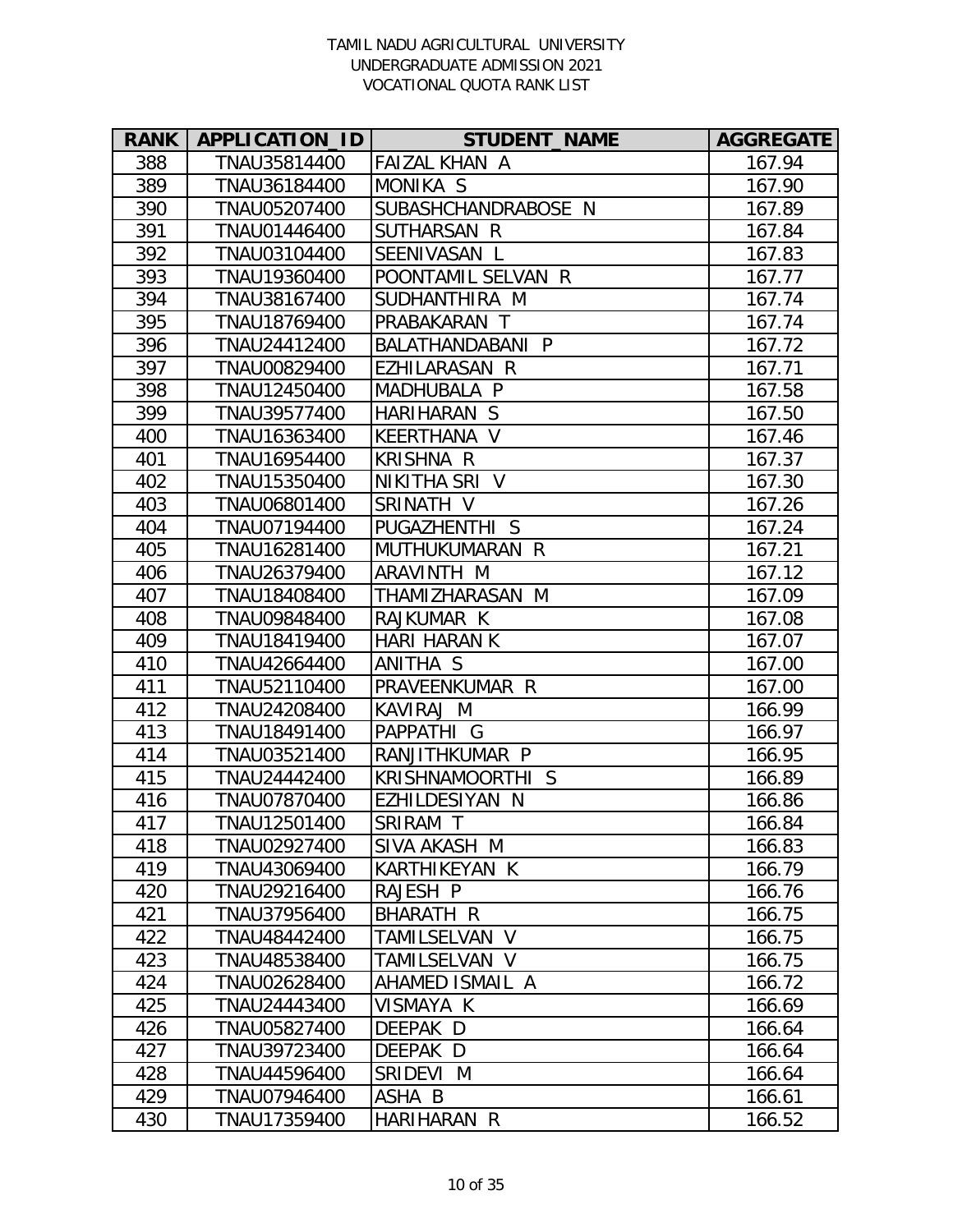TAMIL NADU AGRICULTURAL UNIVERSITY
UNDERGRADUATE ADMISSION 2021
VOCATIONAL QUOTA RANK LIST

| RANK | APPLICATION_ID | STUDENT_NAME | AGGREGATE |
|---|---|---|---|
| 388 | TNAU35814400 | FAIZAL KHAN A | 167.94 |
| 389 | TNAU36184400 | MONIKA S | 167.90 |
| 390 | TNAU05207400 | SUBASHCHANDRABOSE N | 167.89 |
| 391 | TNAU01446400 | SUTHARSAN R | 167.84 |
| 392 | TNAU03104400 | SEENIVASAN L | 167.83 |
| 393 | TNAU19360400 | POONTAMIL SELVAN R | 167.77 |
| 394 | TNAU38167400 | SUDHANTHIRA M | 167.74 |
| 395 | TNAU18769400 | PRABAKARAN T | 167.74 |
| 396 | TNAU24412400 | BALATHANDABANI P | 167.72 |
| 397 | TNAU00829400 | EZHILARASAN R | 167.71 |
| 398 | TNAU12450400 | MADHUBALA P | 167.58 |
| 399 | TNAU39577400 | HARIHARAN S | 167.50 |
| 400 | TNAU16363400 | KEERTHANA V | 167.46 |
| 401 | TNAU16954400 | KRISHNA R | 167.37 |
| 402 | TNAU15350400 | NIKITHA SRI V | 167.30 |
| 403 | TNAU06801400 | SRINATH V | 167.26 |
| 404 | TNAU07194400 | PUGAZHENTHI S | 167.24 |
| 405 | TNAU16281400 | MUTHUKUMARAN R | 167.21 |
| 406 | TNAU26379400 | ARAVINTH M | 167.12 |
| 407 | TNAU18408400 | THAMIZHARASAN M | 167.09 |
| 408 | TNAU09848400 | RAJKUMAR K | 167.08 |
| 409 | TNAU18419400 | HARI HARAN K | 167.07 |
| 410 | TNAU42664400 | ANITHA S | 167.00 |
| 411 | TNAU52110400 | PRAVEENKUMAR R | 167.00 |
| 412 | TNAU24208400 | KAVIRAJ M | 166.99 |
| 413 | TNAU18491400 | PAPPATHI G | 166.97 |
| 414 | TNAU03521400 | RANJITHKUMAR P | 166.95 |
| 415 | TNAU24442400 | KRISHNAMOORTHI S | 166.89 |
| 416 | TNAU07870400 | EZHILDESIYAN N | 166.86 |
| 417 | TNAU12501400 | SRIRAM T | 166.84 |
| 418 | TNAU02927400 | SIVA AKASH M | 166.83 |
| 419 | TNAU43069400 | KARTHIKEYAN K | 166.79 |
| 420 | TNAU29216400 | RAJESH P | 166.76 |
| 421 | TNAU37956400 | BHARATH R | 166.75 |
| 422 | TNAU48442400 | TAMILSELVAN V | 166.75 |
| 423 | TNAU48538400 | TAMILSELVAN V | 166.75 |
| 424 | TNAU02628400 | AHAMED ISMAIL A | 166.72 |
| 425 | TNAU24443400 | VISMAYA K | 166.69 |
| 426 | TNAU05827400 | DEEPAK D | 166.64 |
| 427 | TNAU39723400 | DEEPAK D | 166.64 |
| 428 | TNAU44596400 | SRIDEVI M | 166.64 |
| 429 | TNAU07946400 | ASHA B | 166.61 |
| 430 | TNAU17359400 | HARIHARAN R | 166.52 |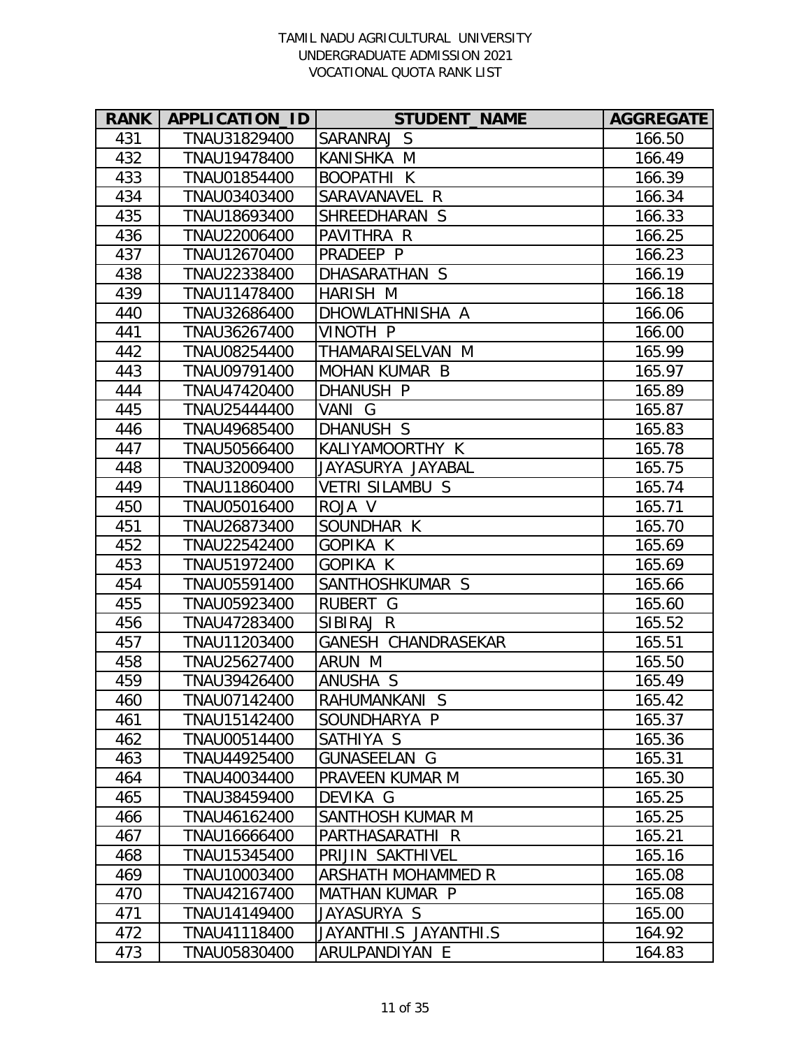TAMIL NADU AGRICULTURAL UNIVERSITY
UNDERGRADUATE ADMISSION 2021
VOCATIONAL QUOTA RANK LIST

| RANK | APPLICATION_ID | STUDENT_NAME | AGGREGATE |
|---|---|---|---|
| 431 | TNAU31829400 | SARANRAJ S | 166.50 |
| 432 | TNAU19478400 | KANISHKA M | 166.49 |
| 433 | TNAU01854400 | BOOPATHI K | 166.39 |
| 434 | TNAU03403400 | SARAVANAVEL R | 166.34 |
| 435 | TNAU18693400 | SHREEDHARAN S | 166.33 |
| 436 | TNAU22006400 | PAVITHRA R | 166.25 |
| 437 | TNAU12670400 | PRADEEP P | 166.23 |
| 438 | TNAU22338400 | DHASARATHAN S | 166.19 |
| 439 | TNAU11478400 | HARISH M | 166.18 |
| 440 | TNAU32686400 | DHOWLATHNISHA A | 166.06 |
| 441 | TNAU36267400 | VINOTH P | 166.00 |
| 442 | TNAU08254400 | THAMARAISELVAN M | 165.99 |
| 443 | TNAU09791400 | MOHAN KUMAR B | 165.97 |
| 444 | TNAU47420400 | DHANUSH P | 165.89 |
| 445 | TNAU25444400 | VANI G | 165.87 |
| 446 | TNAU49685400 | DHANUSH S | 165.83 |
| 447 | TNAU50566400 | KALIYAMOORTHY K | 165.78 |
| 448 | TNAU32009400 | JAYASURYA JAYABAL | 165.75 |
| 449 | TNAU11860400 | VETRI SILAMBU S | 165.74 |
| 450 | TNAU05016400 | ROJA V | 165.71 |
| 451 | TNAU26873400 | SOUNDHAR K | 165.70 |
| 452 | TNAU22542400 | GOPIKA K | 165.69 |
| 453 | TNAU51972400 | GOPIKA K | 165.69 |
| 454 | TNAU05591400 | SANTHOSHKUMAR S | 165.66 |
| 455 | TNAU05923400 | RUBERT G | 165.60 |
| 456 | TNAU47283400 | SIBIRAJ R | 165.52 |
| 457 | TNAU11203400 | GANESH CHANDRASEKAR | 165.51 |
| 458 | TNAU25627400 | ARUN M | 165.50 |
| 459 | TNAU39426400 | ANUSHA S | 165.49 |
| 460 | TNAU07142400 | RAHUMANKANI S | 165.42 |
| 461 | TNAU15142400 | SOUNDHARYA P | 165.37 |
| 462 | TNAU00514400 | SATHIYA S | 165.36 |
| 463 | TNAU44925400 | GUNASEELAN G | 165.31 |
| 464 | TNAU40034400 | PRAVEEN KUMAR M | 165.30 |
| 465 | TNAU38459400 | DEVIKA G | 165.25 |
| 466 | TNAU46162400 | SANTHOSH KUMAR M | 165.25 |
| 467 | TNAU16666400 | PARTHASARATHI R | 165.21 |
| 468 | TNAU15345400 | PRIJIN SAKTHIVEL | 165.16 |
| 469 | TNAU10003400 | ARSHATH MOHAMMED R | 165.08 |
| 470 | TNAU42167400 | MATHAN KUMAR P | 165.08 |
| 471 | TNAU14149400 | JAYASURYA S | 165.00 |
| 472 | TNAU41118400 | JAYANTHI.S JAYANTHI.S | 164.92 |
| 473 | TNAU05830400 | ARULPANDIYAN E | 164.83 |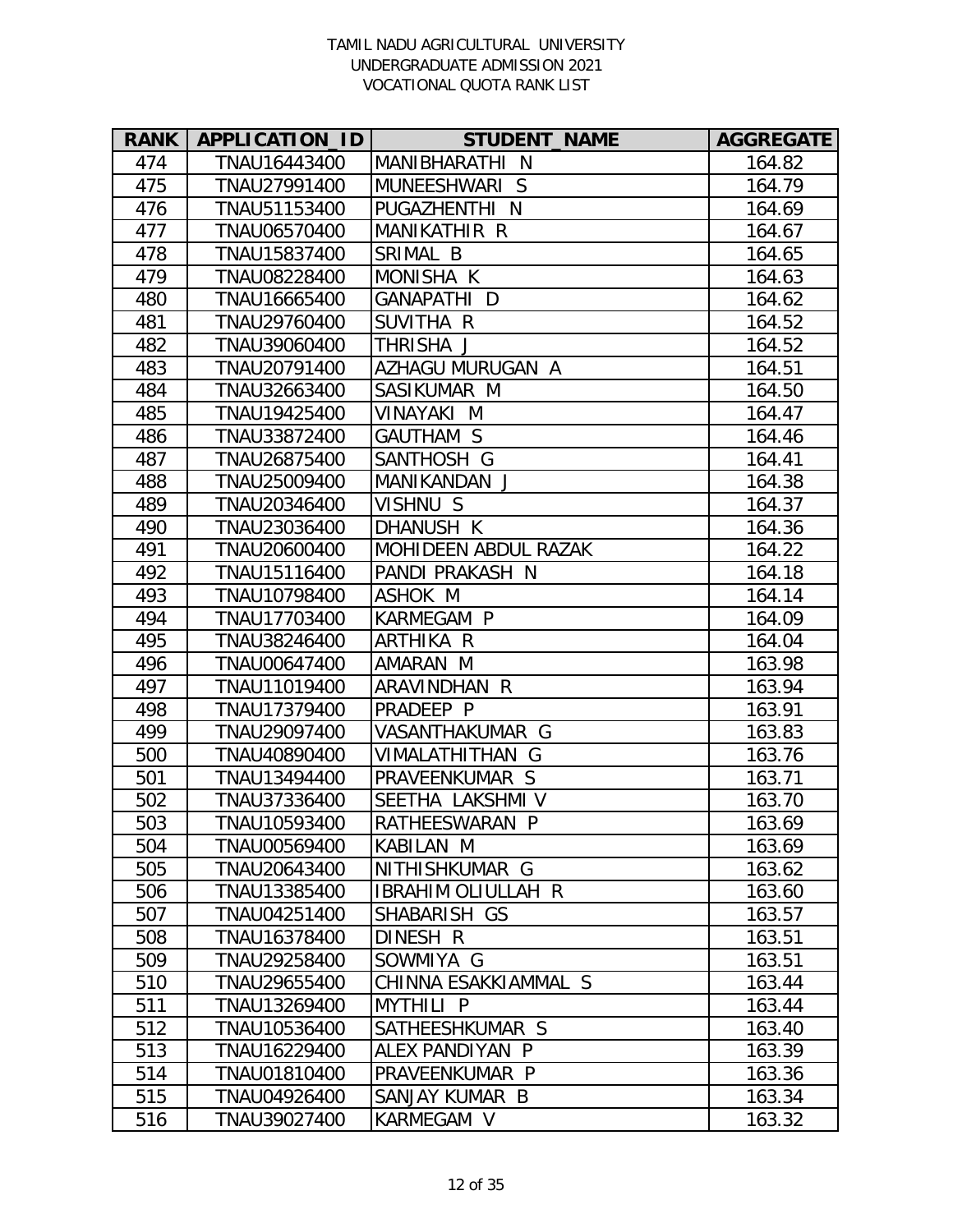TAMIL NADU AGRICULTURAL UNIVERSITY
UNDERGRADUATE ADMISSION 2021
VOCATIONAL QUOTA RANK LIST

| RANK | APPLICATION_ID | STUDENT_NAME | AGGREGATE |
|---|---|---|---|
| 474 | TNAU16443400 | MANIBHARATHI N | 164.82 |
| 475 | TNAU27991400 | MUNEESHWARI S | 164.79 |
| 476 | TNAU51153400 | PUGAZHENTHI N | 164.69 |
| 477 | TNAU06570400 | MANIKATHIR R | 164.67 |
| 478 | TNAU15837400 | SRIMAL B | 164.65 |
| 479 | TNAU08228400 | MONISHA K | 164.63 |
| 480 | TNAU16665400 | GANAPATHI D | 164.62 |
| 481 | TNAU29760400 | SUVITHA R | 164.52 |
| 482 | TNAU39060400 | THRISHA J | 164.52 |
| 483 | TNAU20791400 | AZHAGU MURUGAN A | 164.51 |
| 484 | TNAU32663400 | SASIKUMAR M | 164.50 |
| 485 | TNAU19425400 | VINAYAKI M | 164.47 |
| 486 | TNAU33872400 | GAUTHAM S | 164.46 |
| 487 | TNAU26875400 | SANTHOSH G | 164.41 |
| 488 | TNAU25009400 | MANIKANDAN J | 164.38 |
| 489 | TNAU20346400 | VISHNU S | 164.37 |
| 490 | TNAU23036400 | DHANUSH K | 164.36 |
| 491 | TNAU20600400 | MOHIDEEN ABDUL RAZAK | 164.22 |
| 492 | TNAU15116400 | PANDI PRAKASH N | 164.18 |
| 493 | TNAU10798400 | ASHOK M | 164.14 |
| 494 | TNAU17703400 | KARMEGAM P | 164.09 |
| 495 | TNAU38246400 | ARTHIKA R | 164.04 |
| 496 | TNAU00647400 | AMARAN M | 163.98 |
| 497 | TNAU11019400 | ARAVINDHAN R | 163.94 |
| 498 | TNAU17379400 | PRADEEP P | 163.91 |
| 499 | TNAU29097400 | VASANTHAKUMAR G | 163.83 |
| 500 | TNAU40890400 | VIMALATHITHAN G | 163.76 |
| 501 | TNAU13494400 | PRAVEENKUMAR S | 163.71 |
| 502 | TNAU37336400 | SEETHA LAKSHMI V | 163.70 |
| 503 | TNAU10593400 | RATHEESWARAN P | 163.69 |
| 504 | TNAU00569400 | KABILAN M | 163.69 |
| 505 | TNAU20643400 | NITHISHKUMAR G | 163.62 |
| 506 | TNAU13385400 | IBRAHIM OLIULLAH R | 163.60 |
| 507 | TNAU04251400 | SHABARISH GS | 163.57 |
| 508 | TNAU16378400 | DINESH R | 163.51 |
| 509 | TNAU29258400 | SOWMIYA G | 163.51 |
| 510 | TNAU29655400 | CHINNA ESAKKIAMMAL S | 163.44 |
| 511 | TNAU13269400 | MYTHILI P | 163.44 |
| 512 | TNAU10536400 | SATHEESHKUMAR S | 163.40 |
| 513 | TNAU16229400 | ALEX PANDIYAN P | 163.39 |
| 514 | TNAU01810400 | PRAVEENKUMAR P | 163.36 |
| 515 | TNAU04926400 | SANJAY KUMAR B | 163.34 |
| 516 | TNAU39027400 | KARMEGAM V | 163.32 |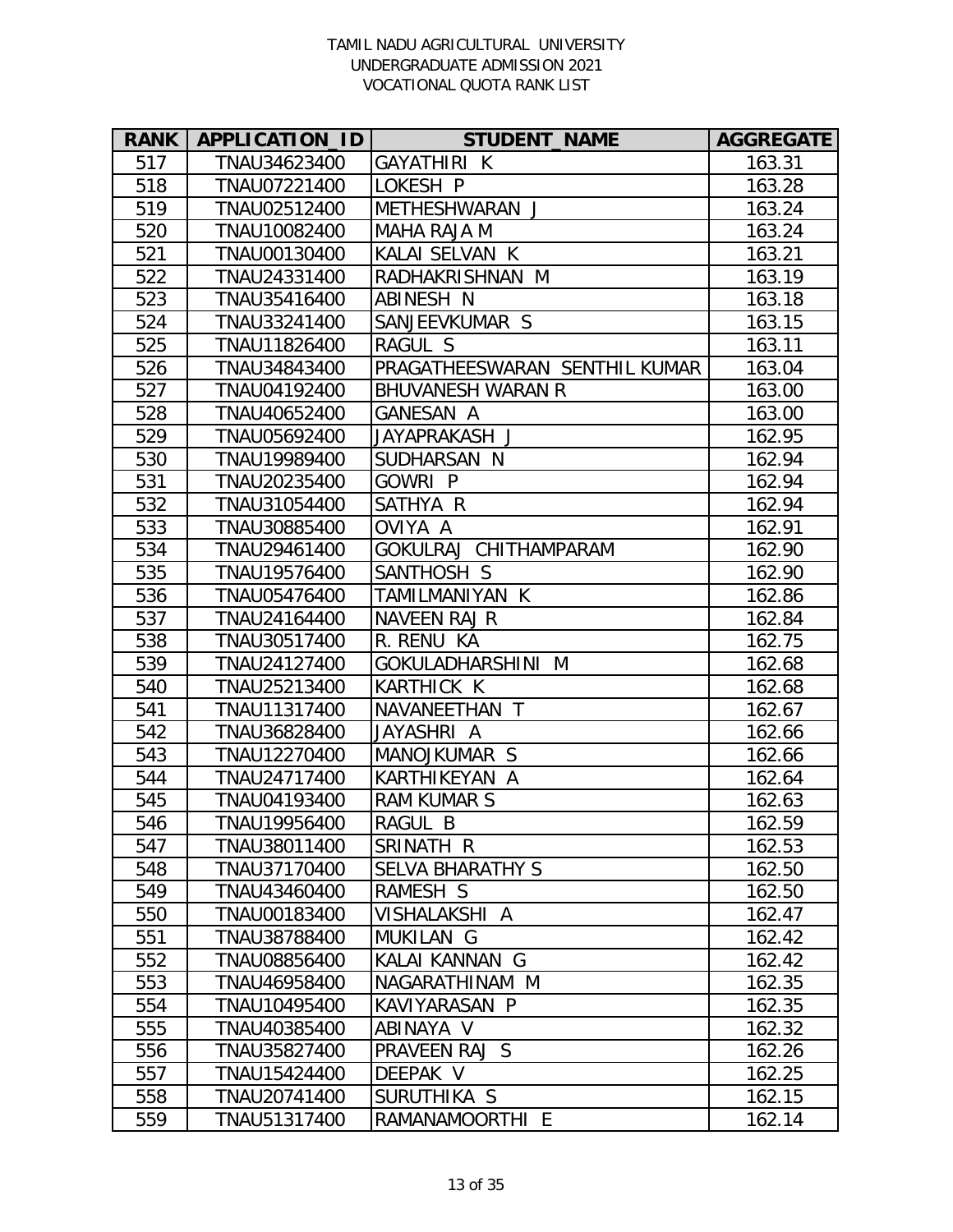TAMIL NADU AGRICULTURAL UNIVERSITY
UNDERGRADUATE ADMISSION 2021
VOCATIONAL QUOTA RANK LIST

| RANK | APPLICATION_ID | STUDENT_NAME | AGGREGATE |
|---|---|---|---|
| 517 | TNAU34623400 | GAYATHIRI K | 163.31 |
| 518 | TNAU07221400 | LOKESH P | 163.28 |
| 519 | TNAU02512400 | METHESHWARAN J | 163.24 |
| 520 | TNAU10082400 | MAHA RAJA M | 163.24 |
| 521 | TNAU00130400 | KALAI SELVAN K | 163.21 |
| 522 | TNAU24331400 | RADHAKRISHNAN M | 163.19 |
| 523 | TNAU35416400 | ABINESH N | 163.18 |
| 524 | TNAU33241400 | SANJEEVKUMAR S | 163.15 |
| 525 | TNAU11826400 | RAGUL S | 163.11 |
| 526 | TNAU34843400 | PRAGATHEESWARAN SENTHIL KUMAR | 163.04 |
| 527 | TNAU04192400 | BHUVANESH WARAN R | 163.00 |
| 528 | TNAU40652400 | GANESAN A | 163.00 |
| 529 | TNAU05692400 | JAYAPRAKASH J | 162.95 |
| 530 | TNAU19989400 | SUDHARSAN N | 162.94 |
| 531 | TNAU20235400 | GOWRI P | 162.94 |
| 532 | TNAU31054400 | SATHYA R | 162.94 |
| 533 | TNAU30885400 | OVIYA A | 162.91 |
| 534 | TNAU29461400 | GOKULRAJ CHITHAMPARAM | 162.90 |
| 535 | TNAU19576400 | SANTHOSH S | 162.90 |
| 536 | TNAU05476400 | TAMILMANIYAN K | 162.86 |
| 537 | TNAU24164400 | NAVEEN RAJ R | 162.84 |
| 538 | TNAU30517400 | R. RENU KA | 162.75 |
| 539 | TNAU24127400 | GOKULADHARSHINI M | 162.68 |
| 540 | TNAU25213400 | KARTHICK K | 162.68 |
| 541 | TNAU11317400 | NAVANEETHAN T | 162.67 |
| 542 | TNAU36828400 | JAYASHRI A | 162.66 |
| 543 | TNAU12270400 | MANOJKUMAR S | 162.66 |
| 544 | TNAU24717400 | KARTHIKEYAN A | 162.64 |
| 545 | TNAU04193400 | RAM KUMAR S | 162.63 |
| 546 | TNAU19956400 | RAGUL B | 162.59 |
| 547 | TNAU38011400 | SRINATH R | 162.53 |
| 548 | TNAU37170400 | SELVA BHARATHY S | 162.50 |
| 549 | TNAU43460400 | RAMESH S | 162.50 |
| 550 | TNAU00183400 | VISHALAKSHI A | 162.47 |
| 551 | TNAU38788400 | MUKILAN G | 162.42 |
| 552 | TNAU08856400 | KALAI KANNAN G | 162.42 |
| 553 | TNAU46958400 | NAGARATHINAM M | 162.35 |
| 554 | TNAU10495400 | KAVIYARASAN P | 162.35 |
| 555 | TNAU40385400 | ABINAYA V | 162.32 |
| 556 | TNAU35827400 | PRAVEEN RAJ S | 162.26 |
| 557 | TNAU15424400 | DEEPAK V | 162.25 |
| 558 | TNAU20741400 | SURUTHIKA S | 162.15 |
| 559 | TNAU51317400 | RAMANAMOORTHI E | 162.14 |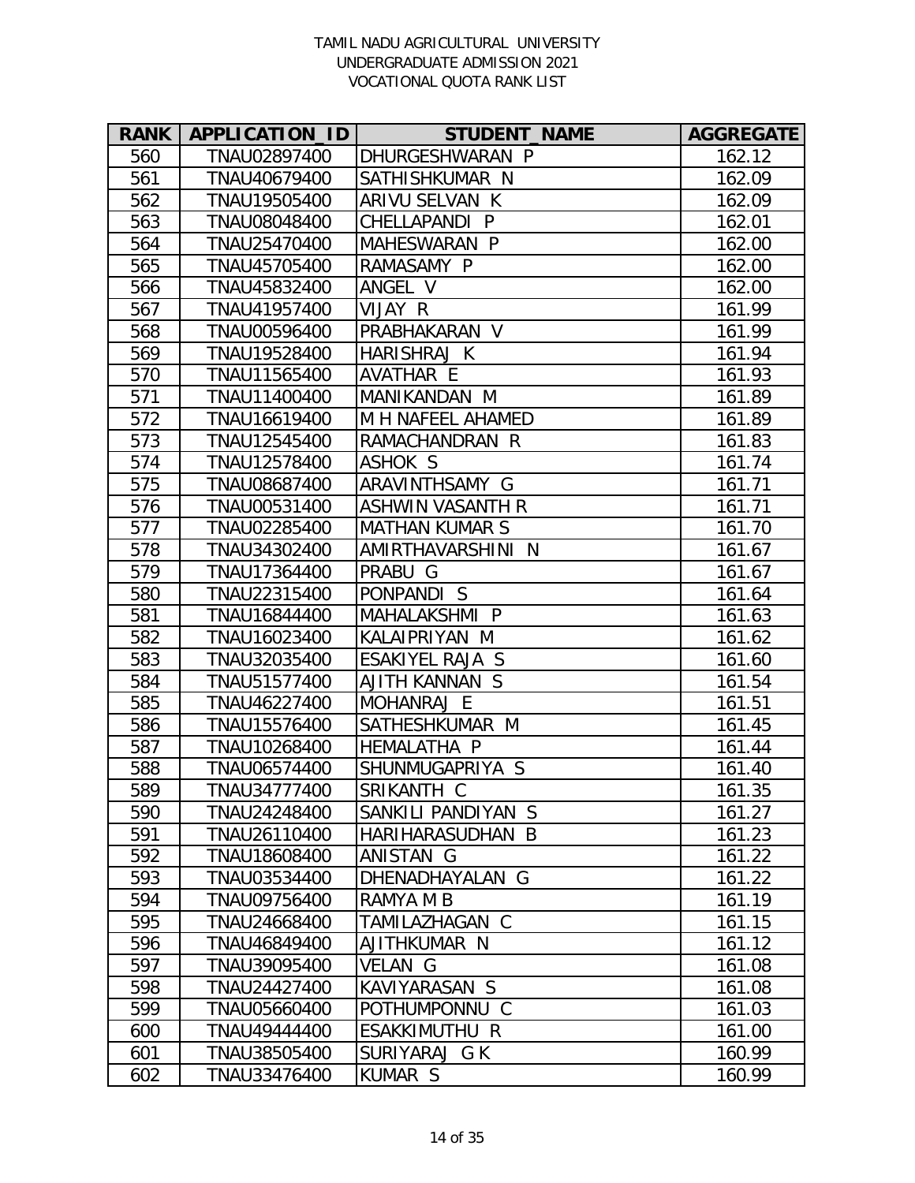TAMIL NADU AGRICULTURAL UNIVERSITY
UNDERGRADUATE ADMISSION 2021
VOCATIONAL QUOTA RANK LIST

| RANK | APPLICATION_ID | STUDENT_NAME | AGGREGATE |
|---|---|---|---|
| 560 | TNAU02897400 | DHURGESHWARAN P | 162.12 |
| 561 | TNAU40679400 | SATHISHKUMAR N | 162.09 |
| 562 | TNAU19505400 | ARIVU SELVAN K | 162.09 |
| 563 | TNAU08048400 | CHELLAPANDI P | 162.01 |
| 564 | TNAU25470400 | MAHESWARAN P | 162.00 |
| 565 | TNAU45705400 | RAMASAMY P | 162.00 |
| 566 | TNAU45832400 | ANGEL V | 162.00 |
| 567 | TNAU41957400 | VIJAY R | 161.99 |
| 568 | TNAU00596400 | PRABHAKARAN V | 161.99 |
| 569 | TNAU19528400 | HARISHRAJ K | 161.94 |
| 570 | TNAU11565400 | AVATHAR E | 161.93 |
| 571 | TNAU11400400 | MANIKANDAN M | 161.89 |
| 572 | TNAU16619400 | M H NAFEEL AHAMED | 161.89 |
| 573 | TNAU12545400 | RAMACHANDRAN R | 161.83 |
| 574 | TNAU12578400 | ASHOK S | 161.74 |
| 575 | TNAU08687400 | ARAVINTHSAMY G | 161.71 |
| 576 | TNAU00531400 | ASHWIN VASANTH R | 161.71 |
| 577 | TNAU02285400 | MATHAN KUMAR S | 161.70 |
| 578 | TNAU34302400 | AMIRTHAVARSHINI N | 161.67 |
| 579 | TNAU17364400 | PRABU G | 161.67 |
| 580 | TNAU22315400 | PONPANDI S | 161.64 |
| 581 | TNAU16844400 | MAHALAKSHMI P | 161.63 |
| 582 | TNAU16023400 | KALAIPRIYAN M | 161.62 |
| 583 | TNAU32035400 | ESAKIYEL RAJA S | 161.60 |
| 584 | TNAU51577400 | AJITH KANNAN S | 161.54 |
| 585 | TNAU46227400 | MOHANRAJ E | 161.51 |
| 586 | TNAU15576400 | SATHESHKUMAR M | 161.45 |
| 587 | TNAU10268400 | HEMALATHA P | 161.44 |
| 588 | TNAU06574400 | SHUNMUGAPRIYA S | 161.40 |
| 589 | TNAU34777400 | SRIKANTH C | 161.35 |
| 590 | TNAU24248400 | SANKILI PANDIYAN S | 161.27 |
| 591 | TNAU26110400 | HARIHARASUDHAN B | 161.23 |
| 592 | TNAU18608400 | ANISTAN G | 161.22 |
| 593 | TNAU03534400 | DHENADHAYALAN G | 161.22 |
| 594 | TNAU09756400 | RAMYA M B | 161.19 |
| 595 | TNAU24668400 | TAMILAZHAGAN C | 161.15 |
| 596 | TNAU46849400 | AJITHKUMAR N | 161.12 |
| 597 | TNAU39095400 | VELAN G | 161.08 |
| 598 | TNAU24427400 | KAVIYARASAN S | 161.08 |
| 599 | TNAU05660400 | POTHUMPONNU C | 161.03 |
| 600 | TNAU49444400 | ESAKKIMUTHU R | 161.00 |
| 601 | TNAU38505400 | SURIYARAJ G K | 160.99 |
| 602 | TNAU33476400 | KUMAR S | 160.99 |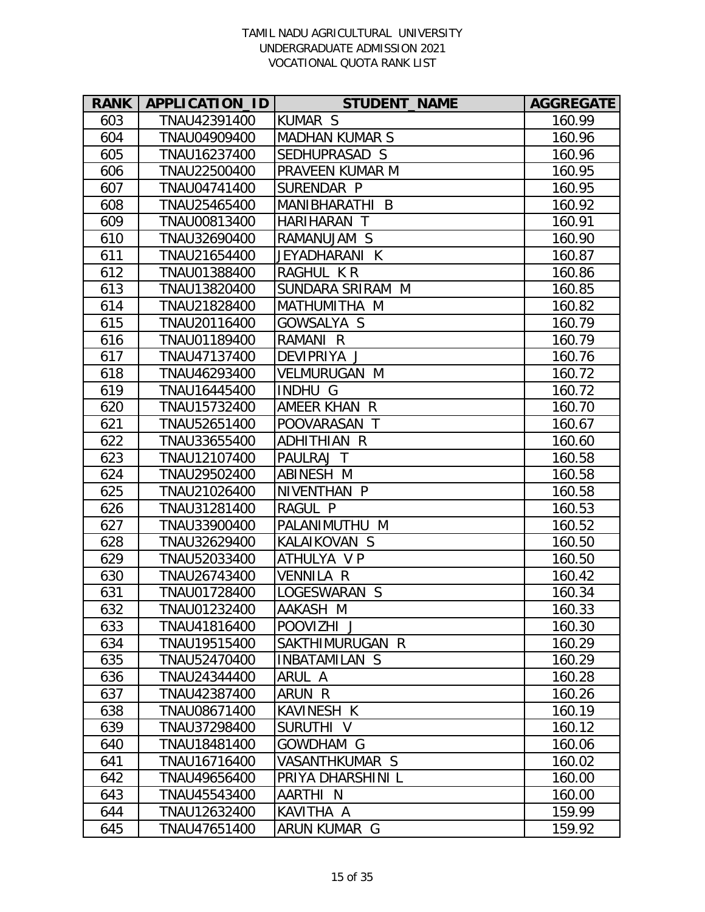TAMIL NADU AGRICULTURAL UNIVERSITY
UNDERGRADUATE ADMISSION 2021
VOCATIONAL QUOTA RANK LIST

| RANK | APPLICATION_ID | STUDENT_NAME | AGGREGATE |
|---|---|---|---|
| 603 | TNAU42391400 | KUMAR S | 160.99 |
| 604 | TNAU04909400 | MADHAN KUMAR S | 160.96 |
| 605 | TNAU16237400 | SEDHUPRASAD S | 160.96 |
| 606 | TNAU22500400 | PRAVEEN KUMAR M | 160.95 |
| 607 | TNAU04741400 | SURENDAR P | 160.95 |
| 608 | TNAU25465400 | MANIBHARATHI B | 160.92 |
| 609 | TNAU00813400 | HARIHARAN T | 160.91 |
| 610 | TNAU32690400 | RAMANUJAM S | 160.90 |
| 611 | TNAU21654400 | JEYADHARANI K | 160.87 |
| 612 | TNAU01388400 | RAGHUL K R | 160.86 |
| 613 | TNAU13820400 | SUNDARA SRIRAM M | 160.85 |
| 614 | TNAU21828400 | MATHUMITHA M | 160.82 |
| 615 | TNAU20116400 | GOWSALYA S | 160.79 |
| 616 | TNAU01189400 | RAMANI R | 160.79 |
| 617 | TNAU47137400 | DEVIPRIYA J | 160.76 |
| 618 | TNAU46293400 | VELMURUGAN M | 160.72 |
| 619 | TNAU16445400 | INDHU G | 160.72 |
| 620 | TNAU15732400 | AMEER KHAN R | 160.70 |
| 621 | TNAU52651400 | POOVARASAN T | 160.67 |
| 622 | TNAU33655400 | ADHITHIAN R | 160.60 |
| 623 | TNAU12107400 | PAULRAJ T | 160.58 |
| 624 | TNAU29502400 | ABINESH M | 160.58 |
| 625 | TNAU21026400 | NIVENTHAN P | 160.58 |
| 626 | TNAU31281400 | RAGUL P | 160.53 |
| 627 | TNAU33900400 | PALANIMUTHU M | 160.52 |
| 628 | TNAU32629400 | KALAIKOVAN S | 160.50 |
| 629 | TNAU52033400 | ATHULYA V P | 160.50 |
| 630 | TNAU26743400 | VENNILA R | 160.42 |
| 631 | TNAU01728400 | LOGESWARAN S | 160.34 |
| 632 | TNAU01232400 | AAKASH M | 160.33 |
| 633 | TNAU41816400 | POOVIZHI J | 160.30 |
| 634 | TNAU19515400 | SAKTHIMURUGAN R | 160.29 |
| 635 | TNAU52470400 | INBATAMILAN S | 160.29 |
| 636 | TNAU24344400 | ARUL A | 160.28 |
| 637 | TNAU42387400 | ARUN R | 160.26 |
| 638 | TNAU08671400 | KAVINESH K | 160.19 |
| 639 | TNAU37298400 | SURUTHI V | 160.12 |
| 640 | TNAU18481400 | GOWDHAM G | 160.06 |
| 641 | TNAU16716400 | VASANTHKUMAR S | 160.02 |
| 642 | TNAU49656400 | PRIYA DHARSHINI L | 160.00 |
| 643 | TNAU45543400 | AARTHI N | 160.00 |
| 644 | TNAU12632400 | KAVITHA A | 159.99 |
| 645 | TNAU47651400 | ARUN KUMAR G | 159.92 |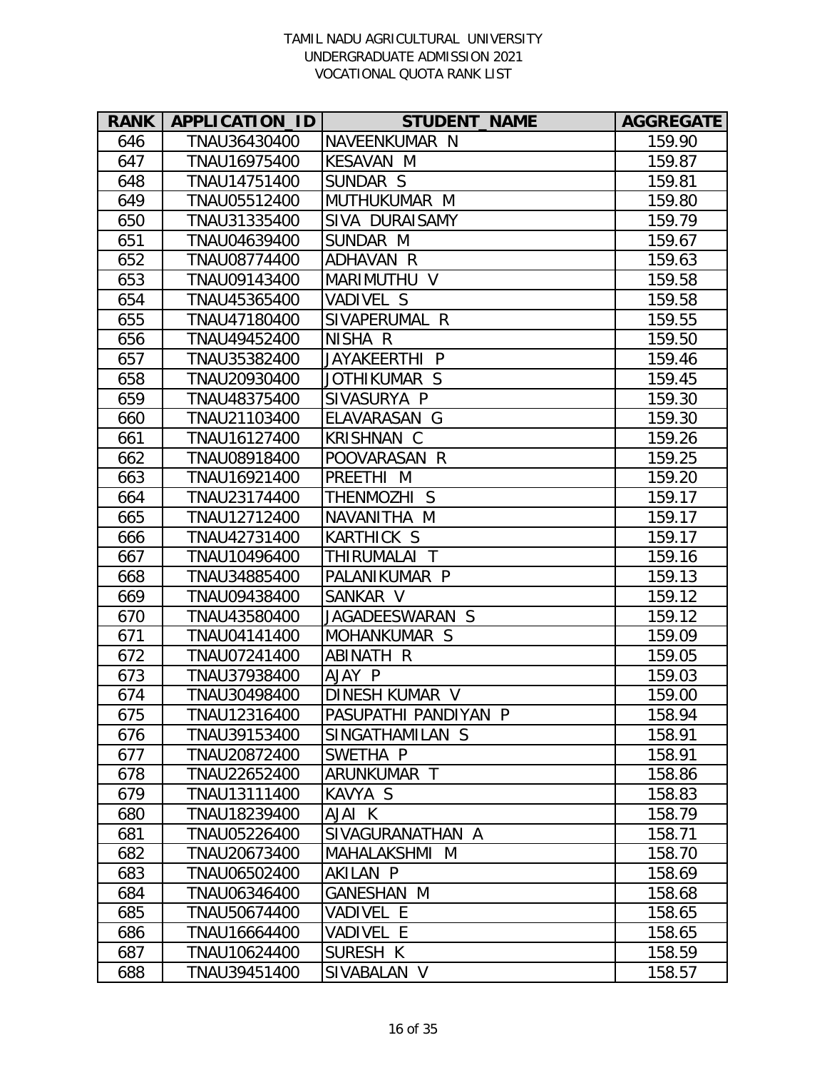TAMIL NADU AGRICULTURAL UNIVERSITY
UNDERGRADUATE ADMISSION 2021
VOCATIONAL QUOTA RANK LIST

| RANK | APPLICATION_ID | STUDENT_NAME | AGGREGATE |
|---|---|---|---|
| 646 | TNAU36430400 | NAVEENKUMAR N | 159.90 |
| 647 | TNAU16975400 | KESAVAN M | 159.87 |
| 648 | TNAU14751400 | SUNDAR S | 159.81 |
| 649 | TNAU05512400 | MUTHUKUMAR M | 159.80 |
| 650 | TNAU31335400 | SIVA DURAISAMY | 159.79 |
| 651 | TNAU04639400 | SUNDAR M | 159.67 |
| 652 | TNAU08774400 | ADHAVAN R | 159.63 |
| 653 | TNAU09143400 | MARIMUTHU V | 159.58 |
| 654 | TNAU45365400 | VADIVEL S | 159.58 |
| 655 | TNAU47180400 | SIVAPERUMAL R | 159.55 |
| 656 | TNAU49452400 | NISHA R | 159.50 |
| 657 | TNAU35382400 | JAYAKEERTHI P | 159.46 |
| 658 | TNAU20930400 | JOTHIKUMAR S | 159.45 |
| 659 | TNAU48375400 | SIVASURYA P | 159.30 |
| 660 | TNAU21103400 | ELAVARASAN G | 159.30 |
| 661 | TNAU16127400 | KRISHNAN C | 159.26 |
| 662 | TNAU08918400 | POOVARASAN R | 159.25 |
| 663 | TNAU16921400 | PREETHI M | 159.20 |
| 664 | TNAU23174400 | THENMOZHI S | 159.17 |
| 665 | TNAU12712400 | NAVANITHA M | 159.17 |
| 666 | TNAU42731400 | KARTHICK S | 159.17 |
| 667 | TNAU10496400 | THIRUMALAI T | 159.16 |
| 668 | TNAU34885400 | PALANIKUMAR P | 159.13 |
| 669 | TNAU09438400 | SANKAR V | 159.12 |
| 670 | TNAU43580400 | JAGADEESWARAN S | 159.12 |
| 671 | TNAU04141400 | MOHANKUMAR S | 159.09 |
| 672 | TNAU07241400 | ABINATH R | 159.05 |
| 673 | TNAU37938400 | AJAY P | 159.03 |
| 674 | TNAU30498400 | DINESH KUMAR V | 159.00 |
| 675 | TNAU12316400 | PASUPATHI PANDIYAN P | 158.94 |
| 676 | TNAU39153400 | SINGATHAMILAN S | 158.91 |
| 677 | TNAU20872400 | SWETHA P | 158.91 |
| 678 | TNAU22652400 | ARUNKUMAR T | 158.86 |
| 679 | TNAU13111400 | KAVYA S | 158.83 |
| 680 | TNAU18239400 | AJAI K | 158.79 |
| 681 | TNAU05226400 | SIVAGURANATHAN A | 158.71 |
| 682 | TNAU20673400 | MAHALAKSHMI M | 158.70 |
| 683 | TNAU06502400 | AKILAN P | 158.69 |
| 684 | TNAU06346400 | GANESHAN M | 158.68 |
| 685 | TNAU50674400 | VADIVEL E | 158.65 |
| 686 | TNAU16664400 | VADIVEL E | 158.65 |
| 687 | TNAU10624400 | SURESH K | 158.59 |
| 688 | TNAU39451400 | SIVABALAN V | 158.57 |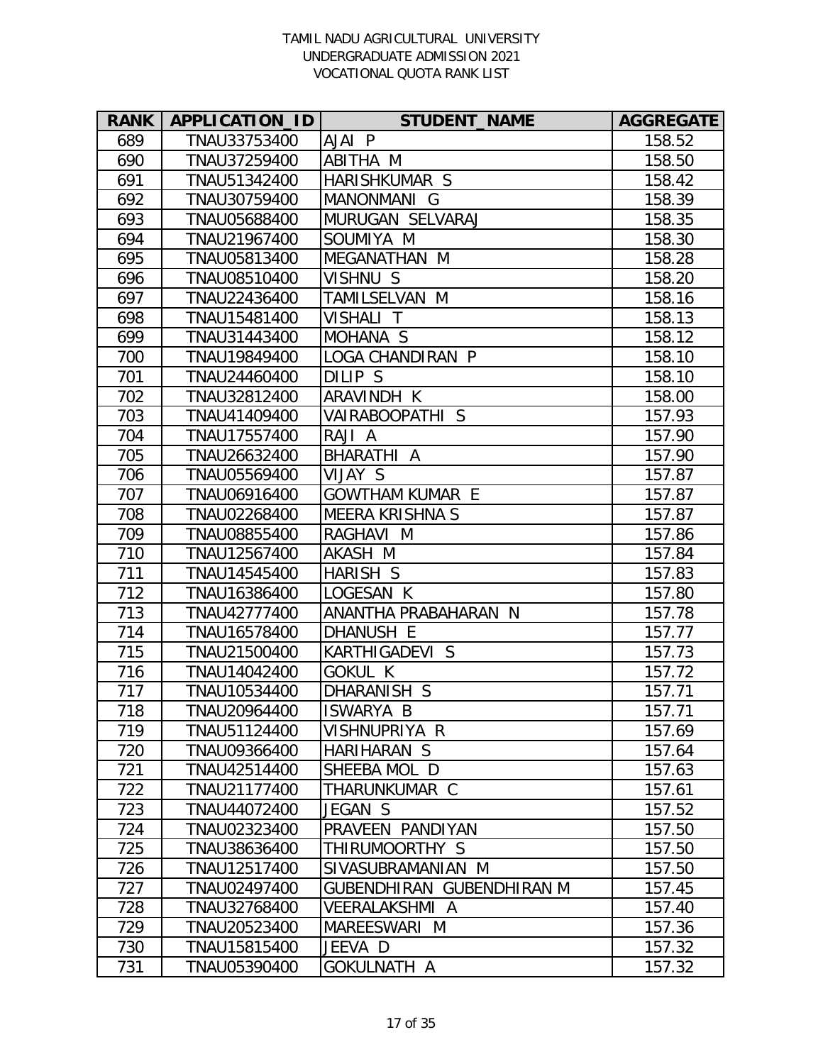TAMIL NADU AGRICULTURAL UNIVERSITY
UNDERGRADUATE ADMISSION 2021
VOCATIONAL QUOTA RANK LIST

| RANK | APPLICATION_ID | STUDENT_NAME | AGGREGATE |
|---|---|---|---|
| 689 | TNAU33753400 | AJAI P | 158.52 |
| 690 | TNAU37259400 | ABITHA M | 158.50 |
| 691 | TNAU51342400 | HARISHKUMAR S | 158.42 |
| 692 | TNAU30759400 | MANONMANI G | 158.39 |
| 693 | TNAU05688400 | MURUGAN SELVARAJ | 158.35 |
| 694 | TNAU21967400 | SOUMIYA M | 158.30 |
| 695 | TNAU05813400 | MEGANATHAN M | 158.28 |
| 696 | TNAU08510400 | VISHNU S | 158.20 |
| 697 | TNAU22436400 | TAMILSELVAN M | 158.16 |
| 698 | TNAU15481400 | VISHALI T | 158.13 |
| 699 | TNAU31443400 | MOHANA S | 158.12 |
| 700 | TNAU19849400 | LOGA CHANDIRAN P | 158.10 |
| 701 | TNAU24460400 | DILIP S | 158.10 |
| 702 | TNAU32812400 | ARAVINDH K | 158.00 |
| 703 | TNAU41409400 | VAIRABOOPATHI S | 157.93 |
| 704 | TNAU17557400 | RAJI A | 157.90 |
| 705 | TNAU26632400 | BHARATHI A | 157.90 |
| 706 | TNAU05569400 | VIJAY S | 157.87 |
| 707 | TNAU06916400 | GOWTHAM KUMAR E | 157.87 |
| 708 | TNAU02268400 | MEERA KRISHNA S | 157.87 |
| 709 | TNAU08855400 | RAGHAVI M | 157.86 |
| 710 | TNAU12567400 | AKASH M | 157.84 |
| 711 | TNAU14545400 | HARISH S | 157.83 |
| 712 | TNAU16386400 | LOGESAN K | 157.80 |
| 713 | TNAU42777400 | ANANTHA PRABAHARAN N | 157.78 |
| 714 | TNAU16578400 | DHANUSH E | 157.77 |
| 715 | TNAU21500400 | KARTHIGADEVI S | 157.73 |
| 716 | TNAU14042400 | GOKUL K | 157.72 |
| 717 | TNAU10534400 | DHARANISH S | 157.71 |
| 718 | TNAU20964400 | ISWARYA B | 157.71 |
| 719 | TNAU51124400 | VISHNUPRIYA R | 157.69 |
| 720 | TNAU09366400 | HARIHARAN S | 157.64 |
| 721 | TNAU42514400 | SHEEBA MOL D | 157.63 |
| 722 | TNAU21177400 | THARUNKUMAR C | 157.61 |
| 723 | TNAU44072400 | JEGAN S | 157.52 |
| 724 | TNAU02323400 | PRAVEEN PANDIYAN | 157.50 |
| 725 | TNAU38636400 | THIRUMOORTHY S | 157.50 |
| 726 | TNAU12517400 | SIVASUBRAMANIAN M | 157.50 |
| 727 | TNAU02497400 | GUBENDHIRAN GUBENDHIRAN M | 157.45 |
| 728 | TNAU32768400 | VEERALAKSHMI A | 157.40 |
| 729 | TNAU20523400 | MAREESWARI M | 157.36 |
| 730 | TNAU15815400 | JEEVA D | 157.32 |
| 731 | TNAU05390400 | GOKULNATH A | 157.32 |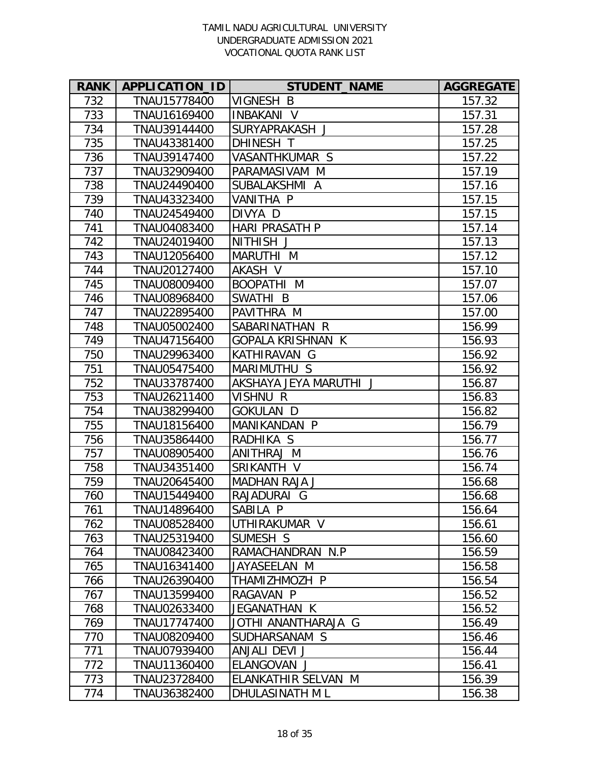TAMIL NADU AGRICULTURAL UNIVERSITY
UNDERGRADUATE ADMISSION 2021
VOCATIONAL QUOTA RANK LIST

| RANK | APPLICATION_ID | STUDENT_NAME | AGGREGATE |
|---|---|---|---|
| 732 | TNAU15778400 | VIGNESH B | 157.32 |
| 733 | TNAU16169400 | INBAKANI V | 157.31 |
| 734 | TNAU39144400 | SURYAPRAKASH J | 157.28 |
| 735 | TNAU43381400 | DHINESH T | 157.25 |
| 736 | TNAU39147400 | VASANTHKUMAR S | 157.22 |
| 737 | TNAU32909400 | PARAMASIVAM M | 157.19 |
| 738 | TNAU24490400 | SUBALAKSHMI A | 157.16 |
| 739 | TNAU43323400 | VANITHA P | 157.15 |
| 740 | TNAU24549400 | DIVYA D | 157.15 |
| 741 | TNAU04083400 | HARI PRASATH P | 157.14 |
| 742 | TNAU24019400 | NITHISH J | 157.13 |
| 743 | TNAU12056400 | MARUTHI M | 157.12 |
| 744 | TNAU20127400 | AKASH V | 157.10 |
| 745 | TNAU08009400 | BOOPATHI M | 157.07 |
| 746 | TNAU08968400 | SWATHI B | 157.06 |
| 747 | TNAU22895400 | PAVITHRA M | 157.00 |
| 748 | TNAU05002400 | SABARINATHAN R | 156.99 |
| 749 | TNAU47156400 | GOPALA KRISHNAN K | 156.93 |
| 750 | TNAU29963400 | KATHIRAVAN G | 156.92 |
| 751 | TNAU05475400 | MARIMUTHU S | 156.92 |
| 752 | TNAU33787400 | AKSHAYA JEYA MARUTHI J | 156.87 |
| 753 | TNAU26211400 | VISHNU R | 156.83 |
| 754 | TNAU38299400 | GOKULAN D | 156.82 |
| 755 | TNAU18156400 | MANIKANDAN P | 156.79 |
| 756 | TNAU35864400 | RADHIKA S | 156.77 |
| 757 | TNAU08905400 | ANITHRAJ M | 156.76 |
| 758 | TNAU34351400 | SRIKANTH V | 156.74 |
| 759 | TNAU20645400 | MADHAN RAJA J | 156.68 |
| 760 | TNAU15449400 | RAJADURAI G | 156.68 |
| 761 | TNAU14896400 | SABILA P | 156.64 |
| 762 | TNAU08528400 | UTHIRAKUMAR V | 156.61 |
| 763 | TNAU25319400 | SUMESH S | 156.60 |
| 764 | TNAU08423400 | RAMACHANDRAN N.P | 156.59 |
| 765 | TNAU16341400 | JAYASEELAN M | 156.58 |
| 766 | TNAU26390400 | THAMIZHMOZH P | 156.54 |
| 767 | TNAU13599400 | RAGAVAN P | 156.52 |
| 768 | TNAU02633400 | JEGANATHAN K | 156.52 |
| 769 | TNAU17747400 | JOTHI ANANTHARAJA G | 156.49 |
| 770 | TNAU08209400 | SUDHARSANAM S | 156.46 |
| 771 | TNAU07939400 | ANJALI DEVI J | 156.44 |
| 772 | TNAU11360400 | ELANGOVAN J | 156.41 |
| 773 | TNAU23728400 | ELANKATHIR SELVAN M | 156.39 |
| 774 | TNAU36382400 | DHULASINATH M L | 156.38 |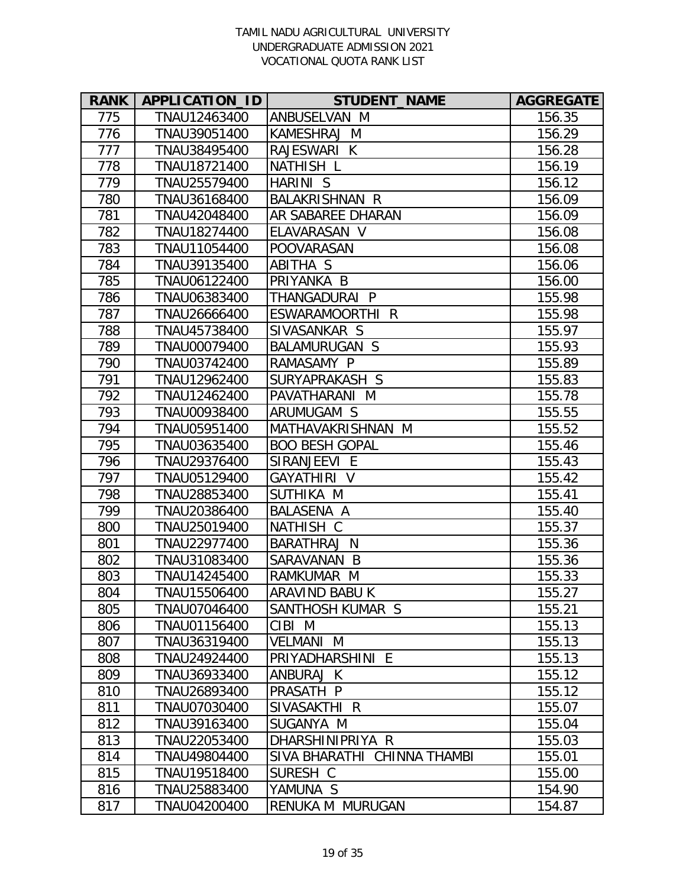TAMIL NADU AGRICULTURAL UNIVERSITY
UNDERGRADUATE ADMISSION 2021
VOCATIONAL QUOTA RANK LIST

| RANK | APPLICATION_ID | STUDENT_NAME | AGGREGATE |
|---|---|---|---|
| 775 | TNAU12463400 | ANBUSELVAN M | 156.35 |
| 776 | TNAU39051400 | KAMESHRAJ M | 156.29 |
| 777 | TNAU38495400 | RAJESWARI K | 156.28 |
| 778 | TNAU18721400 | NATHISH L | 156.19 |
| 779 | TNAU25579400 | HARINI S | 156.12 |
| 780 | TNAU36168400 | BALAKRISHNAN R | 156.09 |
| 781 | TNAU42048400 | AR SABAREE DHARAN | 156.09 |
| 782 | TNAU18274400 | ELAVARASAN V | 156.08 |
| 783 | TNAU11054400 | POOVARASAN | 156.08 |
| 784 | TNAU39135400 | ABITHA S | 156.06 |
| 785 | TNAU06122400 | PRIYANKA B | 156.00 |
| 786 | TNAU06383400 | THANGADURAI P | 155.98 |
| 787 | TNAU26666400 | ESWARAMOORTHI R | 155.98 |
| 788 | TNAU45738400 | SIVASANKAR S | 155.97 |
| 789 | TNAU00079400 | BALAMURUGAN S | 155.93 |
| 790 | TNAU03742400 | RAMASAMY P | 155.89 |
| 791 | TNAU12962400 | SURYAPRAKASH S | 155.83 |
| 792 | TNAU12462400 | PAVATHARANI M | 155.78 |
| 793 | TNAU00938400 | ARUMUGAM S | 155.55 |
| 794 | TNAU05951400 | MATHAVAKRISHNAN M | 155.52 |
| 795 | TNAU03635400 | BOO BESH GOPAL | 155.46 |
| 796 | TNAU29376400 | SIRANJEEVI E | 155.43 |
| 797 | TNAU05129400 | GAYATHIRI V | 155.42 |
| 798 | TNAU28853400 | SUTHIKA M | 155.41 |
| 799 | TNAU20386400 | BALASENA A | 155.40 |
| 800 | TNAU25019400 | NATHISH C | 155.37 |
| 801 | TNAU22977400 | BARATHRAJ N | 155.36 |
| 802 | TNAU31083400 | SARAVANAN B | 155.36 |
| 803 | TNAU14245400 | RAMKUMAR M | 155.33 |
| 804 | TNAU15506400 | ARAVIND BABU K | 155.27 |
| 805 | TNAU07046400 | SANTHOSH KUMAR S | 155.21 |
| 806 | TNAU01156400 | CIBI M | 155.13 |
| 807 | TNAU36319400 | VELMANI M | 155.13 |
| 808 | TNAU24924400 | PRIYADHARSHINI E | 155.13 |
| 809 | TNAU36933400 | ANBURAJ K | 155.12 |
| 810 | TNAU26893400 | PRASATH P | 155.12 |
| 811 | TNAU07030400 | SIVASAKTHI R | 155.07 |
| 812 | TNAU39163400 | SUGANYA M | 155.04 |
| 813 | TNAU22053400 | DHARSHINIPRIYA R | 155.03 |
| 814 | TNAU49804400 | SIVA BHARATHI CHINNA THAMBI | 155.01 |
| 815 | TNAU19518400 | SURESH C | 155.00 |
| 816 | TNAU25883400 | YAMUNA S | 154.90 |
| 817 | TNAU04200400 | RENUKA M MURUGAN | 154.87 |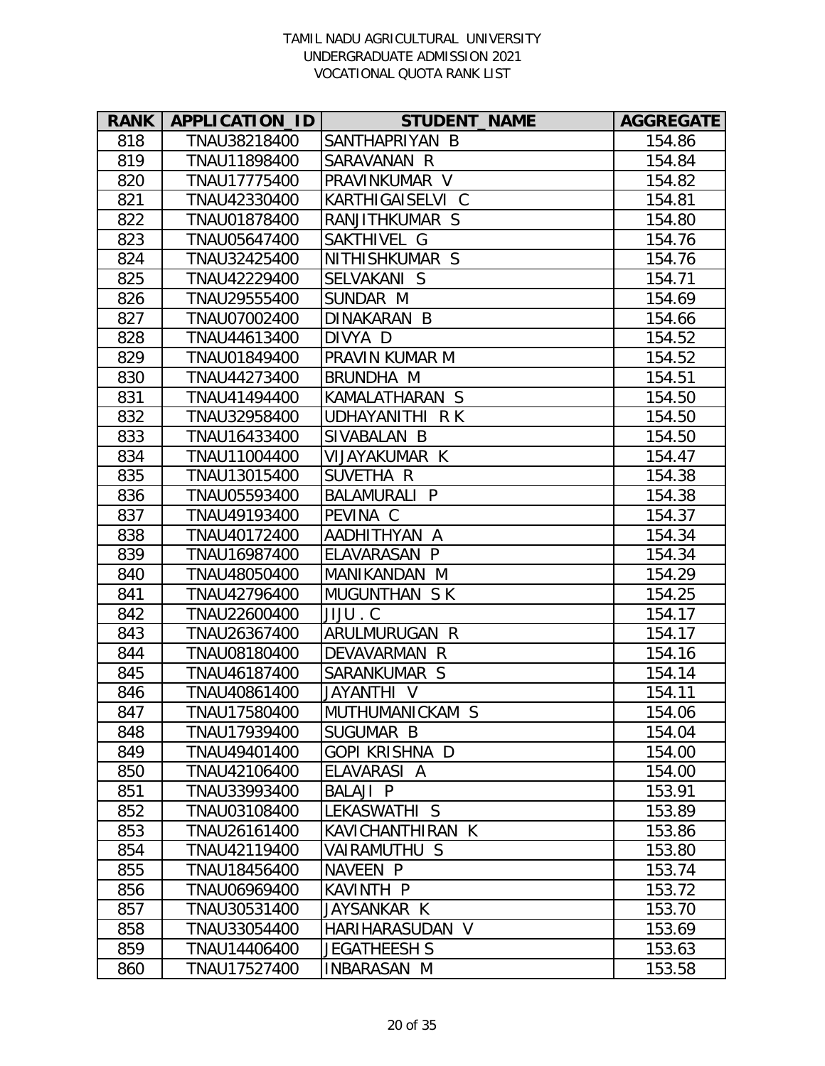TAMIL NADU AGRICULTURAL UNIVERSITY
UNDERGRADUATE ADMISSION 2021
VOCATIONAL QUOTA RANK LIST

| RANK | APPLICATION_ID | STUDENT_NAME | AGGREGATE |
|---|---|---|---|
| 818 | TNAU38218400 | SANTHAPRIYAN B | 154.86 |
| 819 | TNAU11898400 | SARAVANAN R | 154.84 |
| 820 | TNAU17775400 | PRAVINKUMAR V | 154.82 |
| 821 | TNAU42330400 | KARTHIGAISELVI C | 154.81 |
| 822 | TNAU01878400 | RANJITHKUMAR S | 154.80 |
| 823 | TNAU05647400 | SAKTHIVEL G | 154.76 |
| 824 | TNAU32425400 | NITHISHKUMAR S | 154.76 |
| 825 | TNAU42229400 | SELVAKANI S | 154.71 |
| 826 | TNAU29555400 | SUNDAR M | 154.69 |
| 827 | TNAU07002400 | DINAKARAN B | 154.66 |
| 828 | TNAU44613400 | DIVYA D | 154.52 |
| 829 | TNAU01849400 | PRAVIN KUMAR M | 154.52 |
| 830 | TNAU44273400 | BRUNDHA M | 154.51 |
| 831 | TNAU41494400 | KAMALATHARAN S | 154.50 |
| 832 | TNAU32958400 | UDHAYANITHI R K | 154.50 |
| 833 | TNAU16433400 | SIVABALAN B | 154.50 |
| 834 | TNAU11004400 | VIJAYAKUMAR K | 154.47 |
| 835 | TNAU13015400 | SUVETHA R | 154.38 |
| 836 | TNAU05593400 | BALAMURALI P | 154.38 |
| 837 | TNAU49193400 | PEVINA C | 154.37 |
| 838 | TNAU40172400 | AADHITHYAN A | 154.34 |
| 839 | TNAU16987400 | ELAVARASAN P | 154.34 |
| 840 | TNAU48050400 | MANIKANDAN M | 154.29 |
| 841 | TNAU42796400 | MUGUNTHAN S K | 154.25 |
| 842 | TNAU22600400 | JIJU . C | 154.17 |
| 843 | TNAU26367400 | ARULMURUGAN R | 154.17 |
| 844 | TNAU08180400 | DEVAVARMAN R | 154.16 |
| 845 | TNAU46187400 | SARANKUMAR S | 154.14 |
| 846 | TNAU40861400 | JAYANTHI V | 154.11 |
| 847 | TNAU17580400 | MUTHUMANICKAM S | 154.06 |
| 848 | TNAU17939400 | SUGUMAR B | 154.04 |
| 849 | TNAU49401400 | GOPI KRISHNA D | 154.00 |
| 850 | TNAU42106400 | ELAVARASI A | 154.00 |
| 851 | TNAU33993400 | BALAJI P | 153.91 |
| 852 | TNAU03108400 | LEKASWATHI S | 153.89 |
| 853 | TNAU26161400 | KAVICHANTHIRAN K | 153.86 |
| 854 | TNAU42119400 | VAIRAMUTHU S | 153.80 |
| 855 | TNAU18456400 | NAVEEN P | 153.74 |
| 856 | TNAU06969400 | KAVINTH P | 153.72 |
| 857 | TNAU30531400 | JAYSANKAR K | 153.70 |
| 858 | TNAU33054400 | HARIHARASUDAN V | 153.69 |
| 859 | TNAU14406400 | JEGATHEESH S | 153.63 |
| 860 | TNAU17527400 | INBARASAN M | 153.58 |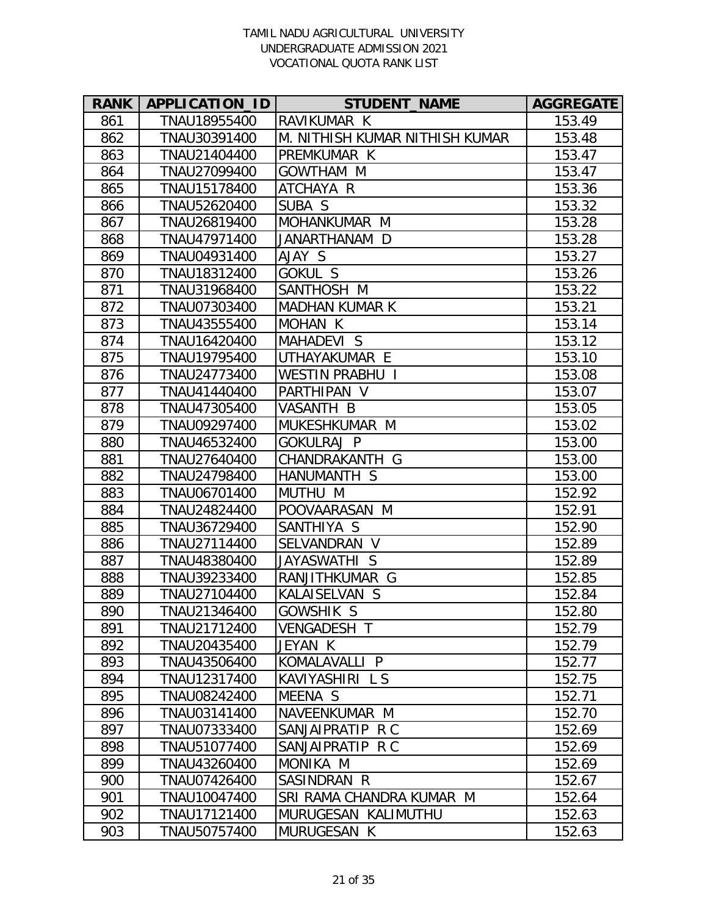TAMIL NADU AGRICULTURAL UNIVERSITY
UNDERGRADUATE ADMISSION 2021
VOCATIONAL QUOTA RANK LIST

| RANK | APPLICATION_ID | STUDENT_NAME | AGGREGATE |
|---|---|---|---|
| 861 | TNAU18955400 | RAVIKUMAR K | 153.49 |
| 862 | TNAU30391400 | M. NITHISH KUMAR NITHISH KUMAR | 153.48 |
| 863 | TNAU21404400 | PREMKUMAR K | 153.47 |
| 864 | TNAU27099400 | GOWTHAM M | 153.47 |
| 865 | TNAU15178400 | ATCHAYA R | 153.36 |
| 866 | TNAU52620400 | SUBA S | 153.32 |
| 867 | TNAU26819400 | MOHANKUMAR M | 153.28 |
| 868 | TNAU47971400 | JANARTHANAM D | 153.28 |
| 869 | TNAU04931400 | AJAY S | 153.27 |
| 870 | TNAU18312400 | GOKUL S | 153.26 |
| 871 | TNAU31968400 | SANTHOSH M | 153.22 |
| 872 | TNAU07303400 | MADHAN KUMAR K | 153.21 |
| 873 | TNAU43555400 | MOHAN K | 153.14 |
| 874 | TNAU16420400 | MAHADEVI S | 153.12 |
| 875 | TNAU19795400 | UTHAYAKUMAR E | 153.10 |
| 876 | TNAU24773400 | WESTIN PRABHU I | 153.08 |
| 877 | TNAU41440400 | PARTHIPAN V | 153.07 |
| 878 | TNAU47305400 | VASANTH B | 153.05 |
| 879 | TNAU09297400 | MUKESHKUMAR M | 153.02 |
| 880 | TNAU46532400 | GOKULRAJ P | 153.00 |
| 881 | TNAU27640400 | CHANDRAKANTH G | 153.00 |
| 882 | TNAU24798400 | HANUMANTH S | 153.00 |
| 883 | TNAU06701400 | MUTHU M | 152.92 |
| 884 | TNAU24824400 | POOVAARASAN M | 152.91 |
| 885 | TNAU36729400 | SANTHIYA S | 152.90 |
| 886 | TNAU27114400 | SELVANDRAN V | 152.89 |
| 887 | TNAU48380400 | JAYASWATHI S | 152.89 |
| 888 | TNAU39233400 | RANJITHKUMAR G | 152.85 |
| 889 | TNAU27104400 | KALAISELVAN S | 152.84 |
| 890 | TNAU21346400 | GOWSHIK S | 152.80 |
| 891 | TNAU21712400 | VENGADESH T | 152.79 |
| 892 | TNAU20435400 | JEYAN K | 152.79 |
| 893 | TNAU43506400 | KOMALAVALLI P | 152.77 |
| 894 | TNAU12317400 | KAVIYASHIRI L S | 152.75 |
| 895 | TNAU08242400 | MEENA S | 152.71 |
| 896 | TNAU03141400 | NAVEENKUMAR M | 152.70 |
| 897 | TNAU07333400 | SANJAIPRATIP R C | 152.69 |
| 898 | TNAU51077400 | SANJAIPRATIP R C | 152.69 |
| 899 | TNAU43260400 | MONIKA M | 152.69 |
| 900 | TNAU07426400 | SASINDRAN R | 152.67 |
| 901 | TNAU10047400 | SRI RAMA CHANDRA KUMAR M | 152.64 |
| 902 | TNAU17121400 | MURUGESAN KALIMUTHU | 152.63 |
| 903 | TNAU50757400 | MURUGESAN K | 152.63 |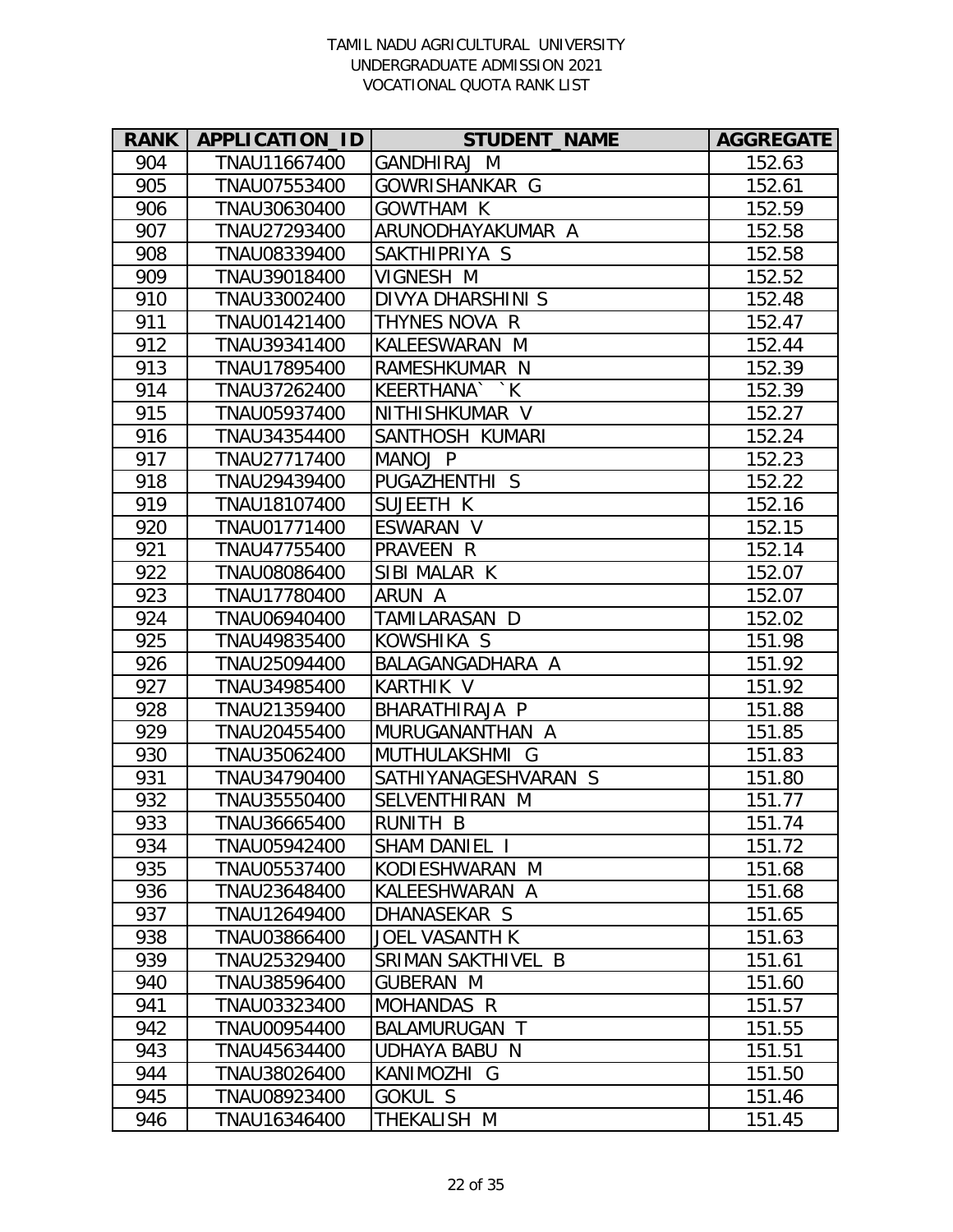TAMIL NADU AGRICULTURAL UNIVERSITY
UNDERGRADUATE ADMISSION 2021
VOCATIONAL QUOTA RANK LIST

| RANK | APPLICATION_ID | STUDENT_NAME | AGGREGATE |
|---|---|---|---|
| 904 | TNAU11667400 | GANDHIRAJ M | 152.63 |
| 905 | TNAU07553400 | GOWRISHANKAR G | 152.61 |
| 906 | TNAU30630400 | GOWTHAM K | 152.59 |
| 907 | TNAU27293400 | ARUNODHAYAKUMAR A | 152.58 |
| 908 | TNAU08339400 | SAKTHIPRIYA S | 152.58 |
| 909 | TNAU39018400 | VIGNESH M | 152.52 |
| 910 | TNAU33002400 | DIVYA DHARSHINI S | 152.48 |
| 911 | TNAU01421400 | THYNES NOVA R | 152.47 |
| 912 | TNAU39341400 | KALEESWARAN M | 152.44 |
| 913 | TNAU17895400 | RAMESHKUMAR N | 152.39 |
| 914 | TNAU37262400 | KEERTHANA` `K | 152.39 |
| 915 | TNAU05937400 | NITHISHKUMAR V | 152.27 |
| 916 | TNAU34354400 | SANTHOSH KUMARI | 152.24 |
| 917 | TNAU27717400 | MANOJ P | 152.23 |
| 918 | TNAU29439400 | PUGAZHENTHI S | 152.22 |
| 919 | TNAU18107400 | SUJEETH K | 152.16 |
| 920 | TNAU01771400 | ESWARAN V | 152.15 |
| 921 | TNAU47755400 | PRAVEEN R | 152.14 |
| 922 | TNAU08086400 | SIBI MALAR K | 152.07 |
| 923 | TNAU17780400 | ARUN A | 152.07 |
| 924 | TNAU06940400 | TAMILARASAN D | 152.02 |
| 925 | TNAU49835400 | KOWSHIKA S | 151.98 |
| 926 | TNAU25094400 | BALAGANGADHARA A | 151.92 |
| 927 | TNAU34985400 | KARTHIK V | 151.92 |
| 928 | TNAU21359400 | BHARATHIRAJA P | 151.88 |
| 929 | TNAU20455400 | MURUGANANTHAN A | 151.85 |
| 930 | TNAU35062400 | MUTHULAKSHMI G | 151.83 |
| 931 | TNAU34790400 | SATHIYANAGESHVARAN S | 151.80 |
| 932 | TNAU35550400 | SELVENTHIRAN M | 151.77 |
| 933 | TNAU36665400 | RUNITH B | 151.74 |
| 934 | TNAU05942400 | SHAM DANIEL I | 151.72 |
| 935 | TNAU05537400 | KODIESHWARAN M | 151.68 |
| 936 | TNAU23648400 | KALEESHWARAN A | 151.68 |
| 937 | TNAU12649400 | DHANASEKAR S | 151.65 |
| 938 | TNAU03866400 | JOEL VASANTH K | 151.63 |
| 939 | TNAU25329400 | SRIMAN SAKTHIVEL B | 151.61 |
| 940 | TNAU38596400 | GUBERAN M | 151.60 |
| 941 | TNAU03323400 | MOHANDAS R | 151.57 |
| 942 | TNAU00954400 | BALAMURUGAN T | 151.55 |
| 943 | TNAU45634400 | UDHAYA BABU N | 151.51 |
| 944 | TNAU38026400 | KANIMOZHI G | 151.50 |
| 945 | TNAU08923400 | GOKUL S | 151.46 |
| 946 | TNAU16346400 | THEKALISH M | 151.45 |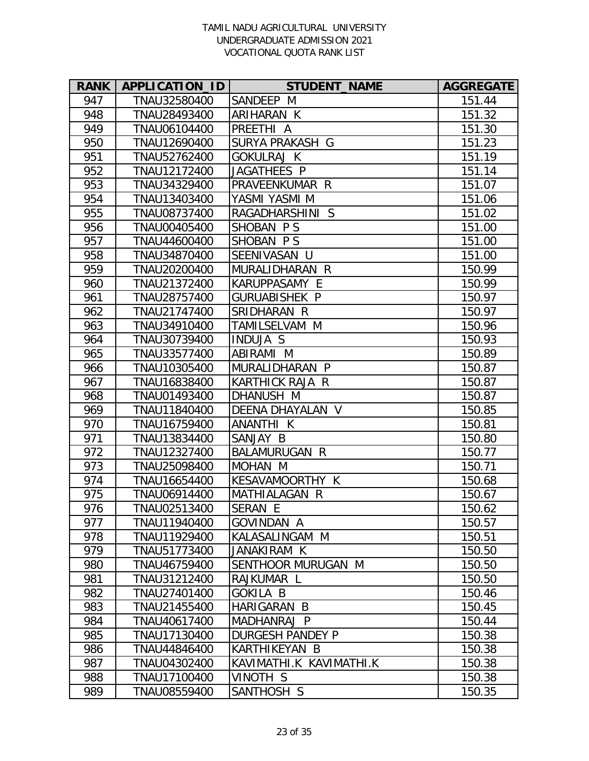TAMIL NADU AGRICULTURAL UNIVERSITY
UNDERGRADUATE ADMISSION 2021
VOCATIONAL QUOTA RANK LIST

| RANK | APPLICATION_ID | STUDENT_NAME | AGGREGATE |
|---|---|---|---|
| 947 | TNAU32580400 | SANDEEP M | 151.44 |
| 948 | TNAU28493400 | ARIHARAN K | 151.32 |
| 949 | TNAU06104400 | PREETHI A | 151.30 |
| 950 | TNAU12690400 | SURYA PRAKASH G | 151.23 |
| 951 | TNAU52762400 | GOKULRAJ K | 151.19 |
| 952 | TNAU12172400 | JAGATHEES P | 151.14 |
| 953 | TNAU34329400 | PRAVEENKUMAR R | 151.07 |
| 954 | TNAU13403400 | YASMI YASMI M | 151.06 |
| 955 | TNAU08737400 | RAGADHARSHINI S | 151.02 |
| 956 | TNAU00405400 | SHOBAN P S | 151.00 |
| 957 | TNAU44600400 | SHOBAN P S | 151.00 |
| 958 | TNAU34870400 | SEENIVASAN U | 151.00 |
| 959 | TNAU20200400 | MURALIDHARAN R | 150.99 |
| 960 | TNAU21372400 | KARUPPASAMY E | 150.99 |
| 961 | TNAU28757400 | GURUABISHEK P | 150.97 |
| 962 | TNAU21747400 | SRIDHARAN R | 150.97 |
| 963 | TNAU34910400 | TAMILSELVAM M | 150.96 |
| 964 | TNAU30739400 | INDUJA S | 150.93 |
| 965 | TNAU33577400 | ABIRAMI M | 150.89 |
| 966 | TNAU10305400 | MURALIDHARAN P | 150.87 |
| 967 | TNAU16838400 | KARTHICK RAJA R | 150.87 |
| 968 | TNAU01493400 | DHANUSH M | 150.87 |
| 969 | TNAU11840400 | DEENA DHAYALAN V | 150.85 |
| 970 | TNAU16759400 | ANANTHI K | 150.81 |
| 971 | TNAU13834400 | SANJAY B | 150.80 |
| 972 | TNAU12327400 | BALAMURUGAN R | 150.77 |
| 973 | TNAU25098400 | MOHAN M | 150.71 |
| 974 | TNAU16654400 | KESAVAMOORTHY K | 150.68 |
| 975 | TNAU06914400 | MATHIALAGAN R | 150.67 |
| 976 | TNAU02513400 | SERAN E | 150.62 |
| 977 | TNAU11940400 | GOVINDAN A | 150.57 |
| 978 | TNAU11929400 | KALASALINGAM M | 150.51 |
| 979 | TNAU51773400 | JANAKIRAM K | 150.50 |
| 980 | TNAU46759400 | SENTHOOR MURUGAN M | 150.50 |
| 981 | TNAU31212400 | RAJKUMAR L | 150.50 |
| 982 | TNAU27401400 | GOKILA B | 150.46 |
| 983 | TNAU21455400 | HARIGARAN B | 150.45 |
| 984 | TNAU40617400 | MADHANRAJ P | 150.44 |
| 985 | TNAU17130400 | DURGESH PANDEY P | 150.38 |
| 986 | TNAU44846400 | KARTHIKEYAN B | 150.38 |
| 987 | TNAU04302400 | KAVIMATHI.K KAVIMATHI.K | 150.38 |
| 988 | TNAU17100400 | VINOTH S | 150.38 |
| 989 | TNAU08559400 | SANTHOSH S | 150.35 |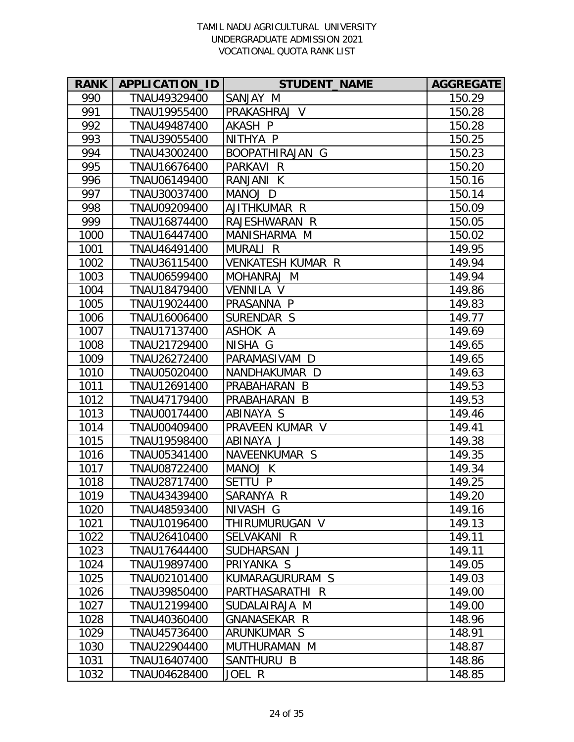TAMIL NADU AGRICULTURAL UNIVERSITY
UNDERGRADUATE ADMISSION 2021
VOCATIONAL QUOTA RANK LIST

| RANK | APPLICATION_ID | STUDENT_NAME | AGGREGATE |
|---|---|---|---|
| 990 | TNAU49329400 | SANJAY M | 150.29 |
| 991 | TNAU19955400 | PRAKASHRAJ V | 150.28 |
| 992 | TNAU49487400 | AKASH P | 150.28 |
| 993 | TNAU39055400 | NITHYA P | 150.25 |
| 994 | TNAU43002400 | BOOPATHIRAJAN G | 150.23 |
| 995 | TNAU16676400 | PARKAVI R | 150.20 |
| 996 | TNAU06149400 | RANJANI K | 150.16 |
| 997 | TNAU30037400 | MANOJ D | 150.14 |
| 998 | TNAU09209400 | AJITHKUMAR R | 150.09 |
| 999 | TNAU16874400 | RAJESHWARAN R | 150.05 |
| 1000 | TNAU16447400 | MANISHARMA M | 150.02 |
| 1001 | TNAU46491400 | MURALI R | 149.95 |
| 1002 | TNAU36115400 | VENKATESH KUMAR R | 149.94 |
| 1003 | TNAU06599400 | MOHANRAJ M | 149.94 |
| 1004 | TNAU18479400 | VENNILA V | 149.86 |
| 1005 | TNAU19024400 | PRASANNA P | 149.83 |
| 1006 | TNAU16006400 | SURENDAR S | 149.77 |
| 1007 | TNAU17137400 | ASHOK A | 149.69 |
| 1008 | TNAU21729400 | NISHA G | 149.65 |
| 1009 | TNAU26272400 | PARAMASIVAM D | 149.65 |
| 1010 | TNAU05020400 | NANDHAKUMAR D | 149.63 |
| 1011 | TNAU12691400 | PRABAHARAN B | 149.53 |
| 1012 | TNAU47179400 | PRABAHARAN B | 149.53 |
| 1013 | TNAU00174400 | ABINAYA S | 149.46 |
| 1014 | TNAU00409400 | PRAVEEN KUMAR V | 149.41 |
| 1015 | TNAU19598400 | ABINAYA J | 149.38 |
| 1016 | TNAU05341400 | NAVEENKUMAR S | 149.35 |
| 1017 | TNAU08722400 | MANOJ K | 149.34 |
| 1018 | TNAU28717400 | SETTU P | 149.25 |
| 1019 | TNAU43439400 | SARANYA R | 149.20 |
| 1020 | TNAU48593400 | NIVASH G | 149.16 |
| 1021 | TNAU10196400 | THIRUMURUGAN V | 149.13 |
| 1022 | TNAU26410400 | SELVAKANI R | 149.11 |
| 1023 | TNAU17644400 | SUDHARSAN J | 149.11 |
| 1024 | TNAU19897400 | PRIYANKA S | 149.05 |
| 1025 | TNAU02101400 | KUMARAGURURAM S | 149.03 |
| 1026 | TNAU39850400 | PARTHASARATHI R | 149.00 |
| 1027 | TNAU12199400 | SUDALAIRAJA M | 149.00 |
| 1028 | TNAU40360400 | GNANASEKAR R | 148.96 |
| 1029 | TNAU45736400 | ARUNKUMAR S | 148.91 |
| 1030 | TNAU22904400 | MUTHURAMAN M | 148.87 |
| 1031 | TNAU16407400 | SANTHURU B | 148.86 |
| 1032 | TNAU04628400 | JOEL R | 148.85 |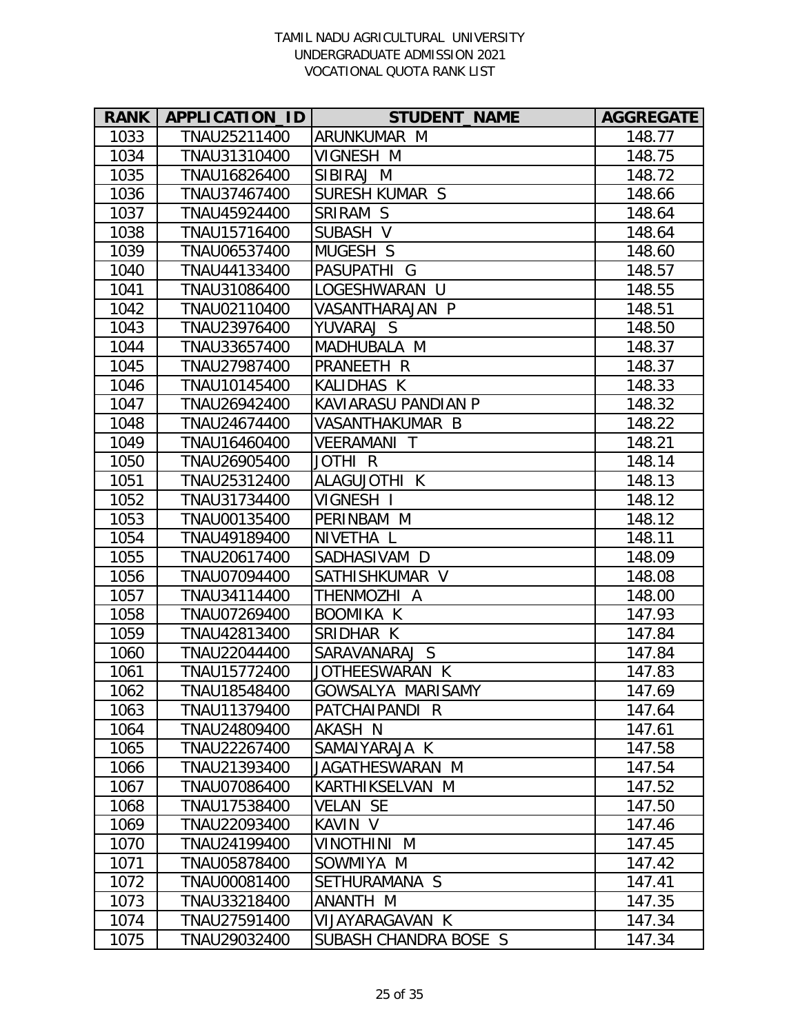TAMIL NADU AGRICULTURAL UNIVERSITY
UNDERGRADUATE ADMISSION 2021
VOCATIONAL QUOTA RANK LIST

| RANK | APPLICATION_ID | STUDENT_NAME | AGGREGATE |
|---|---|---|---|
| 1033 | TNAU25211400 | ARUNKUMAR M | 148.77 |
| 1034 | TNAU31310400 | VIGNESH M | 148.75 |
| 1035 | TNAU16826400 | SIBIRAJ M | 148.72 |
| 1036 | TNAU37467400 | SURESH KUMAR S | 148.66 |
| 1037 | TNAU45924400 | SRIRAM S | 148.64 |
| 1038 | TNAU15716400 | SUBASH V | 148.64 |
| 1039 | TNAU06537400 | MUGESH S | 148.60 |
| 1040 | TNAU44133400 | PASUPATHI G | 148.57 |
| 1041 | TNAU31086400 | LOGESHWARAN U | 148.55 |
| 1042 | TNAU02110400 | VASANTHARAJAN P | 148.51 |
| 1043 | TNAU23976400 | YUVARAJ S | 148.50 |
| 1044 | TNAU33657400 | MADHUBALA M | 148.37 |
| 1045 | TNAU27987400 | PRANEETH R | 148.37 |
| 1046 | TNAU10145400 | KALIDHAS K | 148.33 |
| 1047 | TNAU26942400 | KAVIARASU PANDIAN P | 148.32 |
| 1048 | TNAU24674400 | VASANTHAKUMAR B | 148.22 |
| 1049 | TNAU16460400 | VEERAMANI T | 148.21 |
| 1050 | TNAU26905400 | JOTHI R | 148.14 |
| 1051 | TNAU25312400 | ALAGUJOTHI K | 148.13 |
| 1052 | TNAU31734400 | VIGNESH I | 148.12 |
| 1053 | TNAU00135400 | PERINBAM M | 148.12 |
| 1054 | TNAU49189400 | NIVETHA L | 148.11 |
| 1055 | TNAU20617400 | SADHASIVAM D | 148.09 |
| 1056 | TNAU07094400 | SATHISHKUMAR V | 148.08 |
| 1057 | TNAU34114400 | THENMOZHI A | 148.00 |
| 1058 | TNAU07269400 | BOOMIKA K | 147.93 |
| 1059 | TNAU42813400 | SRIDHAR K | 147.84 |
| 1060 | TNAU22044400 | SARAVANARAJ S | 147.84 |
| 1061 | TNAU15772400 | JOTHEESWARAN K | 147.83 |
| 1062 | TNAU18548400 | GOWSALYA MARISAMY | 147.69 |
| 1063 | TNAU11379400 | PATCHAIPANDI R | 147.64 |
| 1064 | TNAU24809400 | AKASH N | 147.61 |
| 1065 | TNAU22267400 | SAMAIYARAJA K | 147.58 |
| 1066 | TNAU21393400 | JAGATHESWARAN M | 147.54 |
| 1067 | TNAU07086400 | KARTHIKSELVAN M | 147.52 |
| 1068 | TNAU17538400 | VELAN SE | 147.50 |
| 1069 | TNAU22093400 | KAVIN V | 147.46 |
| 1070 | TNAU24199400 | VINOTHINI M | 147.45 |
| 1071 | TNAU05878400 | SOWMIYA M | 147.42 |
| 1072 | TNAU00081400 | SETHURAMANA S | 147.41 |
| 1073 | TNAU33218400 | ANANTH M | 147.35 |
| 1074 | TNAU27591400 | VIJAYARAGAVAN K | 147.34 |
| 1075 | TNAU29032400 | SUBASH CHANDRA BOSE S | 147.34 |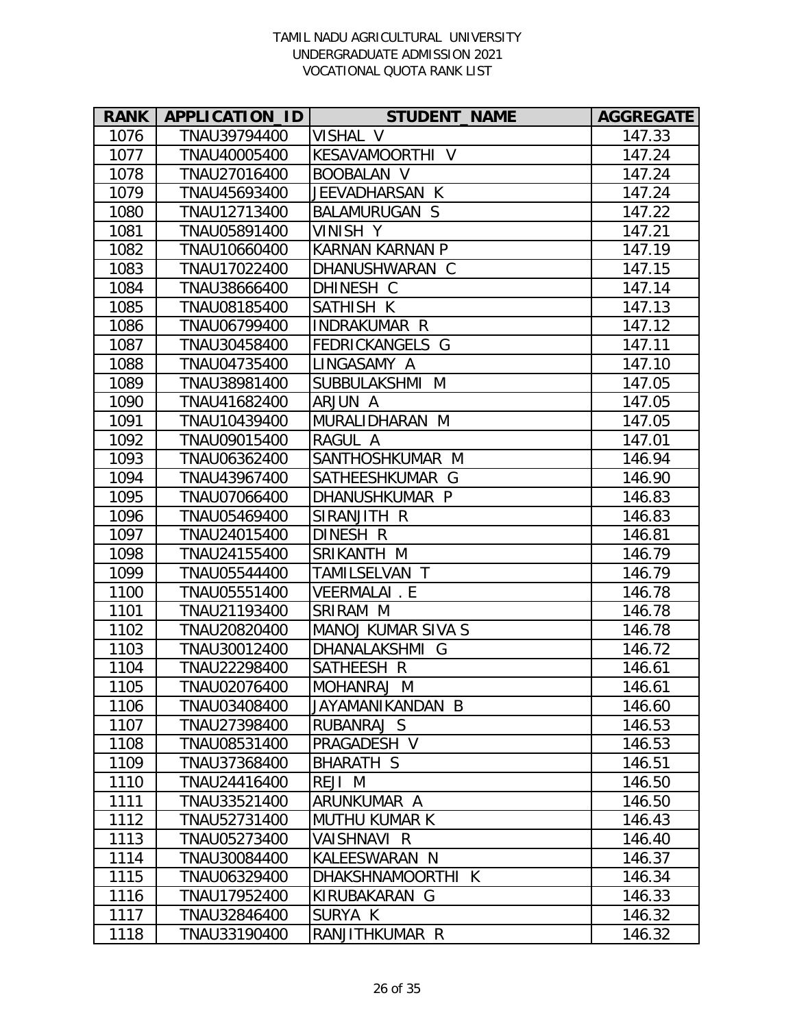TAMIL NADU AGRICULTURAL UNIVERSITY
UNDERGRADUATE ADMISSION 2021
VOCATIONAL QUOTA RANK LIST

| RANK | APPLICATION_ID | STUDENT_NAME | AGGREGATE |
|---|---|---|---|
| 1076 | TNAU39794400 | VISHAL V | 147.33 |
| 1077 | TNAU40005400 | KESAVAMOORTHI V | 147.24 |
| 1078 | TNAU27016400 | BOOBALAN V | 147.24 |
| 1079 | TNAU45693400 | JEEVADHARSAN K | 147.24 |
| 1080 | TNAU12713400 | BALAMURUGAN S | 147.22 |
| 1081 | TNAU05891400 | VINISH Y | 147.21 |
| 1082 | TNAU10660400 | KARNAN KARNAN P | 147.19 |
| 1083 | TNAU17022400 | DHANUSHWARAN C | 147.15 |
| 1084 | TNAU38666400 | DHINESH C | 147.14 |
| 1085 | TNAU08185400 | SATHISH K | 147.13 |
| 1086 | TNAU06799400 | INDRAKUMAR R | 147.12 |
| 1087 | TNAU30458400 | FEDRICKANGELS G | 147.11 |
| 1088 | TNAU04735400 | LINGASAMY A | 147.10 |
| 1089 | TNAU38981400 | SUBBULAKSHMI M | 147.05 |
| 1090 | TNAU41682400 | ARJUN A | 147.05 |
| 1091 | TNAU10439400 | MURALIDHARAN M | 147.05 |
| 1092 | TNAU09015400 | RAGUL A | 147.01 |
| 1093 | TNAU06362400 | SANTHOSHKUMAR M | 146.94 |
| 1094 | TNAU43967400 | SATHEESHKUMAR G | 146.90 |
| 1095 | TNAU07066400 | DHANUSHKUMAR P | 146.83 |
| 1096 | TNAU05469400 | SIRANJITH R | 146.83 |
| 1097 | TNAU24015400 | DINESH R | 146.81 |
| 1098 | TNAU24155400 | SRIKANTH M | 146.79 |
| 1099 | TNAU05544400 | TAMILSELVAN T | 146.79 |
| 1100 | TNAU05551400 | VEERMALAI . E | 146.78 |
| 1101 | TNAU21193400 | SRIRAM M | 146.78 |
| 1102 | TNAU20820400 | MANOJ KUMAR SIVA S | 146.78 |
| 1103 | TNAU30012400 | DHANALAKSHMI G | 146.72 |
| 1104 | TNAU22298400 | SATHEESH R | 146.61 |
| 1105 | TNAU02076400 | MOHANRAJ M | 146.61 |
| 1106 | TNAU03408400 | JAYAMANIKANDAN B | 146.60 |
| 1107 | TNAU27398400 | RUBANRAJ S | 146.53 |
| 1108 | TNAU08531400 | PRAGADESH V | 146.53 |
| 1109 | TNAU37368400 | BHARATH S | 146.51 |
| 1110 | TNAU24416400 | REJI M | 146.50 |
| 1111 | TNAU33521400 | ARUNKUMAR A | 146.50 |
| 1112 | TNAU52731400 | MUTHU KUMAR K | 146.43 |
| 1113 | TNAU05273400 | VAISHNAVI R | 146.40 |
| 1114 | TNAU30084400 | KALEESWARAN N | 146.37 |
| 1115 | TNAU06329400 | DHAKSHNAMOORTHI K | 146.34 |
| 1116 | TNAU17952400 | KIRUBAKARAN G | 146.33 |
| 1117 | TNAU32846400 | SURYA K | 146.32 |
| 1118 | TNAU33190400 | RANJITHKUMAR R | 146.32 |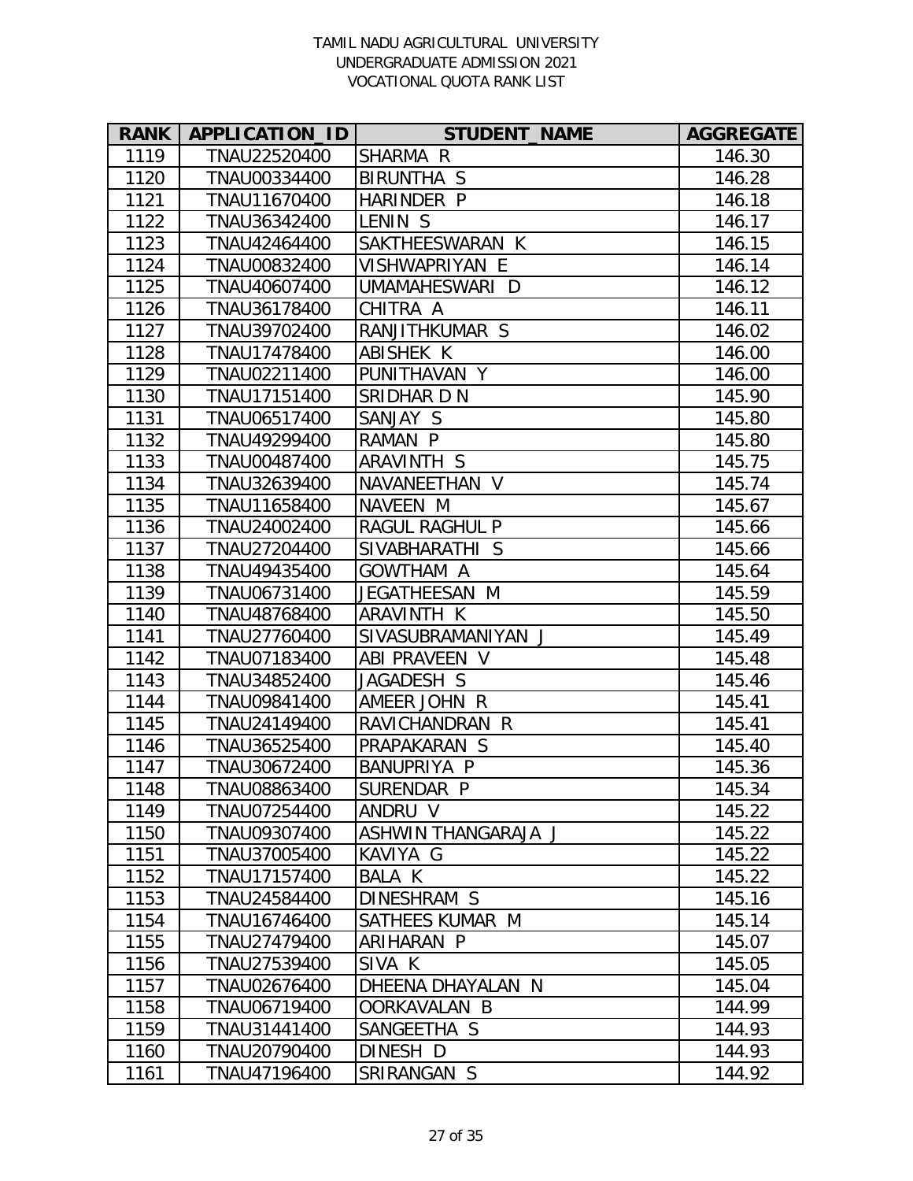TAMIL NADU AGRICULTURAL UNIVERSITY
UNDERGRADUATE ADMISSION 2021
VOCATIONAL QUOTA RANK LIST

| RANK | APPLICATION_ID | STUDENT_NAME | AGGREGATE |
|---|---|---|---|
| 1119 | TNAU22520400 | SHARMA R | 146.30 |
| 1120 | TNAU00334400 | BIRUNTHA S | 146.28 |
| 1121 | TNAU11670400 | HARINDER P | 146.18 |
| 1122 | TNAU36342400 | LENIN S | 146.17 |
| 1123 | TNAU42464400 | SAKTHEESWARAN K | 146.15 |
| 1124 | TNAU00832400 | VISHWAPRIYAN E | 146.14 |
| 1125 | TNAU40607400 | UMAMAHESWARI D | 146.12 |
| 1126 | TNAU36178400 | CHITRA A | 146.11 |
| 1127 | TNAU39702400 | RANJITHKUMAR S | 146.02 |
| 1128 | TNAU17478400 | ABISHEK K | 146.00 |
| 1129 | TNAU02211400 | PUNITHAVAN Y | 146.00 |
| 1130 | TNAU17151400 | SRIDHAR D N | 145.90 |
| 1131 | TNAU06517400 | SANJAY S | 145.80 |
| 1132 | TNAU49299400 | RAMAN P | 145.80 |
| 1133 | TNAU00487400 | ARAVINTH S | 145.75 |
| 1134 | TNAU32639400 | NAVANEETHAN V | 145.74 |
| 1135 | TNAU11658400 | NAVEEN M | 145.67 |
| 1136 | TNAU24002400 | RAGUL RAGHUL P | 145.66 |
| 1137 | TNAU27204400 | SIVABHARATHI S | 145.66 |
| 1138 | TNAU49435400 | GOWTHAM A | 145.64 |
| 1139 | TNAU06731400 | JEGATHEESAN M | 145.59 |
| 1140 | TNAU48768400 | ARAVINTH K | 145.50 |
| 1141 | TNAU27760400 | SIVASUBRAMANIYAN J | 145.49 |
| 1142 | TNAU07183400 | ABI PRAVEEN V | 145.48 |
| 1143 | TNAU34852400 | JAGADESH S | 145.46 |
| 1144 | TNAU09841400 | AMEER JOHN R | 145.41 |
| 1145 | TNAU24149400 | RAVICHANDRAN R | 145.41 |
| 1146 | TNAU36525400 | PRAPAKARAN S | 145.40 |
| 1147 | TNAU30672400 | BANUPRIYA P | 145.36 |
| 1148 | TNAU08863400 | SURENDAR P | 145.34 |
| 1149 | TNAU07254400 | ANDRU V | 145.22 |
| 1150 | TNAU09307400 | ASHWIN THANGARAJA J | 145.22 |
| 1151 | TNAU37005400 | KAVIYA G | 145.22 |
| 1152 | TNAU17157400 | BALA K | 145.22 |
| 1153 | TNAU24584400 | DINESHRAM S | 145.16 |
| 1154 | TNAU16746400 | SATHEES KUMAR M | 145.14 |
| 1155 | TNAU27479400 | ARIHARAN P | 145.07 |
| 1156 | TNAU27539400 | SIVA K | 145.05 |
| 1157 | TNAU02676400 | DHEENA DHAYALAN N | 145.04 |
| 1158 | TNAU06719400 | OORKAVALAN B | 144.99 |
| 1159 | TNAU31441400 | SANGEETHA S | 144.93 |
| 1160 | TNAU20790400 | DINESH D | 144.93 |
| 1161 | TNAU47196400 | SRIRANGAN S | 144.92 |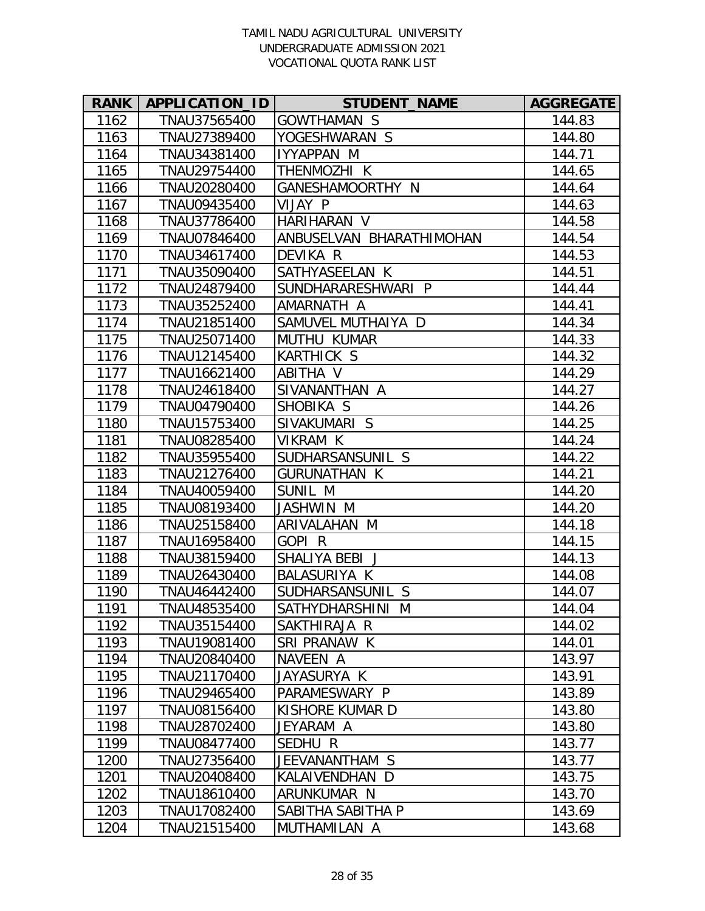TAMIL NADU AGRICULTURAL UNIVERSITY
UNDERGRADUATE ADMISSION 2021
VOCATIONAL QUOTA RANK LIST

| RANK | APPLICATION_ID | STUDENT_NAME | AGGREGATE |
|---|---|---|---|
| 1162 | TNAU37565400 | GOWTHAMAN S | 144.83 |
| 1163 | TNAU27389400 | YOGESHWARAN S | 144.80 |
| 1164 | TNAU34381400 | IYYAPPAN M | 144.71 |
| 1165 | TNAU29754400 | THENMOZHI K | 144.65 |
| 1166 | TNAU20280400 | GANESHAMOORTHY N | 144.64 |
| 1167 | TNAU09435400 | VIJAY P | 144.63 |
| 1168 | TNAU37786400 | HARIHARAN V | 144.58 |
| 1169 | TNAU07846400 | ANBUSELVAN BHARATHIMOHAN | 144.54 |
| 1170 | TNAU34617400 | DEVIKA R | 144.53 |
| 1171 | TNAU35090400 | SATHYASEELAN K | 144.51 |
| 1172 | TNAU24879400 | SUNDHARARESHWARI P | 144.44 |
| 1173 | TNAU35252400 | AMARNATH A | 144.41 |
| 1174 | TNAU21851400 | SAMUVEL MUTHAIYA D | 144.34 |
| 1175 | TNAU25071400 | MUTHU KUMAR | 144.33 |
| 1176 | TNAU12145400 | KARTHICK S | 144.32 |
| 1177 | TNAU16621400 | ABITHA V | 144.29 |
| 1178 | TNAU24618400 | SIVANANTHAN A | 144.27 |
| 1179 | TNAU04790400 | SHOBIKA S | 144.26 |
| 1180 | TNAU15753400 | SIVAKUMARI S | 144.25 |
| 1181 | TNAU08285400 | VIKRAM K | 144.24 |
| 1182 | TNAU35955400 | SUDHARSANSUNIL S | 144.22 |
| 1183 | TNAU21276400 | GURUNATHAN K | 144.21 |
| 1184 | TNAU40059400 | SUNIL M | 144.20 |
| 1185 | TNAU08193400 | JASHWIN M | 144.20 |
| 1186 | TNAU25158400 | ARIVALAHAN M | 144.18 |
| 1187 | TNAU16958400 | GOPI R | 144.15 |
| 1188 | TNAU38159400 | SHALIYA BEBI J | 144.13 |
| 1189 | TNAU26430400 | BALASURIYA K | 144.08 |
| 1190 | TNAU46442400 | SUDHARSANSUNIL S | 144.07 |
| 1191 | TNAU48535400 | SATHYDHARSHINI M | 144.04 |
| 1192 | TNAU35154400 | SAKTHIRAJA R | 144.02 |
| 1193 | TNAU19081400 | SRI PRANAW K | 144.01 |
| 1194 | TNAU20840400 | NAVEEN A | 143.97 |
| 1195 | TNAU21170400 | JAYASURYA K | 143.91 |
| 1196 | TNAU29465400 | PARAMESWARY P | 143.89 |
| 1197 | TNAU08156400 | KISHORE KUMAR D | 143.80 |
| 1198 | TNAU28702400 | JEYARAM A | 143.80 |
| 1199 | TNAU08477400 | SEDHU R | 143.77 |
| 1200 | TNAU27356400 | JEEVANANTHAM S | 143.77 |
| 1201 | TNAU20408400 | KALAIVENDHAN D | 143.75 |
| 1202 | TNAU18610400 | ARUNKUMAR N | 143.70 |
| 1203 | TNAU17082400 | SABITHA SABITHA P | 143.69 |
| 1204 | TNAU21515400 | MUTHAMILAN A | 143.68 |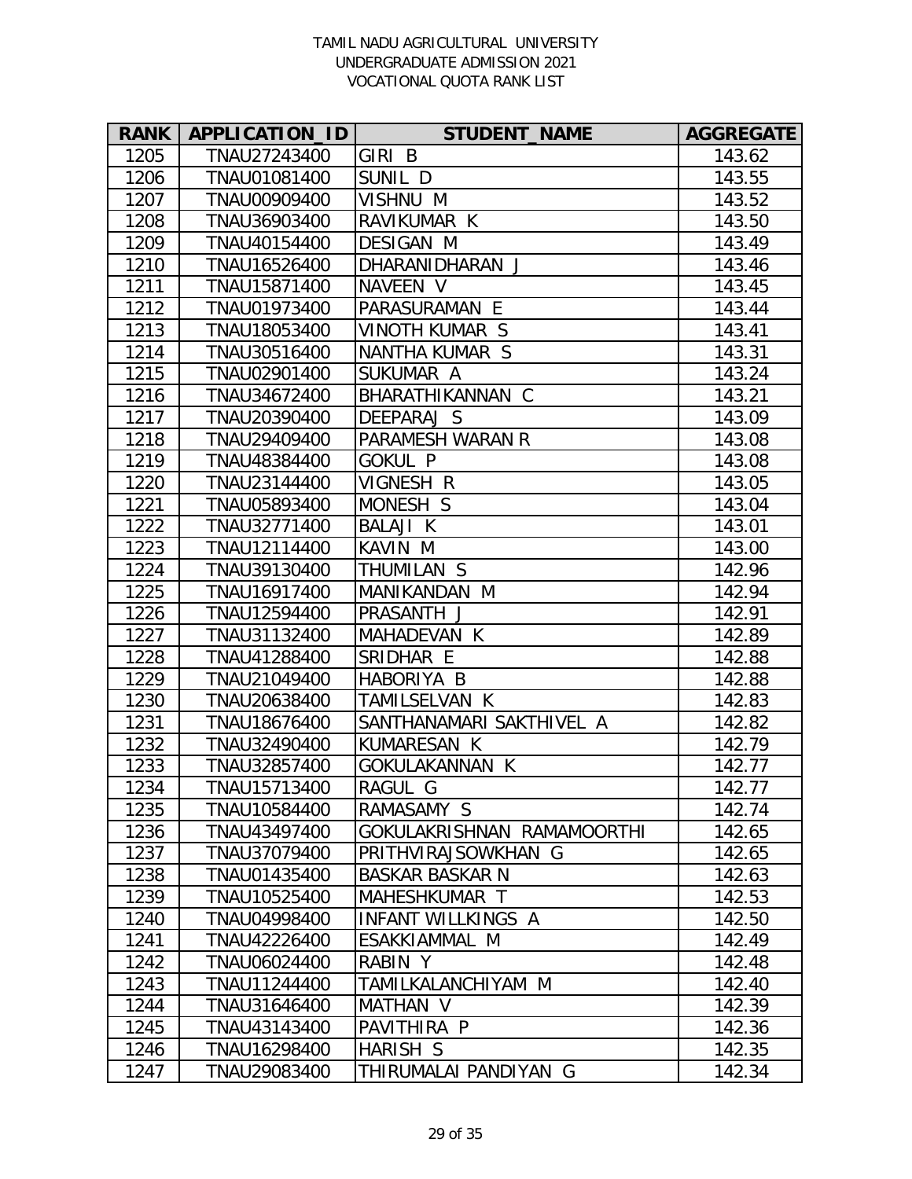TAMIL NADU AGRICULTURAL UNIVERSITY
UNDERGRADUATE ADMISSION 2021
VOCATIONAL QUOTA RANK LIST

| RANK | APPLICATION_ID | STUDENT_NAME | AGGREGATE |
|---|---|---|---|
| 1205 | TNAU27243400 | GIRI B | 143.62 |
| 1206 | TNAU01081400 | SUNIL D | 143.55 |
| 1207 | TNAU00909400 | VISHNU M | 143.52 |
| 1208 | TNAU36903400 | RAVIKUMAR K | 143.50 |
| 1209 | TNAU40154400 | DESIGAN M | 143.49 |
| 1210 | TNAU16526400 | DHARANIDHARAN J | 143.46 |
| 1211 | TNAU15871400 | NAVEEN V | 143.45 |
| 1212 | TNAU01973400 | PARASURAMAN E | 143.44 |
| 1213 | TNAU18053400 | VINOTH KUMAR S | 143.41 |
| 1214 | TNAU30516400 | NANTHA KUMAR S | 143.31 |
| 1215 | TNAU02901400 | SUKUMAR A | 143.24 |
| 1216 | TNAU34672400 | BHARATHIKANNAN C | 143.21 |
| 1217 | TNAU20390400 | DEEPARAJ S | 143.09 |
| 1218 | TNAU29409400 | PARAMESH WARAN R | 143.08 |
| 1219 | TNAU48384400 | GOKUL P | 143.08 |
| 1220 | TNAU23144400 | VIGNESH R | 143.05 |
| 1221 | TNAU05893400 | MONESH S | 143.04 |
| 1222 | TNAU32771400 | BALAJI K | 143.01 |
| 1223 | TNAU12114400 | KAVIN M | 143.00 |
| 1224 | TNAU39130400 | THUMILAN S | 142.96 |
| 1225 | TNAU16917400 | MANIKANDAN M | 142.94 |
| 1226 | TNAU12594400 | PRASANTH J | 142.91 |
| 1227 | TNAU31132400 | MAHADEVAN K | 142.89 |
| 1228 | TNAU41288400 | SRIDHAR E | 142.88 |
| 1229 | TNAU21049400 | HABORIYA B | 142.88 |
| 1230 | TNAU20638400 | TAMILSELVAN K | 142.83 |
| 1231 | TNAU18676400 | SANTHANAMARI SAKTHIVEL A | 142.82 |
| 1232 | TNAU32490400 | KUMARESAN K | 142.79 |
| 1233 | TNAU32857400 | GOKULAKANNAN K | 142.77 |
| 1234 | TNAU15713400 | RAGUL G | 142.77 |
| 1235 | TNAU10584400 | RAMASAMY S | 142.74 |
| 1236 | TNAU43497400 | GOKULAKRISHNAN RAMAMOORTHI | 142.65 |
| 1237 | TNAU37079400 | PRITHVIRAJSOWKHAN G | 142.65 |
| 1238 | TNAU01435400 | BASKAR BASKAR N | 142.63 |
| 1239 | TNAU10525400 | MAHESHKUMAR T | 142.53 |
| 1240 | TNAU04998400 | INFANT WILLKINGS A | 142.50 |
| 1241 | TNAU42226400 | ESAKKIAMMAL M | 142.49 |
| 1242 | TNAU06024400 | RABIN Y | 142.48 |
| 1243 | TNAU11244400 | TAMILKALANCHIYAM M | 142.40 |
| 1244 | TNAU31646400 | MATHAN V | 142.39 |
| 1245 | TNAU43143400 | PAVITHIRA P | 142.36 |
| 1246 | TNAU16298400 | HARISH S | 142.35 |
| 1247 | TNAU29083400 | THIRUMALAI PANDIYAN G | 142.34 |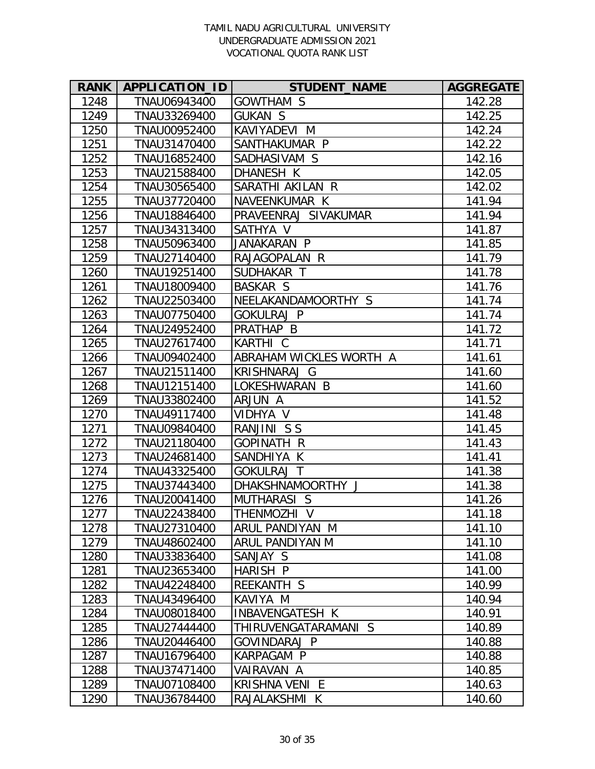TAMIL NADU AGRICULTURAL UNIVERSITY
UNDERGRADUATE ADMISSION 2021
VOCATIONAL QUOTA RANK LIST

| RANK | APPLICATION_ID | STUDENT_NAME | AGGREGATE |
|---|---|---|---|
| 1248 | TNAU06943400 | GOWTHAM S | 142.28 |
| 1249 | TNAU33269400 | GUKAN S | 142.25 |
| 1250 | TNAU00952400 | KAVIYADEVI M | 142.24 |
| 1251 | TNAU31470400 | SANTHAKUMAR P | 142.22 |
| 1252 | TNAU16852400 | SADHASIVAM S | 142.16 |
| 1253 | TNAU21588400 | DHANESH K | 142.05 |
| 1254 | TNAU30565400 | SARATHI AKILAN R | 142.02 |
| 1255 | TNAU37720400 | NAVEENKUMAR K | 141.94 |
| 1256 | TNAU18846400 | PRAVEENRAJ SIVAKUMAR | 141.94 |
| 1257 | TNAU34313400 | SATHYA V | 141.87 |
| 1258 | TNAU50963400 | JANAKARAN P | 141.85 |
| 1259 | TNAU27140400 | RAJAGOPALAN R | 141.79 |
| 1260 | TNAU19251400 | SUDHAKAR T | 141.78 |
| 1261 | TNAU18009400 | BASKAR S | 141.76 |
| 1262 | TNAU22503400 | NEELAKANDAMOORTHY S | 141.74 |
| 1263 | TNAU07750400 | GOKULRAJ P | 141.74 |
| 1264 | TNAU24952400 | PRATHAP B | 141.72 |
| 1265 | TNAU27617400 | KARTHI C | 141.71 |
| 1266 | TNAU09402400 | ABRAHAM WICKLES WORTH A | 141.61 |
| 1267 | TNAU21511400 | KRISHNARAJ G | 141.60 |
| 1268 | TNAU12151400 | LOKESHWARAN B | 141.60 |
| 1269 | TNAU33802400 | ARJUN A | 141.52 |
| 1270 | TNAU49117400 | VIDHYA V | 141.48 |
| 1271 | TNAU09840400 | RANJINI S S | 141.45 |
| 1272 | TNAU21180400 | GOPINATH R | 141.43 |
| 1273 | TNAU24681400 | SANDHIYA K | 141.41 |
| 1274 | TNAU43325400 | GOKULRAJ T | 141.38 |
| 1275 | TNAU37443400 | DHAKSHNAMOORTHY J | 141.38 |
| 1276 | TNAU20041400 | MUTHARASI S | 141.26 |
| 1277 | TNAU22438400 | THENMOZHI V | 141.18 |
| 1278 | TNAU27310400 | ARUL PANDIYAN M | 141.10 |
| 1279 | TNAU48602400 | ARUL PANDIYAN M | 141.10 |
| 1280 | TNAU33836400 | SANJAY S | 141.08 |
| 1281 | TNAU23653400 | HARISH P | 141.00 |
| 1282 | TNAU42248400 | REEKANTH S | 140.99 |
| 1283 | TNAU43496400 | KAVIYA M | 140.94 |
| 1284 | TNAU08018400 | INBAVENGATESH K | 140.91 |
| 1285 | TNAU27444400 | THIRUVENGATARAMANI S | 140.89 |
| 1286 | TNAU20446400 | GOVINDARAJ P | 140.88 |
| 1287 | TNAU16796400 | KARPAGAM P | 140.88 |
| 1288 | TNAU37471400 | VAIRAVAN A | 140.85 |
| 1289 | TNAU07108400 | KRISHNA VENI E | 140.63 |
| 1290 | TNAU36784400 | RAJALAKSHMI K | 140.60 |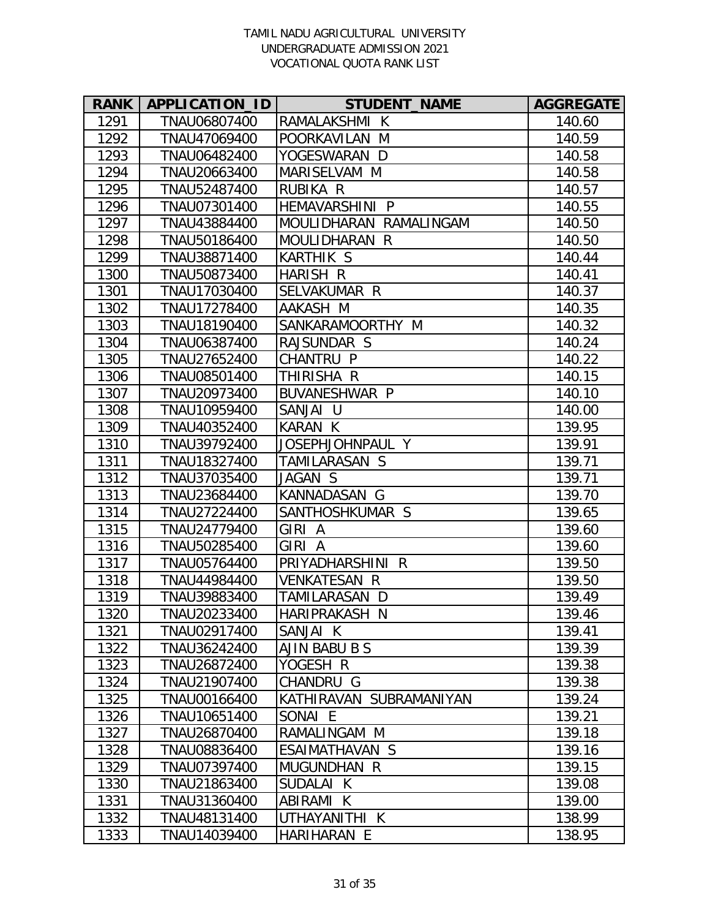TAMIL NADU AGRICULTURAL UNIVERSITY
UNDERGRADUATE ADMISSION 2021
VOCATIONAL QUOTA RANK LIST

| RANK | APPLICATION_ID | STUDENT_NAME | AGGREGATE |
|---|---|---|---|
| 1291 | TNAU06807400 | RAMALAKSHMI K | 140.60 |
| 1292 | TNAU47069400 | POORKAVILAN M | 140.59 |
| 1293 | TNAU06482400 | YOGESWARAN D | 140.58 |
| 1294 | TNAU20663400 | MARISELVAM M | 140.58 |
| 1295 | TNAU52487400 | RUBIKA R | 140.57 |
| 1296 | TNAU07301400 | HEMAVARSHINI P | 140.55 |
| 1297 | TNAU43884400 | MOULIDHARAN RAMALINGAM | 140.50 |
| 1298 | TNAU50186400 | MOULIDHARAN R | 140.50 |
| 1299 | TNAU38871400 | KARTHIK S | 140.44 |
| 1300 | TNAU50873400 | HARISH R | 140.41 |
| 1301 | TNAU17030400 | SELVAKUMAR R | 140.37 |
| 1302 | TNAU17278400 | AAKASH M | 140.35 |
| 1303 | TNAU18190400 | SANKARAMOORTHY M | 140.32 |
| 1304 | TNAU06387400 | RAJSUNDAR S | 140.24 |
| 1305 | TNAU27652400 | CHANTRU P | 140.22 |
| 1306 | TNAU08501400 | THIRISHA R | 140.15 |
| 1307 | TNAU20973400 | BUVANESHWAR P | 140.10 |
| 1308 | TNAU10959400 | SANJAI U | 140.00 |
| 1309 | TNAU40352400 | KARAN K | 139.95 |
| 1310 | TNAU39792400 | JOSEPHJOHNPAUL Y | 139.91 |
| 1311 | TNAU18327400 | TAMILARASAN S | 139.71 |
| 1312 | TNAU37035400 | JAGAN S | 139.71 |
| 1313 | TNAU23684400 | KANNADASAN G | 139.70 |
| 1314 | TNAU27224400 | SANTHOSHKUMAR S | 139.65 |
| 1315 | TNAU24779400 | GIRI A | 139.60 |
| 1316 | TNAU50285400 | GIRI A | 139.60 |
| 1317 | TNAU05764400 | PRIYADHARSHINI R | 139.50 |
| 1318 | TNAU44984400 | VENKATESAN R | 139.50 |
| 1319 | TNAU39883400 | TAMILARASAN D | 139.49 |
| 1320 | TNAU20233400 | HARIPRAKASH N | 139.46 |
| 1321 | TNAU02917400 | SANJAI K | 139.41 |
| 1322 | TNAU36242400 | AJIN BABU B S | 139.39 |
| 1323 | TNAU26872400 | YOGESH R | 139.38 |
| 1324 | TNAU21907400 | CHANDRU G | 139.38 |
| 1325 | TNAU00166400 | KATHIRAVAN SUBRAMANIYAN | 139.24 |
| 1326 | TNAU10651400 | SONAI E | 139.21 |
| 1327 | TNAU26870400 | RAMALINGAM M | 139.18 |
| 1328 | TNAU08836400 | ESAIMATHAVAN S | 139.16 |
| 1329 | TNAU07397400 | MUGUNDHAN R | 139.15 |
| 1330 | TNAU21863400 | SUDALAI K | 139.08 |
| 1331 | TNAU31360400 | ABIRAMI K | 139.00 |
| 1332 | TNAU48131400 | UTHAYANITHI K | 138.99 |
| 1333 | TNAU14039400 | HARIHARAN E | 138.95 |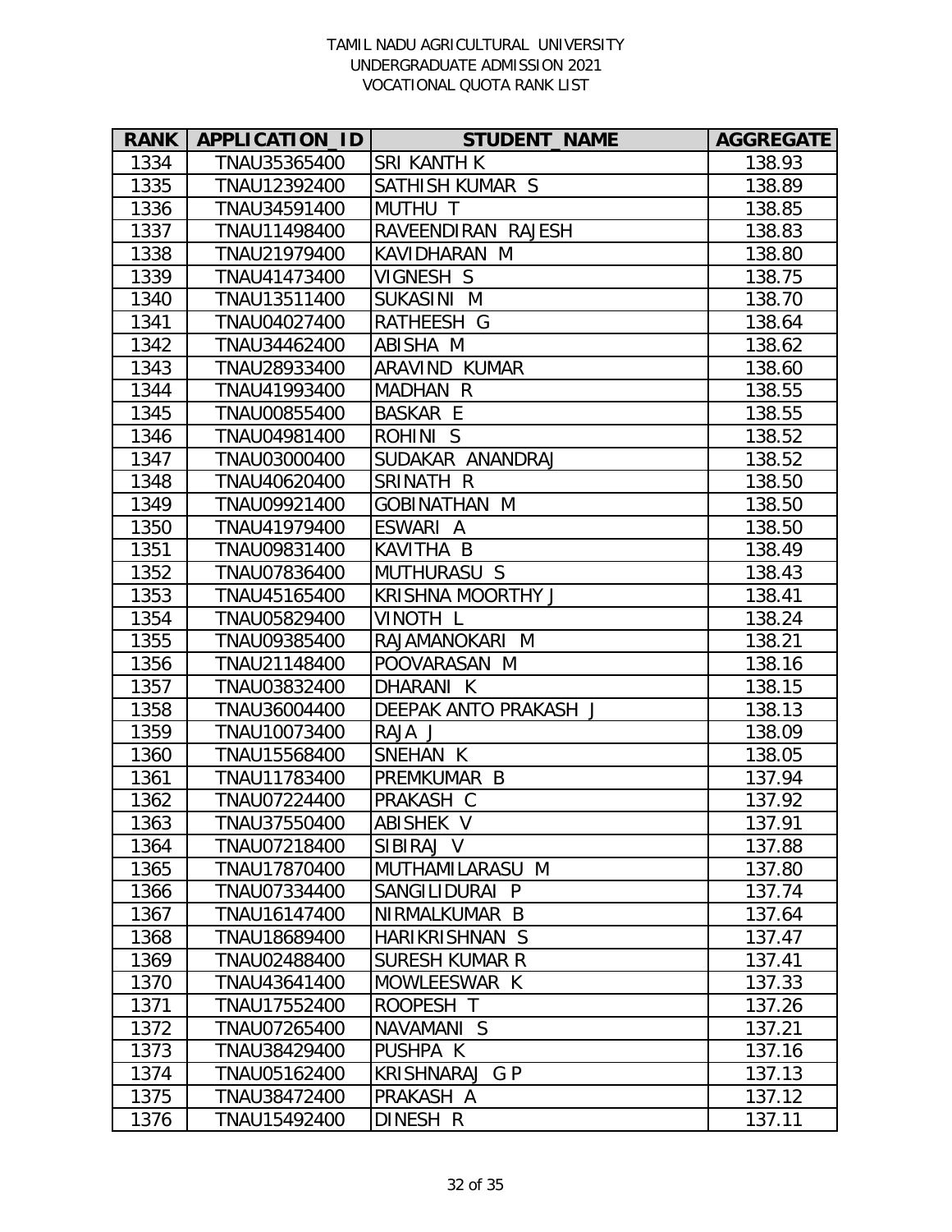TAMIL NADU AGRICULTURAL UNIVERSITY
UNDERGRADUATE ADMISSION 2021
VOCATIONAL QUOTA RANK LIST

| RANK | APPLICATION_ID | STUDENT_NAME | AGGREGATE |
|---|---|---|---|
| 1334 | TNAU35365400 | SRI KANTH K | 138.93 |
| 1335 | TNAU12392400 | SATHISH KUMAR S | 138.89 |
| 1336 | TNAU34591400 | MUTHU T | 138.85 |
| 1337 | TNAU11498400 | RAVEENDIRAN RAJESH | 138.83 |
| 1338 | TNAU21979400 | KAVIDHARAN M | 138.80 |
| 1339 | TNAU41473400 | VIGNESH S | 138.75 |
| 1340 | TNAU13511400 | SUKASINI M | 138.70 |
| 1341 | TNAU04027400 | RATHEESH G | 138.64 |
| 1342 | TNAU34462400 | ABISHA M | 138.62 |
| 1343 | TNAU28933400 | ARAVIND KUMAR | 138.60 |
| 1344 | TNAU41993400 | MADHAN R | 138.55 |
| 1345 | TNAU00855400 | BASKAR E | 138.55 |
| 1346 | TNAU04981400 | ROHINI S | 138.52 |
| 1347 | TNAU03000400 | SUDAKAR ANANDRAJ | 138.52 |
| 1348 | TNAU40620400 | SRINATH R | 138.50 |
| 1349 | TNAU09921400 | GOBINATHAN M | 138.50 |
| 1350 | TNAU41979400 | ESWARI A | 138.50 |
| 1351 | TNAU09831400 | KAVITHA B | 138.49 |
| 1352 | TNAU07836400 | MUTHURASU S | 138.43 |
| 1353 | TNAU45165400 | KRISHNA MOORTHY J | 138.41 |
| 1354 | TNAU05829400 | VINOTH L | 138.24 |
| 1355 | TNAU09385400 | RAJAMANOKARI M | 138.21 |
| 1356 | TNAU21148400 | POOVARASAN M | 138.16 |
| 1357 | TNAU03832400 | DHARANI K | 138.15 |
| 1358 | TNAU36004400 | DEEPAK ANTO PRAKASH J | 138.13 |
| 1359 | TNAU10073400 | RAJA J | 138.09 |
| 1360 | TNAU15568400 | SNEHAN K | 138.05 |
| 1361 | TNAU11783400 | PREMKUMAR B | 137.94 |
| 1362 | TNAU07224400 | PRAKASH C | 137.92 |
| 1363 | TNAU37550400 | ABISHEK V | 137.91 |
| 1364 | TNAU07218400 | SIBIRAJ V | 137.88 |
| 1365 | TNAU17870400 | MUTHAMILARASU M | 137.80 |
| 1366 | TNAU07334400 | SANGILIDURAI P | 137.74 |
| 1367 | TNAU16147400 | NIRMALKUMAR B | 137.64 |
| 1368 | TNAU18689400 | HARIKRISHNAN S | 137.47 |
| 1369 | TNAU02488400 | SURESH KUMAR R | 137.41 |
| 1370 | TNAU43641400 | MOWLEESWAR K | 137.33 |
| 1371 | TNAU17552400 | ROOPESH T | 137.26 |
| 1372 | TNAU07265400 | NAVAMANI S | 137.21 |
| 1373 | TNAU38429400 | PUSHPA K | 137.16 |
| 1374 | TNAU05162400 | KRISHNARAJ G P | 137.13 |
| 1375 | TNAU38472400 | PRAKASH A | 137.12 |
| 1376 | TNAU15492400 | DINESH R | 137.11 |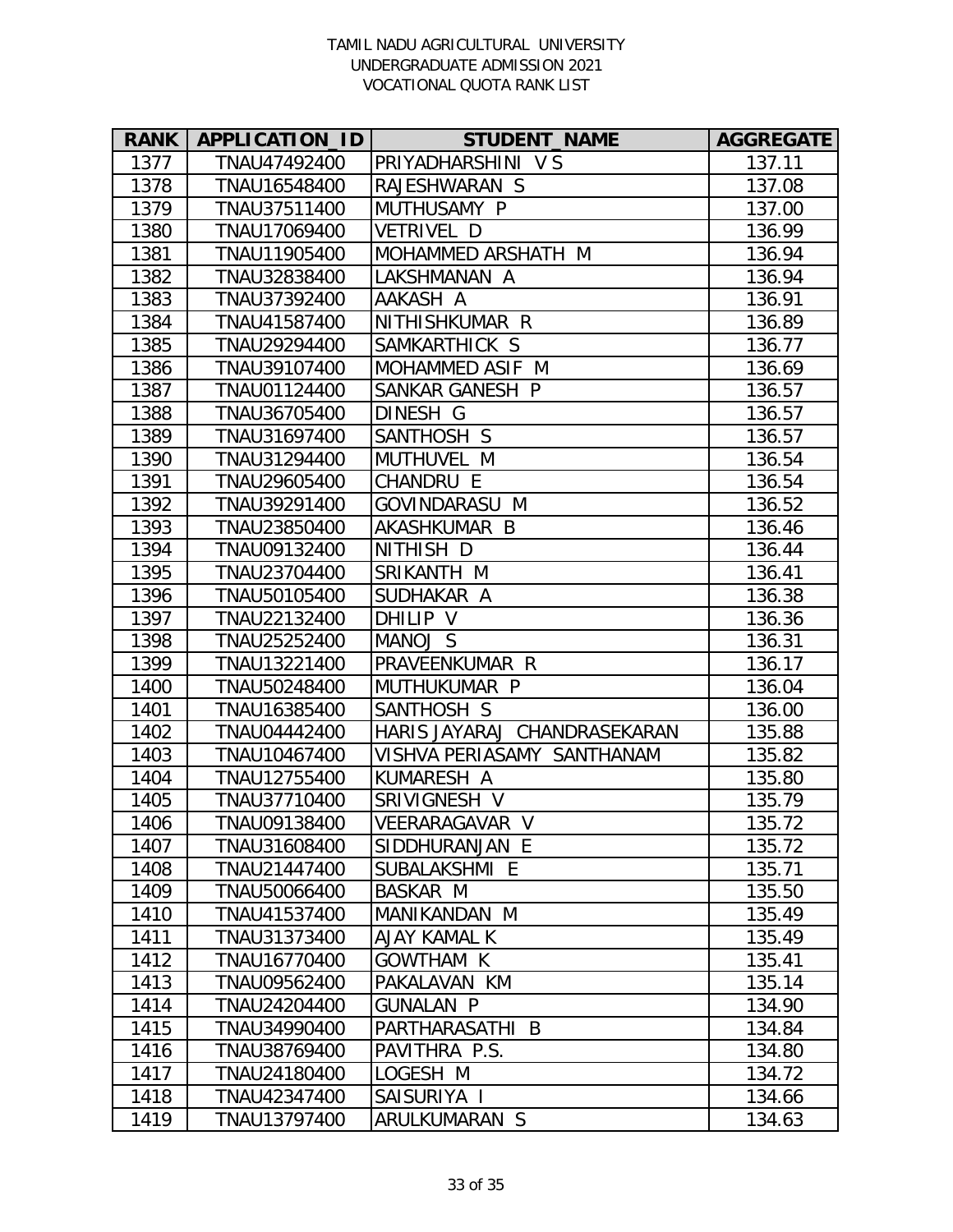TAMIL NADU AGRICULTURAL UNIVERSITY
UNDERGRADUATE ADMISSION 2021
VOCATIONAL QUOTA RANK LIST

| RANK | APPLICATION_ID | STUDENT_NAME | AGGREGATE |
|---|---|---|---|
| 1377 | TNAU47492400 | PRIYADHARSHINI V S | 137.11 |
| 1378 | TNAU16548400 | RAJESHWARAN S | 137.08 |
| 1379 | TNAU37511400 | MUTHUSAMY P | 137.00 |
| 1380 | TNAU17069400 | VETRIVEL D | 136.99 |
| 1381 | TNAU11905400 | MOHAMMED ARSHATH M | 136.94 |
| 1382 | TNAU32838400 | LAKSHMANAN A | 136.94 |
| 1383 | TNAU37392400 | AAKASH A | 136.91 |
| 1384 | TNAU41587400 | NITHISHKUMAR R | 136.89 |
| 1385 | TNAU29294400 | SAMKARTHICK S | 136.77 |
| 1386 | TNAU39107400 | MOHAMMED ASIF M | 136.69 |
| 1387 | TNAU01124400 | SANKAR GANESH P | 136.57 |
| 1388 | TNAU36705400 | DINESH G | 136.57 |
| 1389 | TNAU31697400 | SANTHOSH S | 136.57 |
| 1390 | TNAU31294400 | MUTHUVEL M | 136.54 |
| 1391 | TNAU29605400 | CHANDRU E | 136.54 |
| 1392 | TNAU39291400 | GOVINDARASU M | 136.52 |
| 1393 | TNAU23850400 | AKASHKUMAR B | 136.46 |
| 1394 | TNAU09132400 | NITHISH D | 136.44 |
| 1395 | TNAU23704400 | SRIKANTH M | 136.41 |
| 1396 | TNAU50105400 | SUDHAKAR A | 136.38 |
| 1397 | TNAU22132400 | DHILIP V | 136.36 |
| 1398 | TNAU25252400 | MANOJ S | 136.31 |
| 1399 | TNAU13221400 | PRAVEENKUMAR R | 136.17 |
| 1400 | TNAU50248400 | MUTHUKUMAR P | 136.04 |
| 1401 | TNAU16385400 | SANTHOSH S | 136.00 |
| 1402 | TNAU04442400 | HARIS JAYARAJ CHANDRASEKARAN | 135.88 |
| 1403 | TNAU10467400 | VISHVA PERIASAMY SANTHANAM | 135.82 |
| 1404 | TNAU12755400 | KUMARESH A | 135.80 |
| 1405 | TNAU37710400 | SRIVIGNESH V | 135.79 |
| 1406 | TNAU09138400 | VEERARAGAVAR V | 135.72 |
| 1407 | TNAU31608400 | SIDDHURANJAN E | 135.72 |
| 1408 | TNAU21447400 | SUBALAKSHMI E | 135.71 |
| 1409 | TNAU50066400 | BASKAR M | 135.50 |
| 1410 | TNAU41537400 | MANIKANDAN M | 135.49 |
| 1411 | TNAU31373400 | AJAY KAMAL K | 135.49 |
| 1412 | TNAU16770400 | GOWTHAM K | 135.41 |
| 1413 | TNAU09562400 | PAKALAVAN KM | 135.14 |
| 1414 | TNAU24204400 | GUNALAN P | 134.90 |
| 1415 | TNAU34990400 | PARTHARASATHI B | 134.84 |
| 1416 | TNAU38769400 | PAVITHRA P.S. | 134.80 |
| 1417 | TNAU24180400 | LOGESH M | 134.72 |
| 1418 | TNAU42347400 | SAISURIYA I | 134.66 |
| 1419 | TNAU13797400 | ARULKUMARAN S | 134.63 |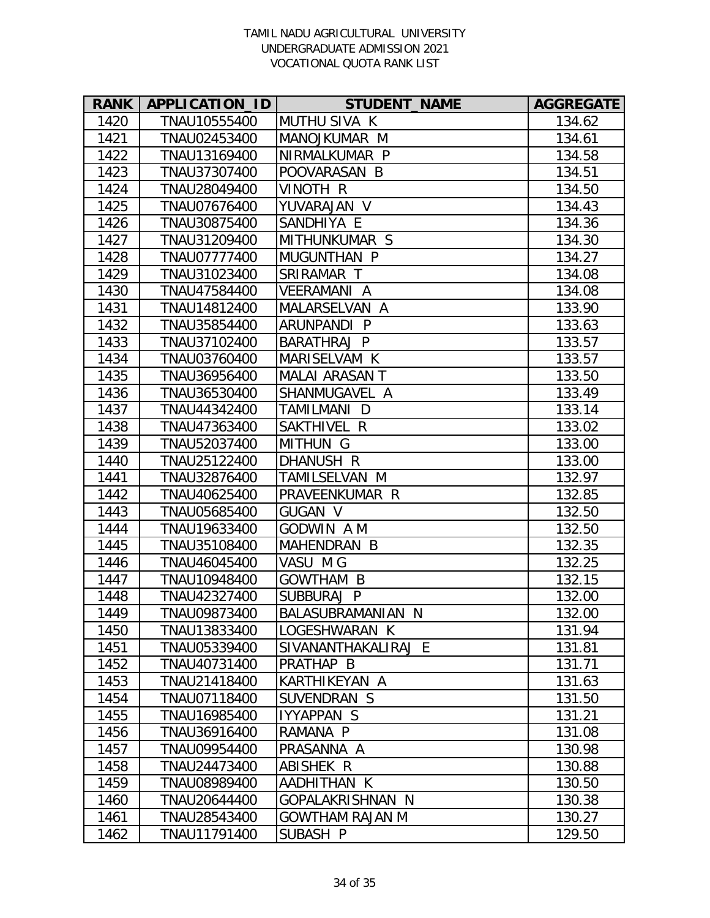TAMIL NADU AGRICULTURAL UNIVERSITY
UNDERGRADUATE ADMISSION 2021
VOCATIONAL QUOTA RANK LIST

| RANK | APPLICATION_ID | STUDENT_NAME | AGGREGATE |
|---|---|---|---|
| 1420 | TNAU10555400 | MUTHU SIVA K | 134.62 |
| 1421 | TNAU02453400 | MANOJKUMAR M | 134.61 |
| 1422 | TNAU13169400 | NIRMALKUMAR P | 134.58 |
| 1423 | TNAU37307400 | POOVARASAN B | 134.51 |
| 1424 | TNAU28049400 | VINOTH R | 134.50 |
| 1425 | TNAU07676400 | YUVARAJAN V | 134.43 |
| 1426 | TNAU30875400 | SANDHIYA E | 134.36 |
| 1427 | TNAU31209400 | MITHUNKUMAR S | 134.30 |
| 1428 | TNAU07777400 | MUGUNTHAN P | 134.27 |
| 1429 | TNAU31023400 | SRIRAMAR T | 134.08 |
| 1430 | TNAU47584400 | VEERAMANI A | 134.08 |
| 1431 | TNAU14812400 | MALARSELVAN A | 133.90 |
| 1432 | TNAU35854400 | ARUNPANDI P | 133.63 |
| 1433 | TNAU37102400 | BARATHRAJ P | 133.57 |
| 1434 | TNAU03760400 | MARISELVAM K | 133.57 |
| 1435 | TNAU36956400 | MALAI ARASAN T | 133.50 |
| 1436 | TNAU36530400 | SHANMUGAVEL A | 133.49 |
| 1437 | TNAU44342400 | TAMILMANI D | 133.14 |
| 1438 | TNAU47363400 | SAKTHIVEL R | 133.02 |
| 1439 | TNAU52037400 | MITHUN G | 133.00 |
| 1440 | TNAU25122400 | DHANUSH R | 133.00 |
| 1441 | TNAU32876400 | TAMILSELVAN M | 132.97 |
| 1442 | TNAU40625400 | PRAVEENKUMAR R | 132.85 |
| 1443 | TNAU05685400 | GUGAN V | 132.50 |
| 1444 | TNAU19633400 | GODWIN A M | 132.50 |
| 1445 | TNAU35108400 | MAHENDRAN B | 132.35 |
| 1446 | TNAU46045400 | VASU M G | 132.25 |
| 1447 | TNAU10948400 | GOWTHAM B | 132.15 |
| 1448 | TNAU42327400 | SUBBURAJ P | 132.00 |
| 1449 | TNAU09873400 | BALASUBRAMANIAN N | 132.00 |
| 1450 | TNAU13833400 | LOGESHWARAN K | 131.94 |
| 1451 | TNAU05339400 | SIVANANTHAKALIRAJ E | 131.81 |
| 1452 | TNAU40731400 | PRATHAP B | 131.71 |
| 1453 | TNAU21418400 | KARTHIKEYAN A | 131.63 |
| 1454 | TNAU07118400 | SUVENDRAN S | 131.50 |
| 1455 | TNAU16985400 | IYYAPPAN S | 131.21 |
| 1456 | TNAU36916400 | RAMANA P | 131.08 |
| 1457 | TNAU09954400 | PRASANNA A | 130.98 |
| 1458 | TNAU24473400 | ABISHEK R | 130.88 |
| 1459 | TNAU08989400 | AADHITHAN K | 130.50 |
| 1460 | TNAU20644400 | GOPALAKRISHNAN N | 130.38 |
| 1461 | TNAU28543400 | GOWTHAM RAJAN M | 130.27 |
| 1462 | TNAU11791400 | SUBASH P | 129.50 |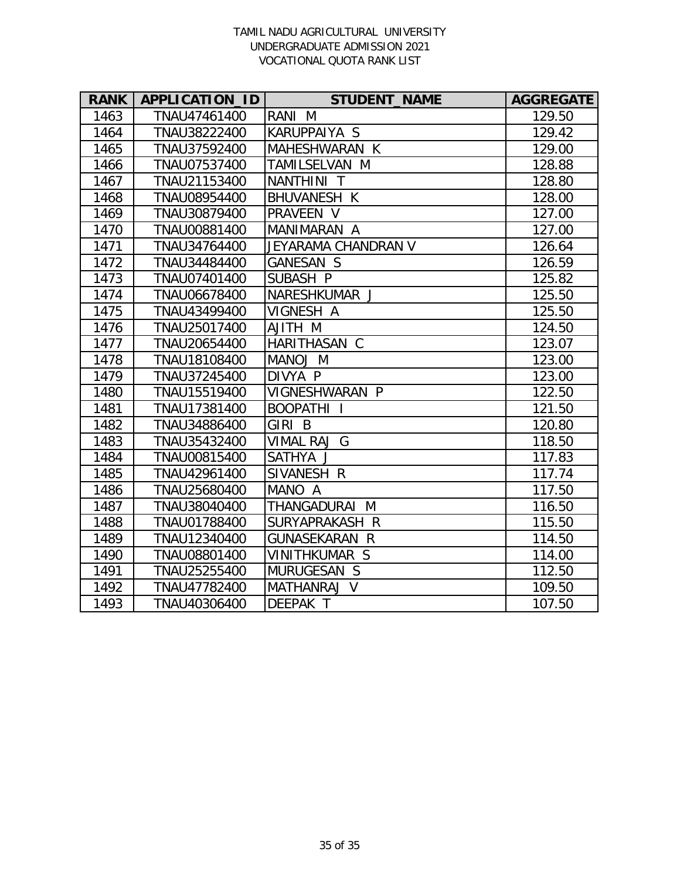TAMIL NADU AGRICULTURAL UNIVERSITY
UNDERGRADUATE ADMISSION 2021
VOCATIONAL QUOTA RANK LIST

| RANK | APPLICATION_ID | STUDENT_NAME | AGGREGATE |
|---|---|---|---|
| 1463 | TNAU47461400 | RANI M | 129.50 |
| 1464 | TNAU38222400 | KARUPPAIYA S | 129.42 |
| 1465 | TNAU37592400 | MAHESHWARAN K | 129.00 |
| 1466 | TNAU07537400 | TAMILSELVAN M | 128.88 |
| 1467 | TNAU21153400 | NANTHINI T | 128.80 |
| 1468 | TNAU08954400 | BHUVANESH K | 128.00 |
| 1469 | TNAU30879400 | PRAVEEN V | 127.00 |
| 1470 | TNAU00881400 | MANIMARAN A | 127.00 |
| 1471 | TNAU34764400 | JEYARAMA CHANDRAN V | 126.64 |
| 1472 | TNAU34484400 | GANESAN S | 126.59 |
| 1473 | TNAU07401400 | SUBASH P | 125.82 |
| 1474 | TNAU06678400 | NARESHKUMAR J | 125.50 |
| 1475 | TNAU43499400 | VIGNESH A | 125.50 |
| 1476 | TNAU25017400 | AJITH M | 124.50 |
| 1477 | TNAU20654400 | HARITHASAN C | 123.07 |
| 1478 | TNAU18108400 | MANOJ M | 123.00 |
| 1479 | TNAU37245400 | DIVYA P | 123.00 |
| 1480 | TNAU15519400 | VIGNESHWARAN P | 122.50 |
| 1481 | TNAU17381400 | BOOPATHI I | 121.50 |
| 1482 | TNAU34886400 | GIRI B | 120.80 |
| 1483 | TNAU35432400 | VIMAL RAJ G | 118.50 |
| 1484 | TNAU00815400 | SATHYA J | 117.83 |
| 1485 | TNAU42961400 | SIVANESH R | 117.74 |
| 1486 | TNAU25680400 | MANO A | 117.50 |
| 1487 | TNAU38040400 | THANGADURAI M | 116.50 |
| 1488 | TNAU01788400 | SURYAPRAKASH R | 115.50 |
| 1489 | TNAU12340400 | GUNASEKARAN R | 114.50 |
| 1490 | TNAU08801400 | VINITHKUMAR S | 114.00 |
| 1491 | TNAU25255400 | MURUGESAN S | 112.50 |
| 1492 | TNAU47782400 | MATHANRAJ V | 109.50 |
| 1493 | TNAU40306400 | DEEPAK T | 107.50 |